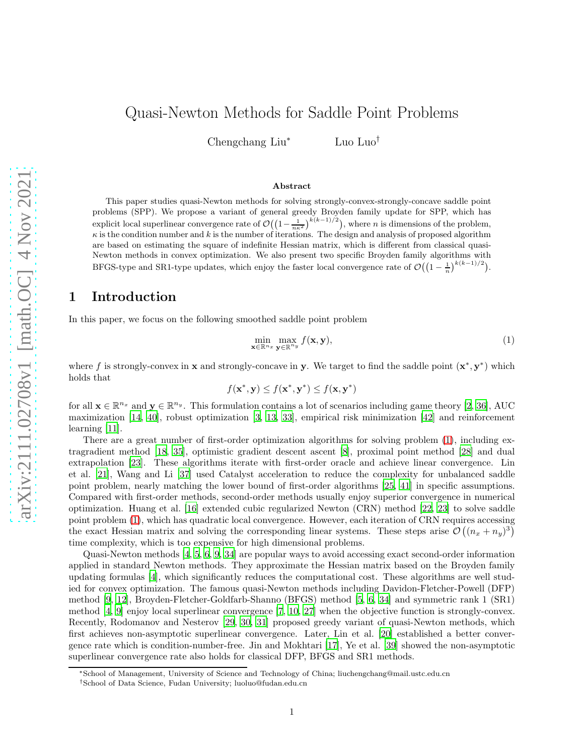# Quasi-Newton Methods for Saddle Point Problems

Chengchang Liu* Luo Luo†

## Abstract

This paper studies quasi-Newton methods for solving strongly-convex-strongly-concave saddle point problems (SPP). We propose a variant of general greedy Broyden family update for SPP, which has explicit local superlinear convergence rate of $\mathcal{O}\big(\big(1-\frac{1}{n\kappa^2}\big)^{k(k-1)/2}\big)$, where $n$ is dimensions of the problem, $\kappa$ is the condition number and $k$ is the number of iterations. The design and analysis of proposed algorithm are based on estimating the square of indefinite Hessian matrix, which is different from classical quasi-Newton methods in convex optimization. We also present two specific Broyden family algorithms with BFGS-type and SR1-type updates, which enjoy the faster local convergence rate of $\mathcal{O}\big(\big(1-\frac{1}{n}\big)^{k(k-1)/2}\big)$.

## 1 Introduction

In this paper, we focus on the following smoothed saddle point problem

$$\min_{\mathbf{x}\in\mathbb{R}^{n_x}} \max_{\mathbf{y}\in\mathbb{R}^{n_y}} f(\mathbf{x},\mathbf{y}), \tag{1}$$

where $f$ is strongly-convex in $\mathbf{x}$ and strongly-concave in $\mathbf{y}$. We target to find the saddle point $(\mathbf{x}^*,\mathbf{y}^*)$ which holds that

$$f(\mathbf{x}^*,\mathbf{y}) \le f(\mathbf{x}^*,\mathbf{y}^*) \le f(\mathbf{x},\mathbf{y}^*)$$

for all $\mathbf{x}\in\mathbb{R}^{n_x}$ and $\mathbf{y}\in\mathbb{R}^{n_y}$. This formulation contains a lot of scenarios including game theory [2, 36], AUC maximization [14, 40], robust optimization [3, 13, 33], empirical risk minimization [42] and reinforcement learning [11].

There are a great number of first-order optimization algorithms for solving problem (1), including extragradient method [18, 35], optimistic gradient descent ascent [8], proximal point method [28] and dual extrapolation [23]. These algorithms iterate with first-order oracle and achieve linear convergence. Lin et al. [21], Wang and Li [37] used Catalyst acceleration to reduce the complexity for unbalanced saddle point problem, nearly matching the lower bound of first-order algorithms [25, 41] in specific assumptions. Compared with first-order methods, second-order methods usually enjoy superior convergence in numerical optimization. Huang et al. [16] extended cubic regularized Newton (CRN) method [22, 23] to solve saddle point problem (1), which has quadratic local convergence. However, each iteration of CRN requires accessing the exact Hessian matrix and solving the corresponding linear systems. These steps arise $\mathcal{O}\left((n_x+n_y)^3\right)$ time complexity, which is too expensive for high dimensional problems.

Quasi-Newton methods [4, 5, 6, 9, 34] are popular ways to avoid accessing exact second-order information applied in standard Newton methods. They approximate the Hessian matrix based on the Broyden family updating formulas [4], which significantly reduces the computational cost. These algorithms are well studied for convex optimization. The famous quasi-Newton methods including Davidon-Fletcher-Powell (DFP) method [9, 12], Broyden-Fletcher-Goldfarb-Shanno (BFGS) method [5, 6, 34] and symmetric rank 1 (SR1) method [4, 9] enjoy local superlinear convergence [7, 10, 27] when the objective function is strongly-convex. Recently, Rodomanov and Nesterov [29, 30, 31] proposed greedy variant of quasi-Newton methods, which first achieves non-asymptotic superlinear convergence. Later, Lin et al. [20] established a better convergence rate which is condition-number-free. Jin and Mokhtari [17], Ye et al. [39] showed the non-asymptotic superlinear convergence rate also holds for classical DFP, BFGS and SR1 methods.

*School of Management, University of Science and Technology of China; liuchengchang@mail.ustc.edu.cn

†School of Data Science, Fudan University; luoluo@fudan.edu.cn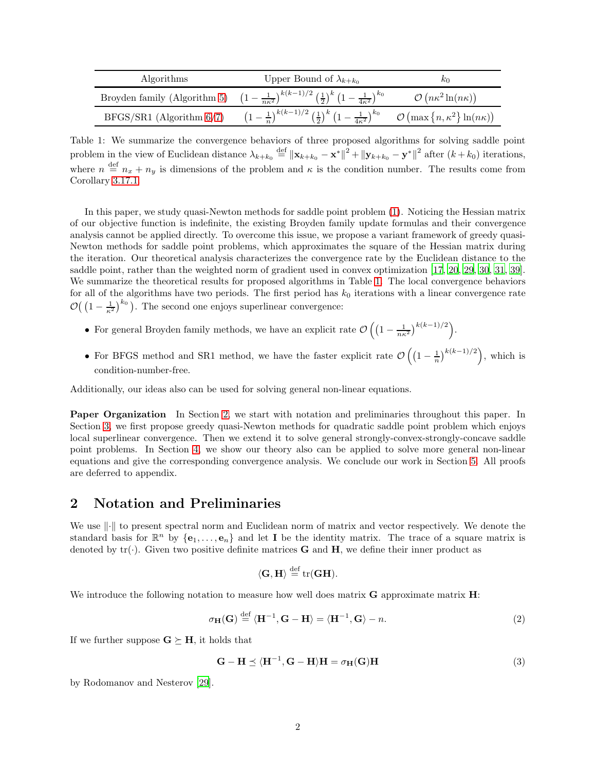| Algorithms | Upper Bound of $\lambda_{k+k_0}$ | $k_0$ |
| --- | --- | --- |
| Broyden family (Algorithm 5) | $\left(1-\frac{1}{n\kappa^2}\right)^{k(k-1)/2}\left(\frac{1}{2}\right)^k\left(1-\frac{1}{4\kappa^2}\right)^{k_0}$ | $\mathcal{O}\left(n\kappa^2\ln(n\kappa)\right)$ |
| BFGS/SR1 (Algorithm 6/7) | $\left(1-\frac{1}{n}\right)^{k(k-1)/2}\left(\frac{1}{2}\right)^k\left(1-\frac{1}{4\kappa^2}\right)^{k_0}$ | $\mathcal{O}\left(\max\{n,\kappa^2\}\ln(n\kappa)\right)$ |

Table 1: We summarize the convergence behaviors of three proposed algorithms for solving saddle point problem in the view of Euclidean distance $\lambda_{k+k_0} \overset{\text{def}}{=} \|\mathbf{x}_{k+k_0}-\mathbf{x}^*\|^2 + \|\mathbf{y}_{k+k_0}-\mathbf{y}^*\|^2$ after $(k+k_0)$ iterations, where $n \overset{\text{def}}{=} n_x + n_y$ is dimensions of the problem and $\kappa$ is the condition number. The results come from Corollary 3.17.1.

In this paper, we study quasi-Newton methods for saddle point problem (1). Noticing the Hessian matrix of our objective function is indefinite, the existing Broyden family update formulas and their convergence analysis cannot be applied directly. To overcome this issue, we propose a variant framework of greedy quasi-Newton methods for saddle point problems, which approximates the square of the Hessian matrix during the iteration. Our theoretical analysis characterizes the convergence rate by the Euclidean distance to the saddle point, rather than the weighted norm of gradient used in convex optimization [17, 20, 29, 30, 31, 39]. We summarize the theoretical results for proposed algorithms in Table 1. The local convergence behaviors for all of the algorithms have two periods. The first period has $k_0$ iterations with a linear convergence rate $\mathcal{O}\big(\left(1-\frac{1}{\kappa^2}\right)^{k_0}\big)$. The second one enjoys superlinear convergence:

- For general Broyden family methods, we have an explicit rate $\mathcal{O}\left(\left(1-\frac{1}{n\kappa^2}\right)^{k(k-1)/2}\right)$.
- For BFGS method and SR1 method, we have the faster explicit rate $\mathcal{O}\left(\left(1-\frac{1}{n}\right)^{k(k-1)/2}\right)$, which is condition-number-free.

Additionally, our ideas also can be used for solving general non-linear equations.

**Paper Organization** In Section 2, we start with notation and preliminaries throughout this paper. In Section 3, we first propose greedy quasi-Newton methods for quadratic saddle point problem which enjoys local superlinear convergence. Then we extend it to solve general strongly-convex-strongly-concave saddle point problems. In Section 4, we show our theory also can be applied to solve more general non-linear equations and give the corresponding convergence analysis. We conclude our work in Section 5. All proofs are deferred to appendix.

## 2 Notation and Preliminaries

We use $\|\cdot\|$ to present spectral norm and Euclidean norm of matrix and vector respectively. We denote the standard basis for $\mathbb{R}^n$ by $\{\mathbf{e}_1, \ldots, \mathbf{e}_n\}$ and let $\mathbf{I}$ be the identity matrix. The trace of a square matrix is denoted by $\mathrm{tr}(\cdot)$. Given two positive definite matrices $\mathbf{G}$ and $\mathbf{H}$, we define their inner product as

$$\langle \mathbf{G}, \mathbf{H} \rangle \overset{\text{def}}{=} \mathrm{tr}(\mathbf{G}\mathbf{H}).$$

We introduce the following notation to measure how well does matrix $\mathbf{G}$ approximate matrix $\mathbf{H}$:

$$\sigma_{\mathbf{H}}(\mathbf{G}) \overset{\text{def}}{=} \langle \mathbf{H}^{-1}, \mathbf{G}-\mathbf{H} \rangle = \langle \mathbf{H}^{-1}, \mathbf{G} \rangle - n. \tag{2}$$

If we further suppose $\mathbf{G} \succeq \mathbf{H}$, it holds that

$$\mathbf{G} - \mathbf{H} \preceq \langle \mathbf{H}^{-1}, \mathbf{G}-\mathbf{H} \rangle \mathbf{H} = \sigma_{\mathbf{H}}(\mathbf{G})\mathbf{H} \tag{3}$$

by Rodomanov and Nesterov [29].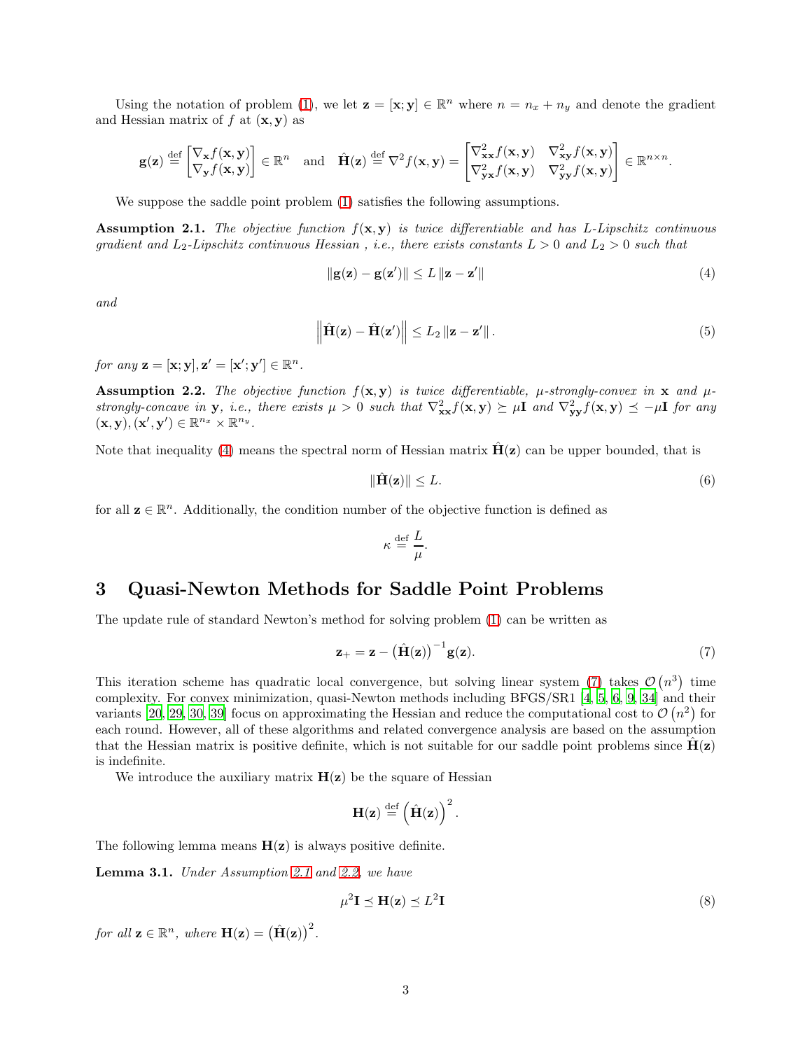Using the notation of problem (1), we let $\mathbf{z} = [\mathbf{x}; \mathbf{y}] \in \mathbb{R}^n$ where $n = n_x + n_y$ and denote the gradient and Hessian matrix of $f$ at $(\mathbf{x}, \mathbf{y})$ as

$$
\mathbf{g}(\mathbf{z}) \overset{\text{def}}{=} \begin{bmatrix} \nabla_{\mathbf{x}} f(\mathbf{x}, \mathbf{y}) \\ \nabla_{\mathbf{y}} f(\mathbf{x}, \mathbf{y}) \end{bmatrix} \in \mathbb{R}^n \quad \text{and} \quad \hat{\mathbf{H}}(\mathbf{z}) \overset{\text{def}}{=} \nabla^2 f(\mathbf{x}, \mathbf{y}) = \begin{bmatrix} \nabla^2_{\mathbf{xx}} f(\mathbf{x}, \mathbf{y}) & \nabla^2_{\mathbf{xy}} f(\mathbf{x}, \mathbf{y}) \\ \nabla^2_{\mathbf{yx}} f(\mathbf{x}, \mathbf{y}) & \nabla^2_{\mathbf{yy}} f(\mathbf{x}, \mathbf{y}) \end{bmatrix} \in \mathbb{R}^{n \times n}.
$$

We suppose the saddle point problem (1) satisfies the following assumptions.

**Assumption 2.1.** *The objective function $f(\mathbf{x}, \mathbf{y})$ is twice differentiable and has $L$-Lipschitz continuous gradient and $L_2$-Lipschitz continuous Hessian , i.e., there exists constants $L > 0$ and $L_2 > 0$ such that*

$$
\|\mathbf{g}(\mathbf{z}) - \mathbf{g}(\mathbf{z}')\| \leq L \|\mathbf{z} - \mathbf{z}'\| \tag{4}
$$

*and*

$$
\left\|\hat{\mathbf{H}}(\mathbf{z}) - \hat{\mathbf{H}}(\mathbf{z}')\right\| \leq L_2 \|\mathbf{z} - \mathbf{z}'\|. \tag{5}
$$

*for any $\mathbf{z} = [\mathbf{x}; \mathbf{y}], \mathbf{z}' = [\mathbf{x}'; \mathbf{y}'] \in \mathbb{R}^n$.*

**Assumption 2.2.** *The objective function $f(\mathbf{x}, \mathbf{y})$ is twice differentiable, $\mu$-strongly-convex in $\mathbf{x}$ and $\mu$-strongly-concave in $\mathbf{y}$, i.e., there exists $\mu > 0$ such that $\nabla^2_{\mathbf{xx}} f(\mathbf{x}, \mathbf{y}) \succeq \mu \mathbf{I}$ and $\nabla^2_{\mathbf{yy}} f(\mathbf{x}, \mathbf{y}) \preceq -\mu \mathbf{I}$ for any $(\mathbf{x}, \mathbf{y}), (\mathbf{x}', \mathbf{y}') \in \mathbb{R}^{n_x} \times \mathbb{R}^{n_y}$.*

Note that inequality (4) means the spectral norm of Hessian matrix $\hat{\mathbf{H}}(\mathbf{z})$ can be upper bounded, that is

$$
\|\hat{\mathbf{H}}(\mathbf{z})\| \leq L. \tag{6}
$$

for all $\mathbf{z} \in \mathbb{R}^n$. Additionally, the condition number of the objective function is defined as

$$
\kappa \overset{\text{def}}{=} \frac{L}{\mu}.
$$

## 3 Quasi-Newton Methods for Saddle Point Problems

The update rule of standard Newton's method for solving problem (1) can be written as

$$
\mathbf{z}_+ = \mathbf{z} - \left(\hat{\mathbf{H}}(\mathbf{z})\right)^{-1} \mathbf{g}(\mathbf{z}). \tag{7}
$$

This iteration scheme has quadratic local convergence, but solving linear system (7) takes $\mathcal{O}(n^3)$ time complexity. For convex minimization, quasi-Newton methods including BFGS/SR1 [4, 5, 6, 9, 34] and their variants [20, 29, 30, 39] focus on approximating the Hessian and reduce the computational cost to $\mathcal{O}(n^2)$ for each round. However, all of these algorithms and related convergence analysis are based on the assumption that the Hessian matrix is positive definite, which is not suitable for our saddle point problems since $\hat{\mathbf{H}}(\mathbf{z})$ is indefinite.

We introduce the auxiliary matrix $\mathbf{H}(\mathbf{z})$ be the square of Hessian

$$
\mathbf{H}(\mathbf{z}) \overset{\text{def}}{=} \left(\hat{\mathbf{H}}(\mathbf{z})\right)^2.
$$

The following lemma means $\mathbf{H}(\mathbf{z})$ is always positive definite.

**Lemma 3.1.** *Under Assumption 2.1 and 2.2, we have*

$$
\mu^2 \mathbf{I} \preceq \mathbf{H}(\mathbf{z}) \preceq L^2 \mathbf{I} \tag{8}
$$

*for all $\mathbf{z} \in \mathbb{R}^n$, where $\mathbf{H}(\mathbf{z}) = \left(\hat{\mathbf{H}}(\mathbf{z})\right)^2$.*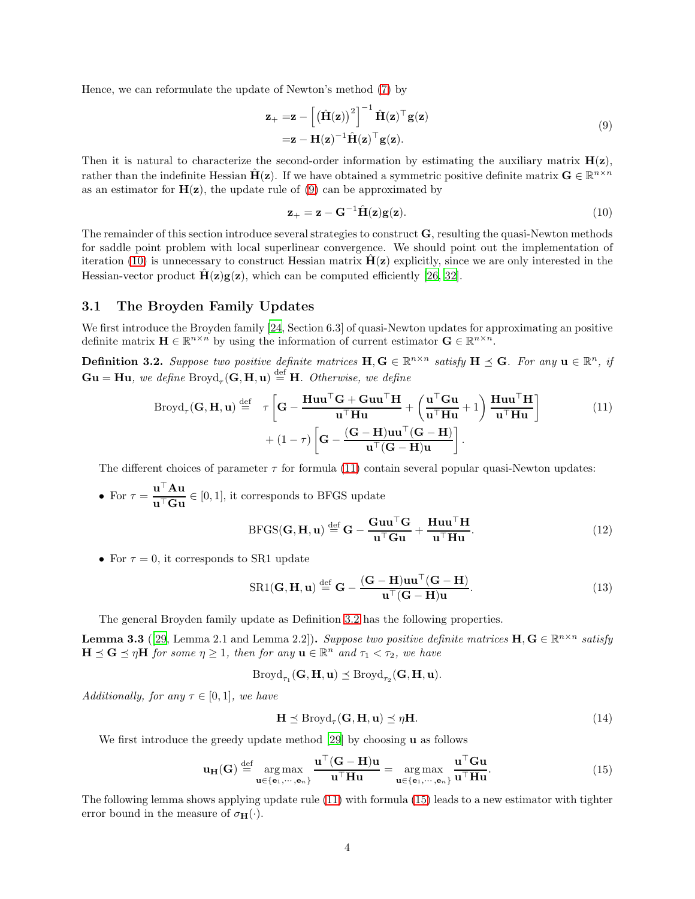Hence, we can reformulate the update of Newton's method (7) by

$$
\begin{aligned}
\mathbf{z}_+ =& \mathbf{z} - \left[\left(\hat{\mathbf{H}}(\mathbf{z})\right)^2\right]^{-1} \hat{\mathbf{H}}(\mathbf{z})^\top \mathbf{g}(\mathbf{z}) \\
=& \mathbf{z} - \mathbf{H}(\mathbf{z})^{-1} \hat{\mathbf{H}}(\mathbf{z})^\top \mathbf{g}(\mathbf{z}).
\end{aligned} \tag{9}
$$

Then it is natural to characterize the second-order information by estimating the auxiliary matrix $\mathbf{H}(\mathbf{z})$, rather than the indefinite Hessian $\hat{\mathbf{H}}(\mathbf{z})$. If we have obtained a symmetric positive definite matrix $\mathbf{G} \in \mathbb{R}^{n\times n}$ as an estimator for $\mathbf{H}(\mathbf{z})$, the update rule of (9) can be approximated by

$$
\mathbf{z}_+ = \mathbf{z} - \mathbf{G}^{-1}\hat{\mathbf{H}}(\mathbf{z})\mathbf{g}(\mathbf{z}). \tag{10}
$$

The remainder of this section introduce several strategies to construct $\mathbf{G}$, resulting the quasi-Newton methods for saddle point problem with local superlinear convergence. We should point out the implementation of iteration (10) is unnecessary to construct Hessian matrix $\hat{\mathbf{H}}(\mathbf{z})$ explicitly, since we are only interested in the Hessian-vector product $\hat{\mathbf{H}}(\mathbf{z})\mathbf{g}(\mathbf{z})$, which can be computed efficiently [26, 32].

## 3.1 The Broyden Family Updates

We first introduce the Broyden family [24, Section 6.3] of quasi-Newton updates for approximating an positive definite matrix $\mathbf{H} \in \mathbb{R}^{n\times n}$ by using the information of current estimator $\mathbf{G} \in \mathbb{R}^{n\times n}$.

**Definition 3.2.** *Suppose two positive definite matrices $\mathbf{H}, \mathbf{G} \in \mathbb{R}^{n\times n}$ satisfy $\mathbf{H} \preceq \mathbf{G}$. For any $\mathbf{u} \in \mathbb{R}^n$, if $\mathbf{G}\mathbf{u} = \mathbf{H}\mathbf{u}$, we define $\mathrm{Broyd}_\tau(\mathbf{G}, \mathbf{H}, \mathbf{u}) \stackrel{\text{def}}{=} \mathbf{H}$. Otherwise, we define*

$$
\begin{aligned}
\mathrm{Broyd}_\tau(\mathbf{G}, \mathbf{H}, \mathbf{u}) \stackrel{\text{def}}{=} \quad & \tau\left[\mathbf{G} - \frac{\mathbf{H}\mathbf{u}\mathbf{u}^\top\mathbf{G} + \mathbf{G}\mathbf{u}\mathbf{u}^\top\mathbf{H}}{\mathbf{u}^\top\mathbf{H}\mathbf{u}} + \left(\frac{\mathbf{u}^\top\mathbf{G}\mathbf{u}}{\mathbf{u}^\top\mathbf{H}\mathbf{u}} + 1\right)\frac{\mathbf{H}\mathbf{u}\mathbf{u}^\top\mathbf{H}}{\mathbf{u}^\top\mathbf{H}\mathbf{u}}\right] \\
& + (1-\tau)\left[\mathbf{G} - \frac{(\mathbf{G}-\mathbf{H})\mathbf{u}\mathbf{u}^\top(\mathbf{G}-\mathbf{H})}{\mathbf{u}^\top(\mathbf{G}-\mathbf{H})\mathbf{u}}\right].
\end{aligned} \tag{11}
$$

The different choices of parameter $\tau$ for formula (11) contain several popular quasi-Newton updates:

- For $\tau = \dfrac{\mathbf{u}^\top\mathbf{A}\mathbf{u}}{\mathbf{u}^\top\mathbf{G}\mathbf{u}} \in [0,1]$, it corresponds to BFGS update

$$
\mathrm{BFGS}(\mathbf{G}, \mathbf{H}, \mathbf{u}) \stackrel{\text{def}}{=} \mathbf{G} - \frac{\mathbf{G}\mathbf{u}\mathbf{u}^\top\mathbf{G}}{\mathbf{u}^\top\mathbf{G}\mathbf{u}} + \frac{\mathbf{H}\mathbf{u}\mathbf{u}^\top\mathbf{H}}{\mathbf{u}^\top\mathbf{H}\mathbf{u}}. \tag{12}
$$

- For $\tau = 0$, it corresponds to SR1 update

$$
\mathrm{SR1}(\mathbf{G}, \mathbf{H}, \mathbf{u}) \stackrel{\text{def}}{=} \mathbf{G} - \frac{(\mathbf{G}-\mathbf{H})\mathbf{u}\mathbf{u}^\top(\mathbf{G}-\mathbf{H})}{\mathbf{u}^\top(\mathbf{G}-\mathbf{H})\mathbf{u}}. \tag{13}
$$

The general Broyden family update as Definition 3.2 has the following properties.

**Lemma 3.3** ([29, Lemma 2.1 and Lemma 2.2])**.** *Suppose two positive definite matrices $\mathbf{H}, \mathbf{G} \in \mathbb{R}^{n\times n}$ satisfy $\mathbf{H} \preceq \mathbf{G} \preceq \eta\mathbf{H}$ for some $\eta \geq 1$, then for any $\mathbf{u} \in \mathbb{R}^n$ and $\tau_1 < \tau_2$, we have*

$$
\mathrm{Broyd}_{\tau_1}(\mathbf{G}, \mathbf{H}, \mathbf{u}) \preceq \mathrm{Broyd}_{\tau_2}(\mathbf{G}, \mathbf{H}, \mathbf{u}).
$$

*Additionally, for any $\tau \in [0,1]$, we have*

$$
\mathbf{H} \preceq \mathrm{Broyd}_\tau(\mathbf{G}, \mathbf{H}, \mathbf{u}) \preceq \eta\mathbf{H}. \tag{14}
$$

We first introduce the greedy update method [29] by choosing $\mathbf{u}$ as follows

$$
\mathbf{u}_{\mathbf{H}}(\mathbf{G}) \stackrel{\text{def}}{=} \operatorname*{arg\,max}_{\mathbf{u}\in\{\mathbf{e}_1,\cdots,\mathbf{e}_n\}} \frac{\mathbf{u}^\top(\mathbf{G}-\mathbf{H})\mathbf{u}}{\mathbf{u}^\top\mathbf{H}\mathbf{u}} = \operatorname*{arg\,max}_{\mathbf{u}\in\{\mathbf{e}_1,\cdots,\mathbf{e}_n\}} \frac{\mathbf{u}^\top\mathbf{G}\mathbf{u}}{\mathbf{u}^\top\mathbf{H}\mathbf{u}}. \tag{15}
$$

The following lemma shows applying update rule (11) with formula (15) leads to a new estimator with tighter error bound in the measure of $\sigma_{\mathbf{H}}(\cdot)$.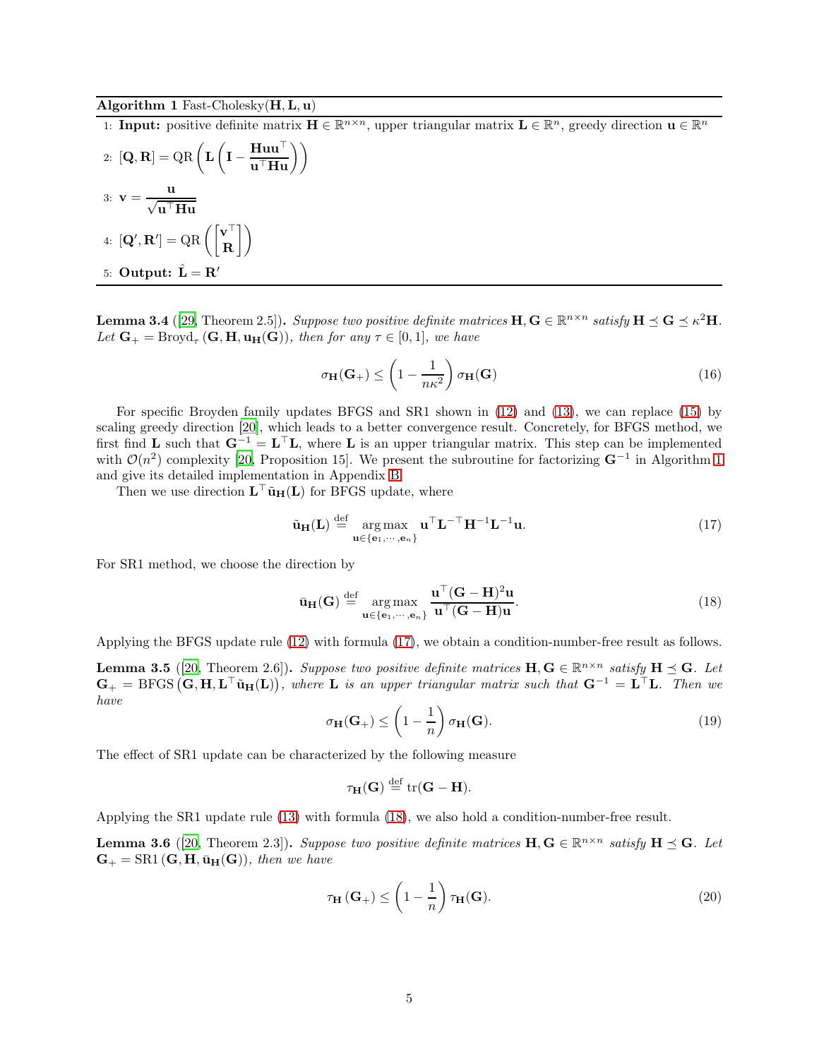**Algorithm 1** Fast-Cholesky($\mathbf{H}, \mathbf{L}, \mathbf{u}$)

1: **Input:** positive definite matrix $\mathbf{H} \in \mathbb{R}^{n\times n}$, upper triangular matrix $\mathbf{L} \in \mathbb{R}^{n}$, greedy direction $\mathbf{u} \in \mathbb{R}^n$

2: $[\mathbf{Q}, \mathbf{R}] = \mathrm{QR}\left(\mathbf{L}\left(\mathbf{I} - \dfrac{\mathbf{H}\mathbf{u}\mathbf{u}^\top}{\mathbf{u}^\top\mathbf{H}\mathbf{u}}\right)\right)$

3: $\mathbf{v} = \dfrac{\mathbf{u}}{\sqrt{\mathbf{u}^\top\mathbf{H}\mathbf{u}}}$

4: $[\mathbf{Q}', \mathbf{R}'] = \mathrm{QR}\left(\begin{bmatrix}\mathbf{v}^\top \\ \mathbf{R}\end{bmatrix}\right)$

5: **Output:** $\hat{\mathbf{L}} = \mathbf{R}'$

**Lemma 3.4** ([29, Theorem 2.5])**.** *Suppose two positive definite matrices $\mathbf{H}, \mathbf{G} \in \mathbb{R}^{n\times n}$ satisfy $\mathbf{H} \preceq \mathbf{G} \preceq \kappa^2\mathbf{H}$. Let $\mathbf{G}_+ = \mathrm{Broyd}_\tau\left(\mathbf{G}, \mathbf{H}, \mathbf{u}_{\mathbf{H}}(\mathbf{G})\right)$, then for any $\tau \in [0, 1]$, we have*

$$\sigma_{\mathbf{H}}(\mathbf{G}_+) \leq \left(1 - \frac{1}{n\kappa^2}\right)\sigma_{\mathbf{H}}(\mathbf{G}) \tag{16}$$

For specific Broyden family updates BFGS and SR1 shown in (12) and (13), we can replace (15) by scaling greedy direction [20], which leads to a better convergence result. Concretely, for BFGS method, we first find $\mathbf{L}$ such that $\mathbf{G}^{-1} = \mathbf{L}^\top\mathbf{L}$, where $\mathbf{L}$ is an upper triangular matrix. This step can be implemented with $\mathcal{O}(n^2)$ complexity [20, Proposition 15]. We present the subroutine for factorizing $\mathbf{G}^{-1}$ in Algorithm 1 and give its detailed implementation in Appendix B.

Then we use direction $\mathbf{L}^\top\tilde{\mathbf{u}}_{\mathbf{H}}(\mathbf{L})$ for BFGS update, where

$$\tilde{\mathbf{u}}_{\mathbf{H}}(\mathbf{L}) \overset{\text{def}}{=} \underset{\mathbf{u}\in\{\mathbf{e}_1,\cdots,\mathbf{e}_n\}}{\arg\max}\ \mathbf{u}^\top\mathbf{L}^{-\top}\mathbf{H}^{-1}\mathbf{L}^{-1}\mathbf{u}. \tag{17}$$

For SR1 method, we choose the direction by

$$\bar{\mathbf{u}}_{\mathbf{H}}(\mathbf{G}) \overset{\text{def}}{=} \underset{\mathbf{u}\in\{\mathbf{e}_1,\cdots,\mathbf{e}_n\}}{\arg\max}\ \frac{\mathbf{u}^\top(\mathbf{G}-\mathbf{H})^2\mathbf{u}}{\mathbf{u}^\top(\mathbf{G}-\mathbf{H})\mathbf{u}}. \tag{18}$$

Applying the BFGS update rule (12) with formula (17), we obtain a condition-number-free result as follows.

**Lemma 3.5** ([20, Theorem 2.6])**.** *Suppose two positive definite matrices $\mathbf{H}, \mathbf{G} \in \mathbb{R}^{n\times n}$ satisfy $\mathbf{H} \preceq \mathbf{G}$. Let $\mathbf{G}_+ = \mathrm{BFGS}\left(\mathbf{G}, \mathbf{H}, \mathbf{L}^\top\tilde{\mathbf{u}}_{\mathbf{H}}(\mathbf{L})\right)$, where $\mathbf{L}$ is an upper triangular matrix such that $\mathbf{G}^{-1} = \mathbf{L}^\top\mathbf{L}$. Then we have*

$$\sigma_{\mathbf{H}}(\mathbf{G}_+) \leq \left(1 - \frac{1}{n}\right)\sigma_{\mathbf{H}}(\mathbf{G}). \tag{19}$$

The effect of SR1 update can be characterized by the following measure

$$\tau_{\mathbf{H}}(\mathbf{G}) \overset{\text{def}}{=} \mathrm{tr}(\mathbf{G} - \mathbf{H}).$$

Applying the SR1 update rule (13) with formula (18), we also hold a condition-number-free result.

**Lemma 3.6** ([20, Theorem 2.3])**.** *Suppose two positive definite matrices $\mathbf{H}, \mathbf{G} \in \mathbb{R}^{n\times n}$ satisfy $\mathbf{H} \preceq \mathbf{G}$. Let $\mathbf{G}_+ = \mathrm{SR1}\left(\mathbf{G}, \mathbf{H}, \bar{\mathbf{u}}_{\mathbf{H}}(\mathbf{G})\right)$, then we have*

$$\tau_{\mathbf{H}}\left(\mathbf{G}_+\right) \leq \left(1 - \frac{1}{n}\right)\tau_{\mathbf{H}}(\mathbf{G}). \tag{20}$$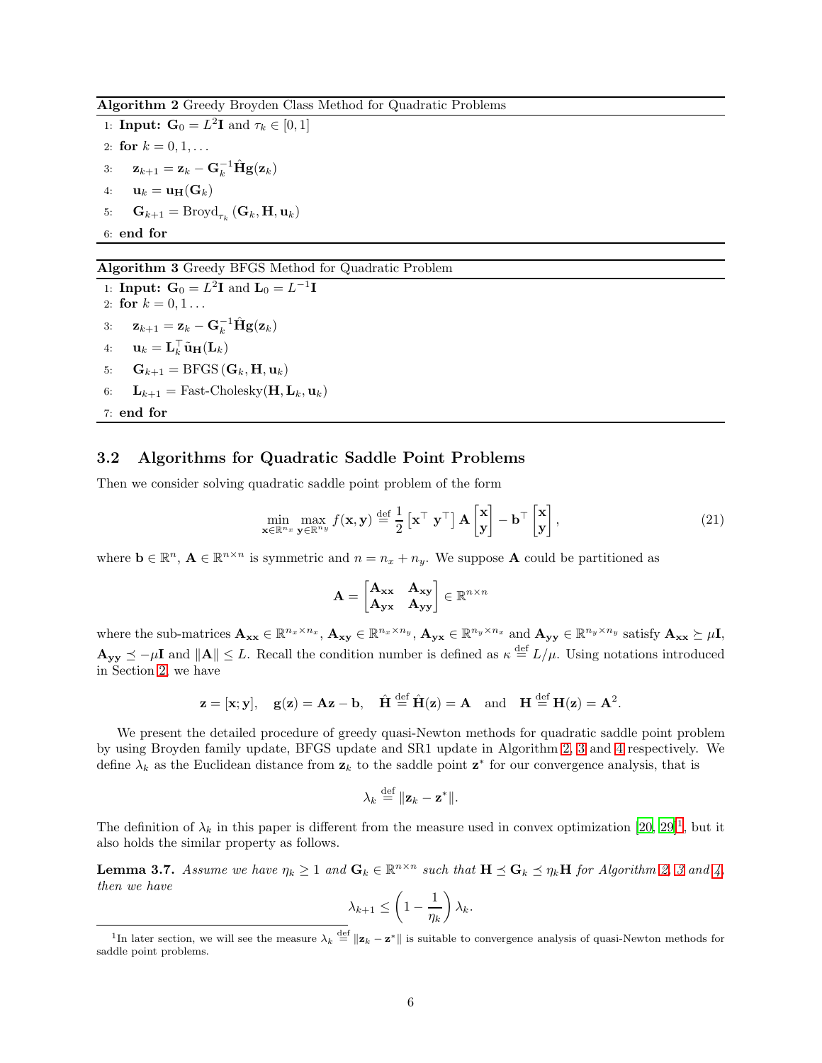**Algorithm 2** Greedy Broyden Class Method for Quadratic Problems

```
1: Input: G_0 = L^2 I and τ_k ∈ [0, 1]
2: for k = 0, 1, ...
3:     z_{k+1} = z_k − G_k^{-1} Ĥ g(z_k)
4:     u_k = u_H(G_k)
5:     G_{k+1} = Broyd_{τ_k}(G_k, H, u_k)
6: end for
```

**Algorithm 3** Greedy BFGS Method for Quadratic Problem

```
1: Input: G_0 = L^2 I and L_0 = L^{-1} I
2: for k = 0, 1 ...
3:     z_{k+1} = z_k − G_k^{-1} Ĥ g(z_k)
4:     u_k = L_k^T ũ_H(L_k)
5:     G_{k+1} = BFGS(G_k, H, u_k)
6:     L_{k+1} = Fast-Cholesky(H, L_k, u_k)
7: end for
```

### 3.2 Algorithms for Quadratic Saddle Point Problems

Then we consider solving quadratic saddle point problem of the form

$$\min_{\mathbf{x}\in\mathbb{R}^{n_x}} \max_{\mathbf{y}\in\mathbb{R}^{n_y}} f(\mathbf{x},\mathbf{y}) \stackrel{\text{def}}{=} \frac{1}{2}\begin{bmatrix}\mathbf{x}^\top & \mathbf{y}^\top\end{bmatrix}\mathbf{A}\begin{bmatrix}\mathbf{x}\\ \mathbf{y}\end{bmatrix} - \mathbf{b}^\top\begin{bmatrix}\mathbf{x}\\ \mathbf{y}\end{bmatrix}, \tag{21}$$

where $\mathbf{b}\in\mathbb{R}^n$, $\mathbf{A}\in\mathbb{R}^{n\times n}$ is symmetric and $n = n_x + n_y$. We suppose $\mathbf{A}$ could be partitioned as

$$\mathbf{A} = \begin{bmatrix}\mathbf{A}_{\mathbf{xx}} & \mathbf{A}_{\mathbf{xy}}\\ \mathbf{A}_{\mathbf{yx}} & \mathbf{A}_{\mathbf{yy}}\end{bmatrix} \in \mathbb{R}^{n\times n}$$

where the sub-matrices $\mathbf{A}_{\mathbf{xx}}\in\mathbb{R}^{n_x\times n_x}$, $\mathbf{A}_{\mathbf{xy}}\in\mathbb{R}^{n_x\times n_y}$, $\mathbf{A}_{\mathbf{yx}}\in\mathbb{R}^{n_y\times n_x}$ and $\mathbf{A}_{\mathbf{yy}}\in\mathbb{R}^{n_y\times n_y}$ satisfy $\mathbf{A}_{\mathbf{xx}}\succeq\mu\mathbf{I}$, $\mathbf{A}_{\mathbf{yy}}\preceq-\mu\mathbf{I}$ and $\|\mathbf{A}\|\le L$. Recall the condition number is defined as $\kappa\stackrel{\text{def}}{=}L/\mu$. Using notations introduced in Section 2, we have

$$\mathbf{z} = [\mathbf{x};\mathbf{y}],\quad \mathbf{g}(\mathbf{z}) = \mathbf{A}\mathbf{z}-\mathbf{b},\quad \hat{\mathbf{H}}\stackrel{\text{def}}{=}\hat{\mathbf{H}}(\mathbf{z}) = \mathbf{A}\quad\text{and}\quad \mathbf{H}\stackrel{\text{def}}{=}\mathbf{H}(\mathbf{z}) = \mathbf{A}^2.$$

We present the detailed procedure of greedy quasi-Newton methods for quadratic saddle point problem by using Broyden family update, BFGS update and SR1 update in Algorithm 2, 3 and 4 respectively. We define $\lambda_k$ as the Euclidean distance from $\mathbf{z}_k$ to the saddle point $\mathbf{z}^*$ for our convergence analysis, that is

$$\lambda_k \stackrel{\text{def}}{=} \|\mathbf{z}_k - \mathbf{z}^*\|.$$

The definition of $\lambda_k$ in this paper is different from the measure used in convex optimization [20, 29][1], but it also holds the similar property as follows.

**Lemma 3.7.** *Assume we have $\eta_k\ge 1$ and $\mathbf{G}_k\in\mathbb{R}^{n\times n}$ such that $\mathbf{H}\preceq\mathbf{G}_k\preceq\eta_k\mathbf{H}$ for Algorithm 2, 3 and 4, then we have*

$$\lambda_{k+1} \le \left(1-\frac{1}{\eta_k}\right)\lambda_k.$$

[1] In later section, we will see the measure $\lambda_k \stackrel{\text{def}}{=} \|\mathbf{z}_k - \mathbf{z}^*\|$ is suitable to convergence analysis of quasi-Newton methods for saddle point problems.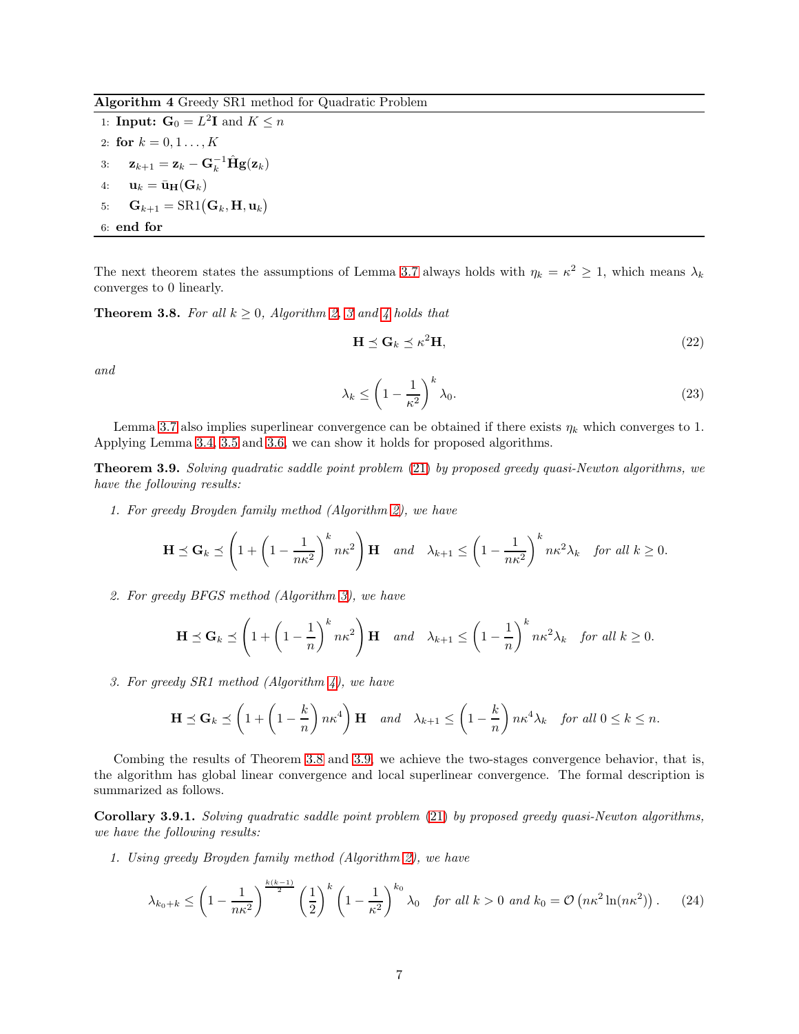**Algorithm 4** Greedy SR1 method for Quadratic Problem

1: **Input:** $\mathbf{G}_0 = L^2\mathbf{I}$ and $K \leq n$
2: **for** $k = 0, 1 \ldots, K$
3: $\quad \mathbf{z}_{k+1} = \mathbf{z}_k - \mathbf{G}_k^{-1}\hat{\mathbf{H}}\mathbf{g}(\mathbf{z}_k)$
4: $\quad \mathbf{u}_k = \bar{\mathbf{u}}_{\mathbf{H}}(\mathbf{G}_k)$
5: $\quad \mathbf{G}_{k+1} = \mathrm{SR1}(\mathbf{G}_k, \mathbf{H}, \mathbf{u}_k)$
6: **end for**

The next theorem states the assumptions of Lemma 3.7 always holds with $\eta_k = \kappa^2 \geq 1$, which means $\lambda_k$ converges to 0 linearly.

**Theorem 3.8.** *For all $k \geq 0$, Algorithm 2, 3 and 4 holds that*

$$\mathbf{H} \preceq \mathbf{G}_k \preceq \kappa^2\mathbf{H}, \tag{22}$$

*and*

$$\lambda_k \leq \left(1 - \frac{1}{\kappa^2}\right)^k \lambda_0. \tag{23}$$

Lemma 3.7 also implies superlinear convergence can be obtained if there exists $\eta_k$ which converges to 1. Applying Lemma 3.4, 3.5 and 3.6, we can show it holds for proposed algorithms.

**Theorem 3.9.** *Solving quadratic saddle point problem (21) by proposed greedy quasi-Newton algorithms, we have the following results:*

1. *For greedy Broyden family method (Algorithm 2), we have*

$$\mathbf{H} \preceq \mathbf{G}_k \preceq \left(1 + \left(1 - \frac{1}{n\kappa^2}\right)^k n\kappa^2\right)\mathbf{H} \quad \text{and} \quad \lambda_{k+1} \leq \left(1 - \frac{1}{n\kappa^2}\right)^k n\kappa^2\lambda_k \quad \text{for all } k \geq 0.$$

2. *For greedy BFGS method (Algorithm 3), we have*

$$\mathbf{H} \preceq \mathbf{G}_k \preceq \left(1 + \left(1 - \frac{1}{n}\right)^k n\kappa^2\right)\mathbf{H} \quad \text{and} \quad \lambda_{k+1} \leq \left(1 - \frac{1}{n}\right)^k n\kappa^2\lambda_k \quad \text{for all } k \geq 0.$$

3. *For greedy SR1 method (Algorithm 4), we have*

$$\mathbf{H} \preceq \mathbf{G}_k \preceq \left(1 + \left(1 - \frac{k}{n}\right) n\kappa^4\right)\mathbf{H} \quad \text{and} \quad \lambda_{k+1} \leq \left(1 - \frac{k}{n}\right) n\kappa^4\lambda_k \quad \text{for all } 0 \leq k \leq n.$$

Combing the results of Theorem 3.8 and 3.9, we achieve the two-stages convergence behavior, that is, the algorithm has global linear convergence and local superlinear convergence. The formal description is summarized as follows.

**Corollary 3.9.1.** *Solving quadratic saddle point problem (21) by proposed greedy quasi-Newton algorithms, we have the following results:*

1. *Using greedy Broyden family method (Algorithm 2), we have*

$$\lambda_{k_0+k} \leq \left(1 - \frac{1}{n\kappa^2}\right)^{\frac{k(k-1)}{2}} \left(\frac{1}{2}\right)^k \left(1 - \frac{1}{\kappa^2}\right)^{k_0} \lambda_0 \quad \text{for all } k > 0 \text{ and } k_0 = \mathcal{O}\left(n\kappa^2 \ln(n\kappa^2)\right). \tag{24}$$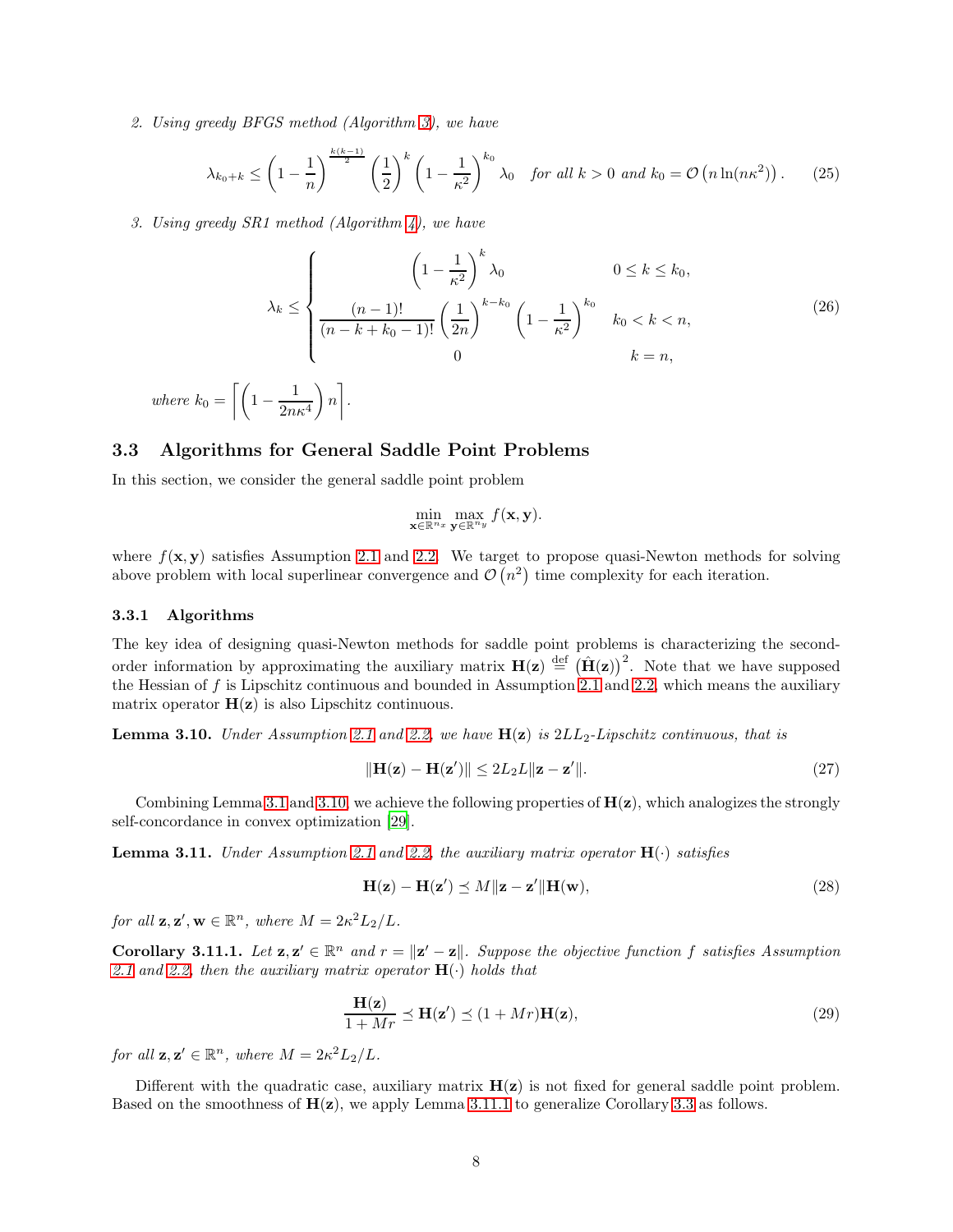2. *Using greedy BFGS method (Algorithm 3), we have*

$$\lambda_{k_0+k} \leq \left(1-\frac{1}{n}\right)^{\frac{k(k-1)}{2}}\left(\frac{1}{2}\right)^{k}\left(1-\frac{1}{\kappa^2}\right)^{k_0}\lambda_0 \quad \text{for all } k>0 \text{ and } k_0=\mathcal{O}\left(n\ln(n\kappa^2)\right). \tag{25}$$

3. *Using greedy SR1 method (Algorithm 4), we have*

$$\lambda_k \leq \begin{cases} \left(1-\frac{1}{\kappa^2}\right)^{k}\lambda_0 & 0\leq k\leq k_0, \\ \frac{(n-1)!}{(n-k+k_0-1)!}\left(\frac{1}{2n}\right)^{k-k_0}\left(1-\frac{1}{\kappa^2}\right)^{k_0} & k_0<k<n, \\ 0 & k=n, \end{cases} \tag{26}$$

*where* $k_0=\left\lceil\left(1-\frac{1}{2n\kappa^4}\right)n\right\rceil$.

## 3.3 Algorithms for General Saddle Point Problems

In this section, we consider the general saddle point problem

$$\min_{\mathbf{x}\in\mathbb{R}^{n_x}}\max_{\mathbf{y}\in\mathbb{R}^{n_y}} f(\mathbf{x},\mathbf{y}).$$

where $f(\mathbf{x},\mathbf{y})$ satisfies Assumption 2.1 and 2.2. We target to propose quasi-Newton methods for solving above problem with local superlinear convergence and $\mathcal{O}\left(n^2\right)$ time complexity for each iteration.

### 3.3.1 Algorithms

The key idea of designing quasi-Newton methods for saddle point problems is characterizing the second-order information by approximating the auxiliary matrix $\mathbf{H}(\mathbf{z}) \overset{\text{def}}{=} \left(\hat{\mathbf{H}}(\mathbf{z})\right)^2$. Note that we have supposed the Hessian of $f$ is Lipschitz continuous and bounded in Assumption 2.1 and 2.2, which means the auxiliary matrix operator $\mathbf{H}(\mathbf{z})$ is also Lipschitz continuous.

**Lemma 3.10.** *Under Assumption 2.1 and 2.2, we have* $\mathbf{H}(\mathbf{z})$ *is* $2LL_2$*-Lipschitz continuous, that is*

$$\|\mathbf{H}(\mathbf{z})-\mathbf{H}(\mathbf{z}')\| \leq 2L_2L\|\mathbf{z}-\mathbf{z}'\|. \tag{27}$$

Combining Lemma 3.1 and 3.10, we achieve the following properties of $\mathbf{H}(\mathbf{z})$, which analogizes the strongly self-concordance in convex optimization [29].

**Lemma 3.11.** *Under Assumption 2.1 and 2.2, the auxiliary matrix operator* $\mathbf{H}(\cdot)$ *satisfies*

$$\mathbf{H}(\mathbf{z})-\mathbf{H}(\mathbf{z}') \preceq M\|\mathbf{z}-\mathbf{z}'\|\mathbf{H}(\mathbf{w}), \tag{28}$$

*for all* $\mathbf{z},\mathbf{z}',\mathbf{w}\in\mathbb{R}^n$*, where* $M=2\kappa^2L_2/L$*.*

**Corollary 3.11.1.** *Let* $\mathbf{z},\mathbf{z}'\in\mathbb{R}^n$ *and* $r=\|\mathbf{z}'-\mathbf{z}\|$*. Suppose the objective function* $f$ *satisfies Assumption 2.1 and 2.2, then the auxiliary matrix operator* $\mathbf{H}(\cdot)$ *holds that*

$$\frac{\mathbf{H}(\mathbf{z})}{1+Mr} \preceq \mathbf{H}(\mathbf{z}') \preceq (1+Mr)\mathbf{H}(\mathbf{z}), \tag{29}$$

*for all* $\mathbf{z},\mathbf{z}'\in\mathbb{R}^n$*, where* $M=2\kappa^2L_2/L$*.*

Different with the quadratic case, auxiliary matrix $\mathbf{H}(\mathbf{z})$ is not fixed for general saddle point problem. Based on the smoothness of $\mathbf{H}(\mathbf{z})$, we apply Lemma 3.11.1 to generalize Corollary 3.3 as follows.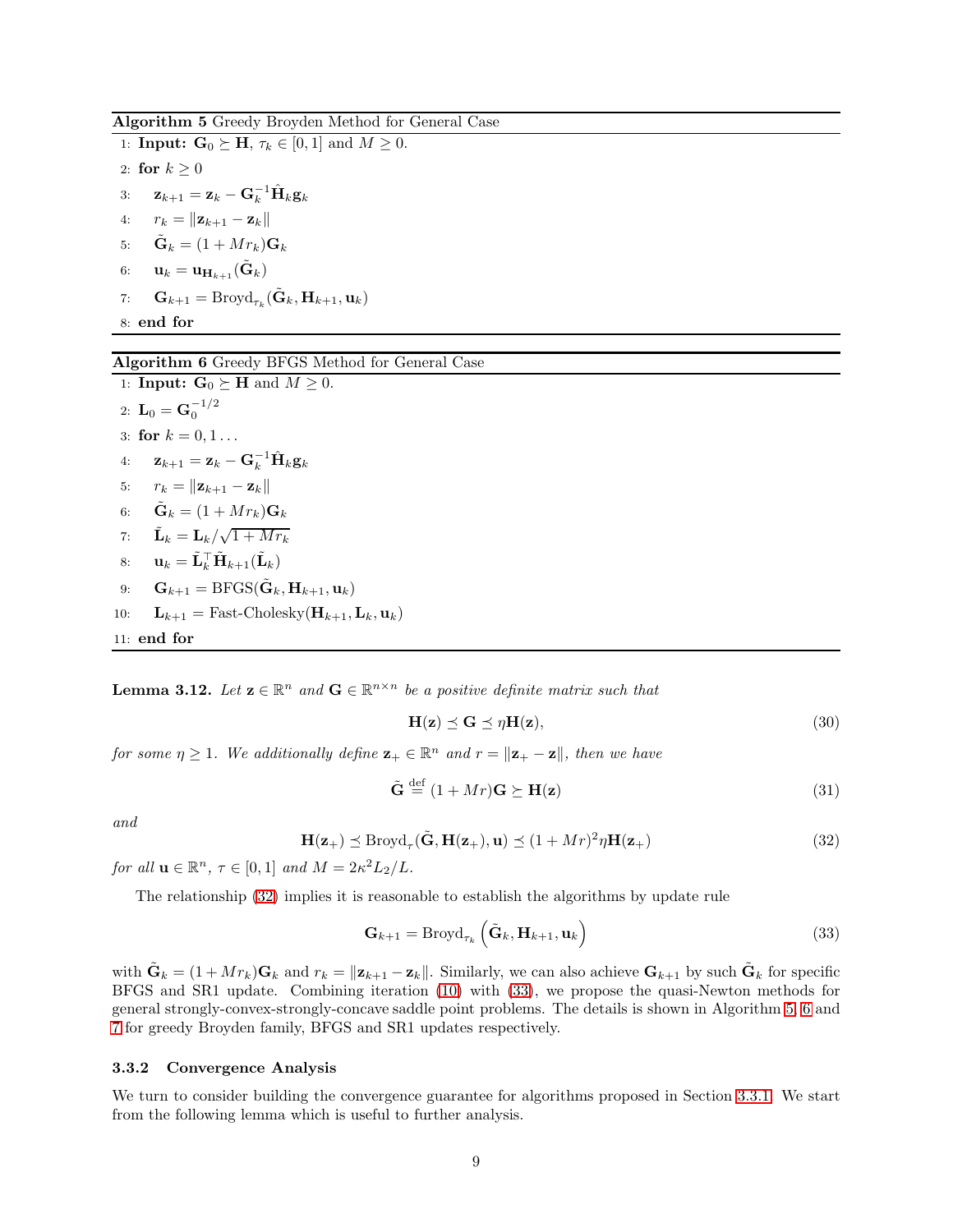**Algorithm 5** Greedy Broyden Method for General Case

```
1: Input: G_0 ⪰ H, τ_k ∈ [0,1] and M ≥ 0.
2: for k ≥ 0
3:     z_{k+1} = z_k − G_k^{-1} Ĥ_k g_k
4:     r_k = ‖z_{k+1} − z_k‖
5:     G̃_k = (1 + M r_k) G_k
6:     u_k = u_{H_{k+1}}(G̃_k)
7:     G_{k+1} = Broyd_{τ_k}(G̃_k, H_{k+1}, u_k)
8: end for
```

**Algorithm 6** Greedy BFGS Method for General Case

```
1: Input: G_0 ⪰ H and M ≥ 0.
2: L_0 = G_0^{-1/2}
3: for k = 0, 1 ...
4:     z_{k+1} = z_k − G_k^{-1} Ĥ_k g_k
5:     r_k = ‖z_{k+1} − z_k‖
6:     G̃_k = (1 + M r_k) G_k
7:     L̃_k = L_k / sqrt(1 + M r_k)
8:     u_k = L̃_k^T H̃_{k+1}(L̃_k)
9:     G_{k+1} = BFGS(G̃_k, H_{k+1}, u_k)
10:    L_{k+1} = Fast-Cholesky(H_{k+1}, L_k, u_k)
11: end for
```

**Lemma 3.12.** *Let* $\mathbf{z} \in \mathbb{R}^n$ *and* $\mathbf{G} \in \mathbb{R}^{n\times n}$ *be a positive definite matrix such that*

$$\mathbf{H}(\mathbf{z}) \preceq \mathbf{G} \preceq \eta \mathbf{H}(\mathbf{z}), \tag{30}$$

*for some* $\eta \geq 1$*. We additionally define* $\mathbf{z}_+ \in \mathbb{R}^n$ *and* $r = \|\mathbf{z}_+ - \mathbf{z}\|$*, then we have*

$$\tilde{\mathbf{G}} \overset{\text{def}}{=} (1 + Mr)\mathbf{G} \succeq \mathbf{H}(\mathbf{z}) \tag{31}$$

*and*

$$\mathbf{H}(\mathbf{z}_+) \preceq \text{Broyd}_\tau(\tilde{\mathbf{G}}, \mathbf{H}(\mathbf{z}_+), \mathbf{u}) \preceq (1 + Mr)^2 \eta \mathbf{H}(\mathbf{z}_+) \tag{32}$$

*for all* $\mathbf{u} \in \mathbb{R}^n$*,* $\tau \in [0, 1]$ *and* $M = 2\kappa^2 L_2/L$*.*

The relationship (32) implies it is reasonable to establish the algorithms by update rule

$$\mathbf{G}_{k+1} = \text{Broyd}_{\tau_k}\left(\tilde{\mathbf{G}}_k, \mathbf{H}_{k+1}, \mathbf{u}_k\right) \tag{33}$$

with $\tilde{\mathbf{G}}_k = (1 + Mr_k)\mathbf{G}_k$ and $r_k = \|\mathbf{z}_{k+1} - \mathbf{z}_k\|$. Similarly, we can also achieve $\mathbf{G}_{k+1}$ by such $\tilde{\mathbf{G}}_k$ for specific BFGS and SR1 update. Combining iteration (10) with (33), we propose the quasi-Newton methods for general strongly-convex-strongly-concave saddle point problems. The details is shown in Algorithm 5, 6 and 7 for greedy Broyden family, BFGS and SR1 updates respectively.

### 3.3.2 Convergence Analysis

We turn to consider building the convergence guarantee for algorithms proposed in Section 3.3.1. We start from the following lemma which is useful to further analysis.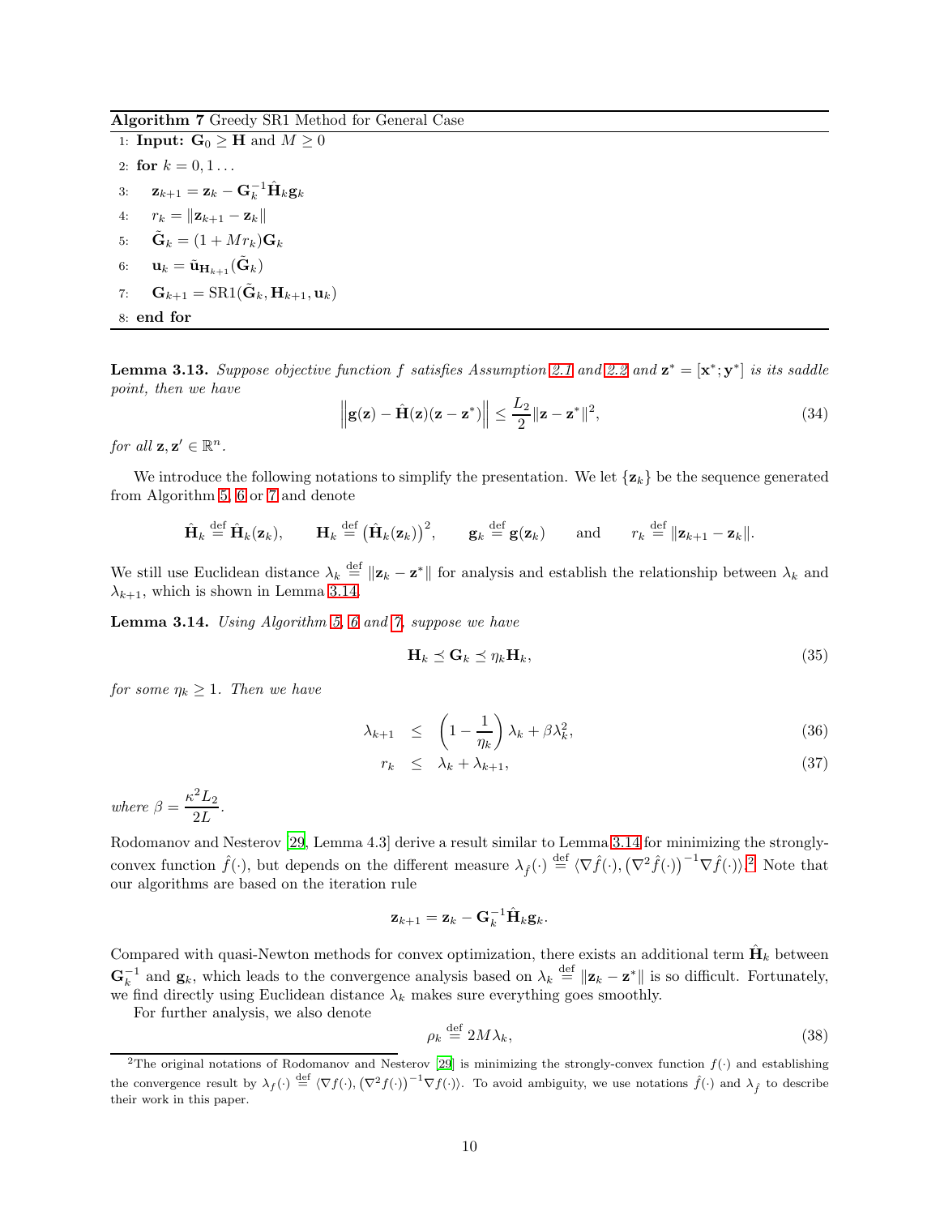**Algorithm 7** Greedy SR1 Method for General Case

```
1: Input: G_0 ≥ H and M ≥ 0
2: for k = 0, 1 ...
3:     z_{k+1} = z_k − G_k^{-1} Ĥ_k g_k
4:     r_k = ||z_{k+1} − z_k||
5:     G̃_k = (1 + M r_k) G_k
6:     u_k = ũ_{H_{k+1}}(G̃_k)
7:     G_{k+1} = SR1(G̃_k, H_{k+1}, u_k)
8: end for
```

**Lemma 3.13.** *Suppose objective function $f$ satisfies Assumption 2.1 and 2.2 and $\mathbf{z}^* = [\mathbf{x}^*; \mathbf{y}^*]$ is its saddle point, then we have*

$$\left\| \mathbf{g}(\mathbf{z}) - \hat{\mathbf{H}}(\mathbf{z})(\mathbf{z} - \mathbf{z}^*) \right\| \leq \frac{L_2}{2} \|\mathbf{z} - \mathbf{z}^*\|^2, \tag{34}$$

*for all $\mathbf{z}, \mathbf{z}' \in \mathbb{R}^n$.*

We introduce the following notations to simplify the presentation. We let $\{\mathbf{z}_k\}$ be the sequence generated from Algorithm 5, 6 or 7 and denote

$$\hat{\mathbf{H}}_k \stackrel{\text{def}}{=} \hat{\mathbf{H}}_k(\mathbf{z}_k), \qquad \mathbf{H}_k \stackrel{\text{def}}{=} \left(\hat{\mathbf{H}}_k(\mathbf{z}_k)\right)^2, \qquad \mathbf{g}_k \stackrel{\text{def}}{=} \mathbf{g}(\mathbf{z}_k) \qquad \text{and} \qquad r_k \stackrel{\text{def}}{=} \|\mathbf{z}_{k+1} - \mathbf{z}_k\|.$$

We still use Euclidean distance $\lambda_k \stackrel{\text{def}}{=} \|\mathbf{z}_k - \mathbf{z}^*\|$ for analysis and establish the relationship between $\lambda_k$ and $\lambda_{k+1}$, which is shown in Lemma 3.14.

**Lemma 3.14.** *Using Algorithm 5, 6 and 7, suppose we have*

$$\mathbf{H}_k \preceq \mathbf{G}_k \preceq \eta_k \mathbf{H}_k, \tag{35}$$

*for some $\eta_k \geq 1$. Then we have*

$$\lambda_{k+1} \leq \left(1 - \frac{1}{\eta_k}\right)\lambda_k + \beta\lambda_k^2, \tag{36}$$

$$r_k \leq \lambda_k + \lambda_{k+1}, \tag{37}$$

*where $\beta = \dfrac{\kappa^2 L_2}{2L}$.*

Rodomanov and Nesterov [29, Lemma 4.3] derive a result similar to Lemma 3.14 for minimizing the strongly-convex function $\hat{f}(\cdot)$, but depends on the different measure $\lambda_{\hat{f}}(\cdot) \stackrel{\text{def}}{=} \langle \nabla \hat{f}(\cdot), \left(\nabla^2 \hat{f}(\cdot)\right)^{-1} \nabla \hat{f}(\cdot) \rangle$.[2] Note that our algorithms are based on the iteration rule

$$\mathbf{z}_{k+1} = \mathbf{z}_k - \mathbf{G}_k^{-1}\hat{\mathbf{H}}_k \mathbf{g}_k.$$

Compared with quasi-Newton methods for convex optimization, there exists an additional term $\hat{\mathbf{H}}_k$ between $\mathbf{G}_k^{-1}$ and $\mathbf{g}_k$, which leads to the convergence analysis based on $\lambda_k \stackrel{\text{def}}{=} \|\mathbf{z}_k - \mathbf{z}^*\|$ is so difficult. Fortunately, we find directly using Euclidean distance $\lambda_k$ makes sure everything goes smoothly.

For further analysis, we also denote

$$\rho_k \stackrel{\text{def}}{=} 2M\lambda_k, \tag{38}$$

[2] The original notations of Rodomanov and Nesterov [29] is minimizing the strongly-convex function $f(\cdot)$ and establishing the convergence result by $\lambda_f(\cdot) \stackrel{\text{def}}{=} \langle \nabla f(\cdot), \left(\nabla^2 f(\cdot)\right)^{-1} \nabla f(\cdot) \rangle$. To avoid ambiguity, we use notations $\hat{f}(\cdot)$ and $\lambda_{\hat{f}}$ to describe their work in this paper.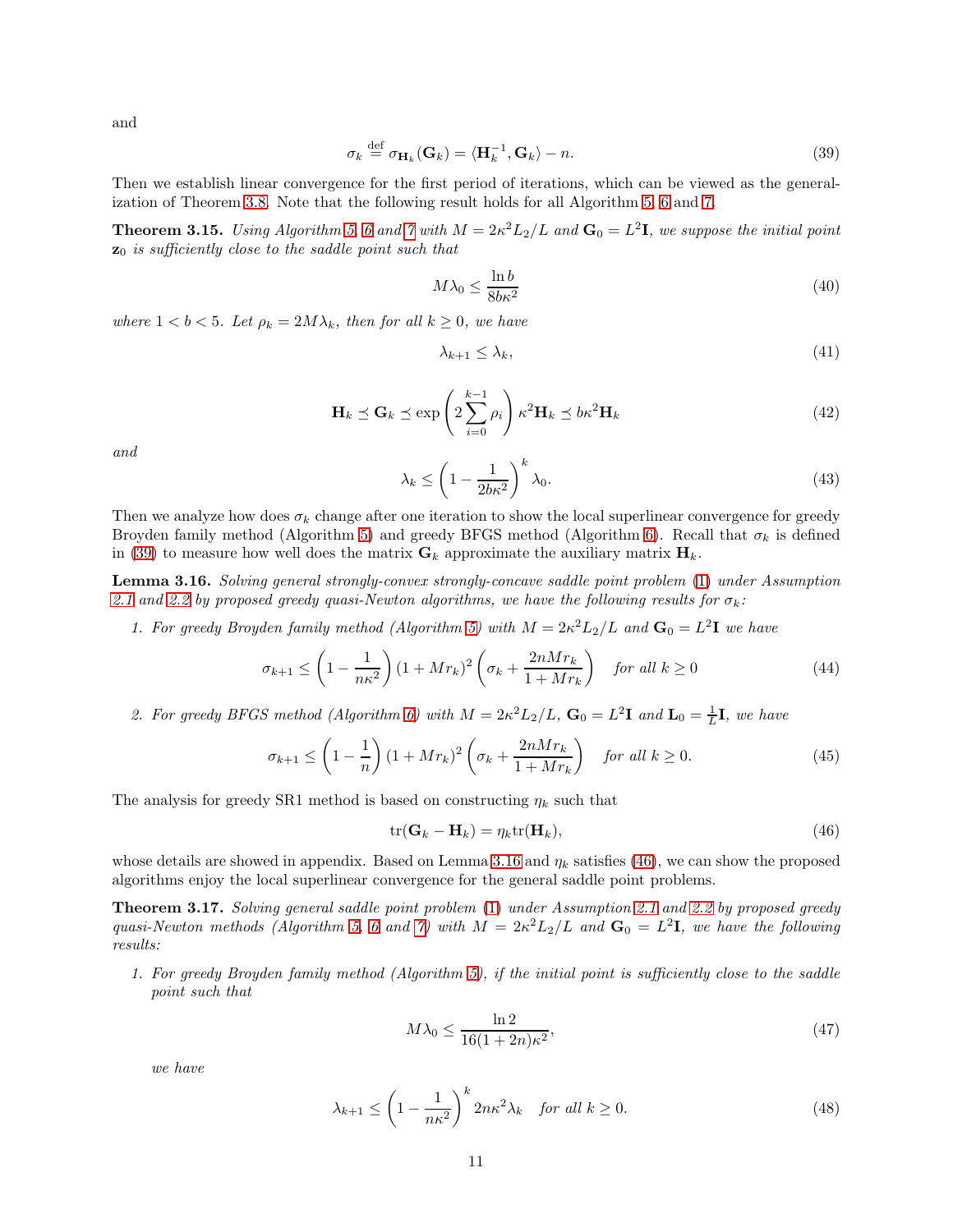and

$$\sigma_k \stackrel{\text{def}}{=} \sigma_{\mathbf{H}_k}(\mathbf{G}_k) = \langle \mathbf{H}_k^{-1}, \mathbf{G}_k \rangle - n. \tag{39}$$

Then we establish linear convergence for the first period of iterations, which can be viewed as the generalization of Theorem 3.8. Note that the following result holds for all Algorithm 5, 6 and 7.

**Theorem 3.15.** *Using Algorithm 5, 6 and 7 with $M = 2\kappa^2 L_2/L$ and $\mathbf{G}_0 = L^2\mathbf{I}$, we suppose the initial point $\mathbf{z}_0$ is sufficiently close to the saddle point such that*

$$M\lambda_0 \leq \frac{\ln b}{8b\kappa^2} \tag{40}$$

*where $1 < b < 5$. Let $\rho_k = 2M\lambda_k$, then for all $k \geq 0$, we have*

$$\lambda_{k+1} \leq \lambda_k, \tag{41}$$

$$\mathbf{H}_k \preceq \mathbf{G}_k \preceq \exp\left(2\sum_{i=0}^{k-1}\rho_i\right)\kappa^2\mathbf{H}_k \preceq b\kappa^2\mathbf{H}_k \tag{42}$$

*and*

$$\lambda_k \leq \left(1 - \frac{1}{2b\kappa^2}\right)^k \lambda_0. \tag{43}$$

Then we analyze how does $\sigma_k$ change after one iteration to show the local superlinear convergence for greedy Broyden family method (Algorithm 5) and greedy BFGS method (Algorithm 6). Recall that $\sigma_k$ is defined in (39) to measure how well does the matrix $\mathbf{G}_k$ approximate the auxiliary matrix $\mathbf{H}_k$.

**Lemma 3.16.** *Solving general strongly-convex strongly-concave saddle point problem (1) under Assumption 2.1 and 2.2 by proposed greedy quasi-Newton algorithms, we have the following results for $\sigma_k$:*

1. *For greedy Broyden family method (Algorithm 5) with $M = 2\kappa^2 L_2/L$ and $\mathbf{G}_0 = L^2\mathbf{I}$ we have*

$$\sigma_{k+1} \leq \left(1 - \frac{1}{n\kappa^2}\right)(1 + Mr_k)^2\left(\sigma_k + \frac{2nMr_k}{1 + Mr_k}\right) \quad \text{for all } k \geq 0 \tag{44}$$

2. *For greedy BFGS method (Algorithm 6) with $M = 2\kappa^2 L_2/L$, $\mathbf{G}_0 = L^2\mathbf{I}$ and $\mathbf{L}_0 = \frac{1}{L}\mathbf{I}$, we have*

$$\sigma_{k+1} \leq \left(1 - \frac{1}{n}\right)(1 + Mr_k)^2\left(\sigma_k + \frac{2nMr_k}{1 + Mr_k}\right) \quad \text{for all } k \geq 0. \tag{45}$$

The analysis for greedy SR1 method is based on constructing $\eta_k$ such that

$$\operatorname{tr}(\mathbf{G}_k - \mathbf{H}_k) = \eta_k \operatorname{tr}(\mathbf{H}_k), \tag{46}$$

whose details are showed in appendix. Based on Lemma 3.16 and $\eta_k$ satisfies (46), we can show the proposed algorithms enjoy the local superlinear convergence for the general saddle point problems.

**Theorem 3.17.** *Solving general saddle point problem (1) under Assumption 2.1 and 2.2 by proposed greedy quasi-Newton methods (Algorithm 5, 6 and 7) with $M = 2\kappa^2 L_2/L$ and $\mathbf{G}_0 = L^2\mathbf{I}$, we have the following results:*

1. *For greedy Broyden family method (Algorithm 5), if the initial point is sufficiently close to the saddle point such that*

$$M\lambda_0 \leq \frac{\ln 2}{16(1 + 2n)\kappa^2}, \tag{47}$$

*we have*

$$\lambda_{k+1} \leq \left(1 - \frac{1}{n\kappa^2}\right)^k 2n\kappa^2\lambda_k \quad \text{for all } k \geq 0. \tag{48}$$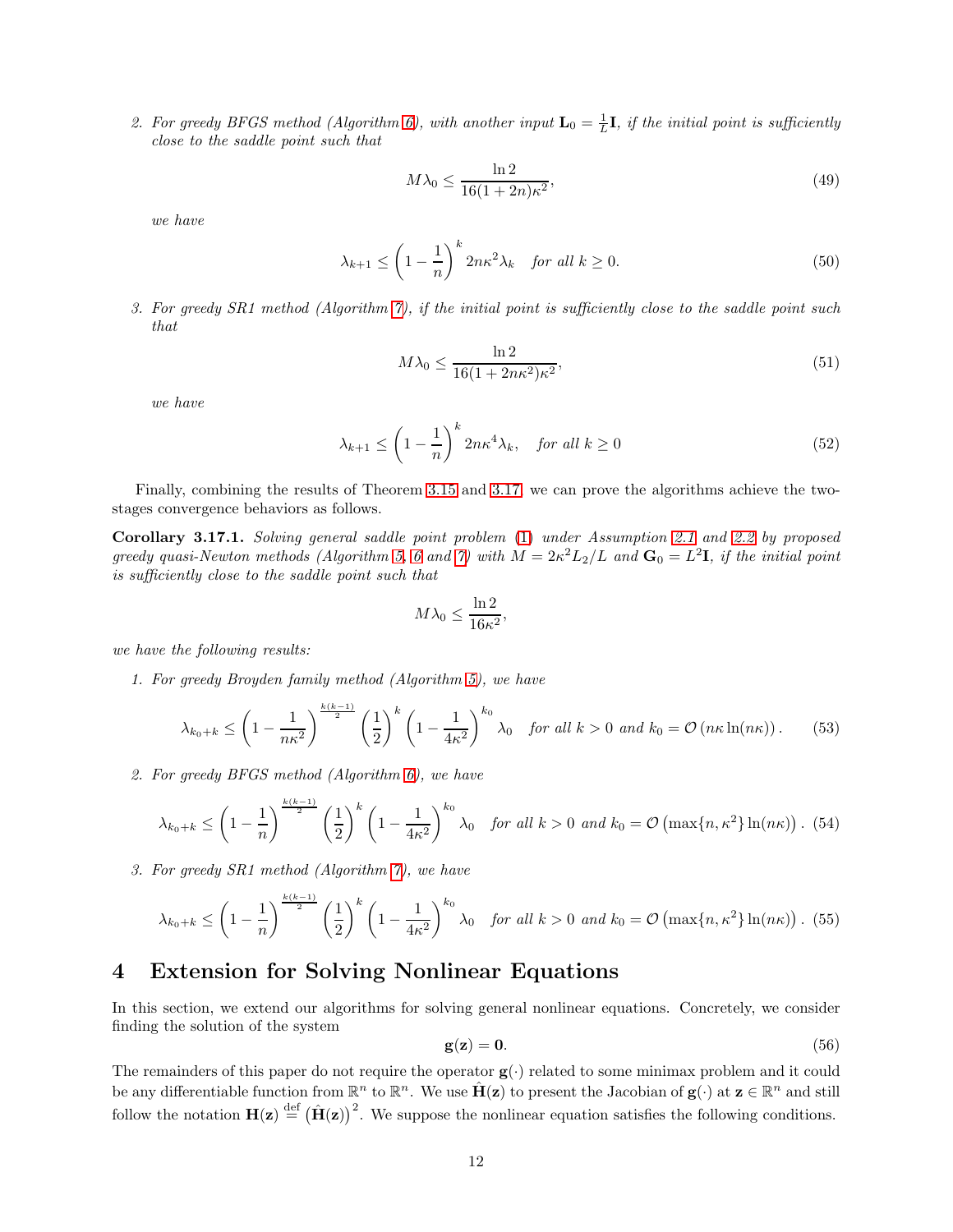2. *For greedy BFGS method (Algorithm 6), with another input $\mathbf{L}_0 = \frac{1}{L}\mathbf{I}$, if the initial point is sufficiently close to the saddle point such that*

$$M\lambda_0 \leq \frac{\ln 2}{16(1+2n)\kappa^2}, \tag{49}$$

*we have*

$$\lambda_{k+1} \leq \left(1 - \frac{1}{n}\right)^k 2n\kappa^2\lambda_k \quad \text{for all } k \geq 0. \tag{50}$$

3. *For greedy SR1 method (Algorithm 7), if the initial point is sufficiently close to the saddle point such that*

$$M\lambda_0 \leq \frac{\ln 2}{16(1+2n\kappa^2)\kappa^2}, \tag{51}$$

*we have*

$$\lambda_{k+1} \leq \left(1 - \frac{1}{n}\right)^k 2n\kappa^4\lambda_k, \quad \text{for all } k \geq 0 \tag{52}$$

Finally, combining the results of Theorem 3.15 and 3.17, we can prove the algorithms achieve the two-stages convergence behaviors as follows.

**Corollary 3.17.1.** *Solving general saddle point problem (1) under Assumption 2.1 and 2.2 by proposed greedy quasi-Newton methods (Algorithm 5, 6 and 7) with $M = 2\kappa^2 L_2/L$ and $\mathbf{G}_0 = L^2\mathbf{I}$, if the initial point is sufficiently close to the saddle point such that*

$$M\lambda_0 \leq \frac{\ln 2}{16\kappa^2},$$

*we have the following results:*

1. *For greedy Broyden family method (Algorithm 5), we have*

$$\lambda_{k_0+k} \leq \left(1 - \frac{1}{n\kappa^2}\right)^{\frac{k(k-1)}{2}} \left(\frac{1}{2}\right)^k \left(1 - \frac{1}{4\kappa^2}\right)^{k_0} \lambda_0 \quad \text{for all } k > 0 \text{ and } k_0 = \mathcal{O}\left(n\kappa\ln(n\kappa)\right). \tag{53}$$

2. *For greedy BFGS method (Algorithm 6), we have*

$$\lambda_{k_0+k} \leq \left(1 - \frac{1}{n}\right)^{\frac{k(k-1)}{2}} \left(\frac{1}{2}\right)^k \left(1 - \frac{1}{4\kappa^2}\right)^{k_0} \lambda_0 \quad \text{for all } k > 0 \text{ and } k_0 = \mathcal{O}\left(\max\{n, \kappa^2\}\ln(n\kappa)\right). \tag{54}$$

3. *For greedy SR1 method (Algorithm 7), we have*

$$\lambda_{k_0+k} \leq \left(1 - \frac{1}{n}\right)^{\frac{k(k-1)}{2}} \left(\frac{1}{2}\right)^k \left(1 - \frac{1}{4\kappa^2}\right)^{k_0} \lambda_0 \quad \text{for all } k > 0 \text{ and } k_0 = \mathcal{O}\left(\max\{n, \kappa^2\}\ln(n\kappa)\right). \tag{55}$$

# 4 Extension for Solving Nonlinear Equations

In this section, we extend our algorithms for solving general nonlinear equations. Concretely, we consider finding the solution of the system

$$\mathbf{g}(\mathbf{z}) = \mathbf{0}. \tag{56}$$

The remainders of this paper do not require the operator $\mathbf{g}(\cdot)$ related to some minimax problem and it could be any differentiable function from $\mathbb{R}^n$ to $\mathbb{R}^n$. We use $\hat{\mathbf{H}}(\mathbf{z})$ to present the Jacobian of $\mathbf{g}(\cdot)$ at $\mathbf{z} \in \mathbb{R}^n$ and still follow the notation $\mathbf{H}(\mathbf{z}) \overset{\text{def}}{=} \left(\hat{\mathbf{H}}(\mathbf{z})\right)^2$. We suppose the nonlinear equation satisfies the following conditions.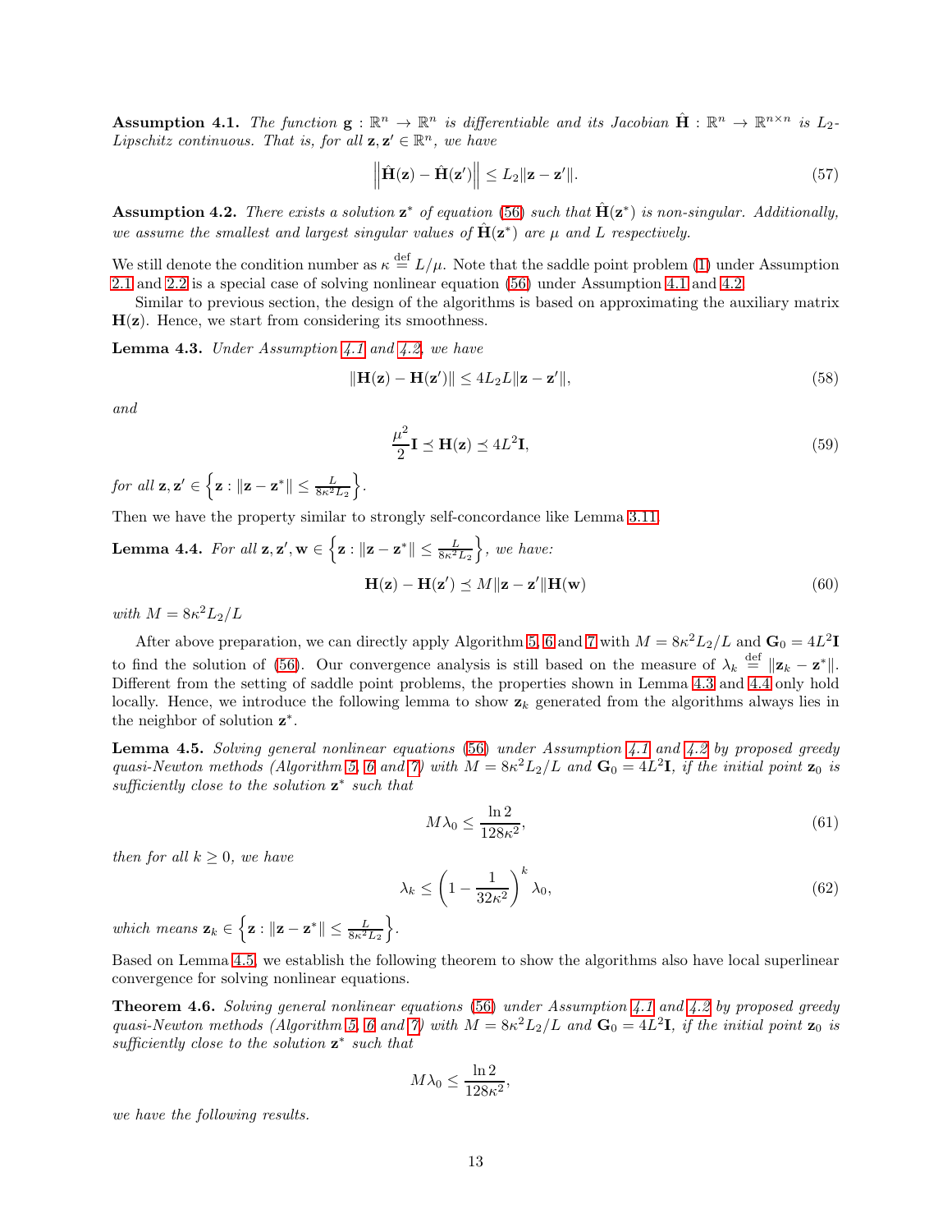**Assumption 4.1.** *The function $\mathbf{g} : \mathbb{R}^n \to \mathbb{R}^n$ is differentiable and its Jacobian $\hat{\mathbf{H}} : \mathbb{R}^n \to \mathbb{R}^{n\times n}$ is $L_2$-Lipschitz continuous. That is, for all $\mathbf{z}, \mathbf{z}' \in \mathbb{R}^n$, we have*

$$\left\|\hat{\mathbf{H}}(\mathbf{z}) - \hat{\mathbf{H}}(\mathbf{z}')\right\| \leq L_2\|\mathbf{z} - \mathbf{z}'\|. \tag{57}$$

**Assumption 4.2.** *There exists a solution $\mathbf{z}^*$ of equation (56) such that $\hat{\mathbf{H}}(\mathbf{z}^*)$ is non-singular. Additionally, we assume the smallest and largest singular values of $\hat{\mathbf{H}}(\mathbf{z}^*)$ are $\mu$ and $L$ respectively.*

We still denote the condition number as $\kappa \stackrel{\text{def}}{=} L/\mu$. Note that the saddle point problem (1) under Assumption 2.1 and 2.2 is a special case of solving nonlinear equation (56) under Assumption 4.1 and 4.2.

Similar to previous section, the design of the algorithms is based on approximating the auxiliary matrix $\mathbf{H}(\mathbf{z})$. Hence, we start from considering its smoothness.

**Lemma 4.3.** *Under Assumption 4.1 and 4.2, we have*

$$\|\mathbf{H}(\mathbf{z}) - \mathbf{H}(\mathbf{z}')\| \leq 4L_2L\|\mathbf{z} - \mathbf{z}'\|, \tag{58}$$

*and*

$$\frac{\mu^2}{2}\mathbf{I} \preceq \mathbf{H}(\mathbf{z}) \preceq 4L^2\mathbf{I}, \tag{59}$$

*for all $\mathbf{z}, \mathbf{z}' \in \left\{\mathbf{z} : \|\mathbf{z} - \mathbf{z}^*\| \leq \frac{L}{8\kappa^2 L_2}\right\}$.*

Then we have the property similar to strongly self-concordance like Lemma 3.11.

**Lemma 4.4.** *For all $\mathbf{z}, \mathbf{z}', \mathbf{w} \in \left\{\mathbf{z} : \|\mathbf{z} - \mathbf{z}^*\| \leq \frac{L}{8\kappa^2 L_2}\right\}$, we have:*

$$\mathbf{H}(\mathbf{z}) - \mathbf{H}(\mathbf{z}') \preceq M\|\mathbf{z} - \mathbf{z}'\|\mathbf{H}(\mathbf{w}) \tag{60}$$

*with $M = 8\kappa^2 L_2/L$*

After above preparation, we can directly apply Algorithm 5, 6 and 7 with $M = 8\kappa^2 L_2/L$ and $\mathbf{G}_0 = 4L^2\mathbf{I}$ to find the solution of (56). Our convergence analysis is still based on the measure of $\lambda_k \stackrel{\text{def}}{=} \|\mathbf{z}_k - \mathbf{z}^*\|$. Different from the setting of saddle point problems, the properties shown in Lemma 4.3 and 4.4 only hold locally. Hence, we introduce the following lemma to show $\mathbf{z}_k$ generated from the algorithms always lies in the neighbor of solution $\mathbf{z}^*$.

**Lemma 4.5.** *Solving general nonlinear equations (56) under Assumption 4.1 and 4.2 by proposed greedy quasi-Newton methods (Algorithm 5, 6 and 7) with $M = 8\kappa^2 L_2/L$ and $\mathbf{G}_0 = 4L^2\mathbf{I}$, if the initial point $\mathbf{z}_0$ is sufficiently close to the solution $\mathbf{z}^*$ such that*

$$M\lambda_0 \leq \frac{\ln 2}{128\kappa^2}, \tag{61}$$

*then for all $k \geq 0$, we have*

$$\lambda_k \leq \left(1 - \frac{1}{32\kappa^2}\right)^k \lambda_0, \tag{62}$$

*which means $\mathbf{z}_k \in \left\{\mathbf{z} : \|\mathbf{z} - \mathbf{z}^*\| \leq \frac{L}{8\kappa^2 L_2}\right\}$.*

Based on Lemma 4.5, we establish the following theorem to show the algorithms also have local superlinear convergence for solving nonlinear equations.

**Theorem 4.6.** *Solving general nonlinear equations (56) under Assumption 4.1 and 4.2 by proposed greedy quasi-Newton methods (Algorithm 5, 6 and 7) with $M = 8\kappa^2 L_2/L$ and $\mathbf{G}_0 = 4L^2\mathbf{I}$, if the initial point $\mathbf{z}_0$ is sufficiently close to the solution $\mathbf{z}^*$ such that*

$$M\lambda_0 \leq \frac{\ln 2}{128\kappa^2},$$

*we have the following results.*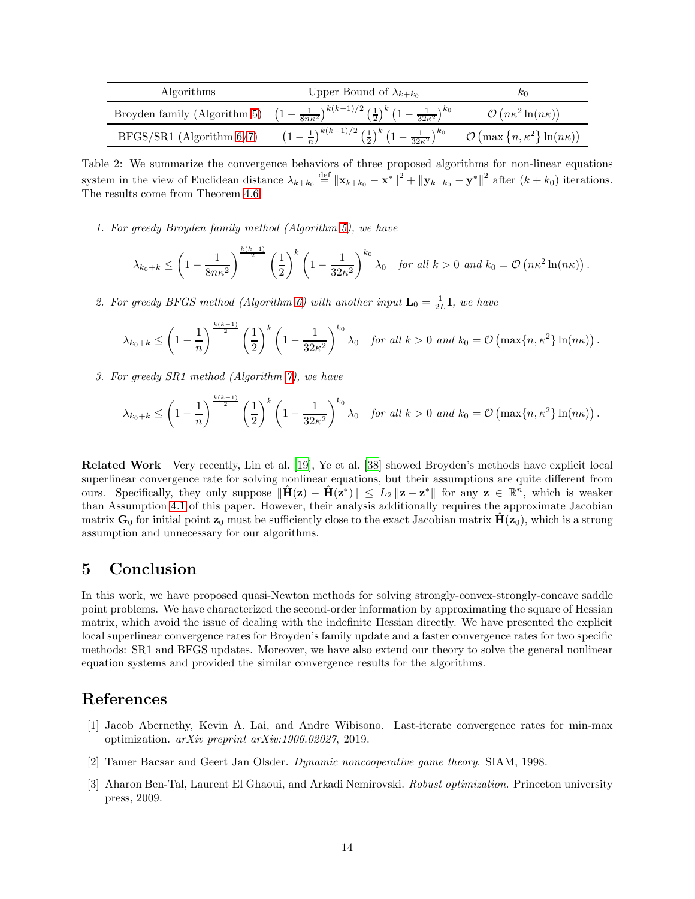| Algorithms | Upper Bound of $\lambda_{k+k_0}$ | $k_0$ |
|---|---|---|
| Broyden family (Algorithm 5) | $\left(1-\frac{1}{8n\kappa^2}\right)^{k(k-1)/2}\left(\frac{1}{2}\right)^k\left(1-\frac{1}{32\kappa^2}\right)^{k_0}$ | $\mathcal{O}\left(n\kappa^2\ln(n\kappa)\right)$ |
| BFGS/SR1 (Algorithm 6/7) | $\left(1-\frac{1}{n}\right)^{k(k-1)/2}\left(\frac{1}{2}\right)^k\left(1-\frac{1}{32\kappa^2}\right)^{k_0}$ | $\mathcal{O}\left(\max\left\{n,\kappa^2\right\}\ln(n\kappa)\right)$ |

Table 2: We summarize the convergence behaviors of three proposed algorithms for non-linear equations system in the view of Euclidean distance $\lambda_{k+k_0} \overset{\text{def}}{=} \|\mathbf{x}_{k+k_0}-\mathbf{x}^*\|^2+\|\mathbf{y}_{k+k_0}-\mathbf{y}^*\|^2$ after $(k+k_0)$ iterations. The results come from Theorem 4.6.

1. *For greedy Broyden family method (Algorithm 5), we have*

$$\lambda_{k_0+k} \leq \left(1-\frac{1}{8n\kappa^2}\right)^{\frac{k(k-1)}{2}}\left(\frac{1}{2}\right)^k\left(1-\frac{1}{32\kappa^2}\right)^{k_0}\lambda_0 \quad \text{for all } k>0 \text{ and } k_0=\mathcal{O}\left(n\kappa^2\ln(n\kappa)\right).$$

2. *For greedy BFGS method (Algorithm 6) with another input $\mathbf{L}_0=\frac{1}{2L}\mathbf{I}$, we have*

$$\lambda_{k_0+k} \leq \left(1-\frac{1}{n}\right)^{\frac{k(k-1)}{2}}\left(\frac{1}{2}\right)^k\left(1-\frac{1}{32\kappa^2}\right)^{k_0}\lambda_0 \quad \text{for all } k>0 \text{ and } k_0=\mathcal{O}\left(\max\{n,\kappa^2\}\ln(n\kappa)\right).$$

3. *For greedy SR1 method (Algorithm 7), we have*

$$\lambda_{k_0+k} \leq \left(1-\frac{1}{n}\right)^{\frac{k(k-1)}{2}}\left(\frac{1}{2}\right)^k\left(1-\frac{1}{32\kappa^2}\right)^{k_0}\lambda_0 \quad \text{for all } k>0 \text{ and } k_0=\mathcal{O}\left(\max\{n,\kappa^2\}\ln(n\kappa)\right).$$

**Related Work** Very recently, Lin et al. [19], Ye et al. [38] showed Broyden's methods have explicit local superlinear convergence rate for solving nonlinear equations, but their assumptions are quite different from ours. Specifically, they only suppose $\|\hat{\mathbf{H}}(\mathbf{z})-\hat{\mathbf{H}}(\mathbf{z}^*)\| \leq L_2\|\mathbf{z}-\mathbf{z}^*\|$ for any $\mathbf{z}\in\mathbb{R}^n$, which is weaker than Assumption 4.1 of this paper. However, their analysis additionally requires the approximate Jacobian matrix $\mathbf{G}_0$ for initial point $\mathbf{z}_0$ must be sufficiently close to the exact Jacobian matrix $\hat{\mathbf{H}}(\mathbf{z}_0)$, which is a strong assumption and unnecessary for our algorithms.

# 5 Conclusion

In this work, we have proposed quasi-Newton methods for solving strongly-convex-strongly-concave saddle point problems. We have characterized the second-order information by approximating the square of Hessian matrix, which avoid the issue of dealing with the indefinite Hessian directly. We have presented the explicit local superlinear convergence rates for Broyden's family update and a faster convergence rates for two specific methods: SR1 and BFGS updates. Moreover, we have also extend our theory to solve the general nonlinear equation systems and provided the similar convergence results for the algorithms.

# References

[1] Jacob Abernethy, Kevin A. Lai, and Andre Wibisono. Last-iterate convergence rates for min-max optimization. *arXiv preprint arXiv:1906.02027*, 2019.

[2] Tamer Bacsar and Geert Jan Olsder. *Dynamic noncooperative game theory*. SIAM, 1998.

[3] Aharon Ben-Tal, Laurent El Ghaoui, and Arkadi Nemirovski. *Robust optimization*. Princeton university press, 2009.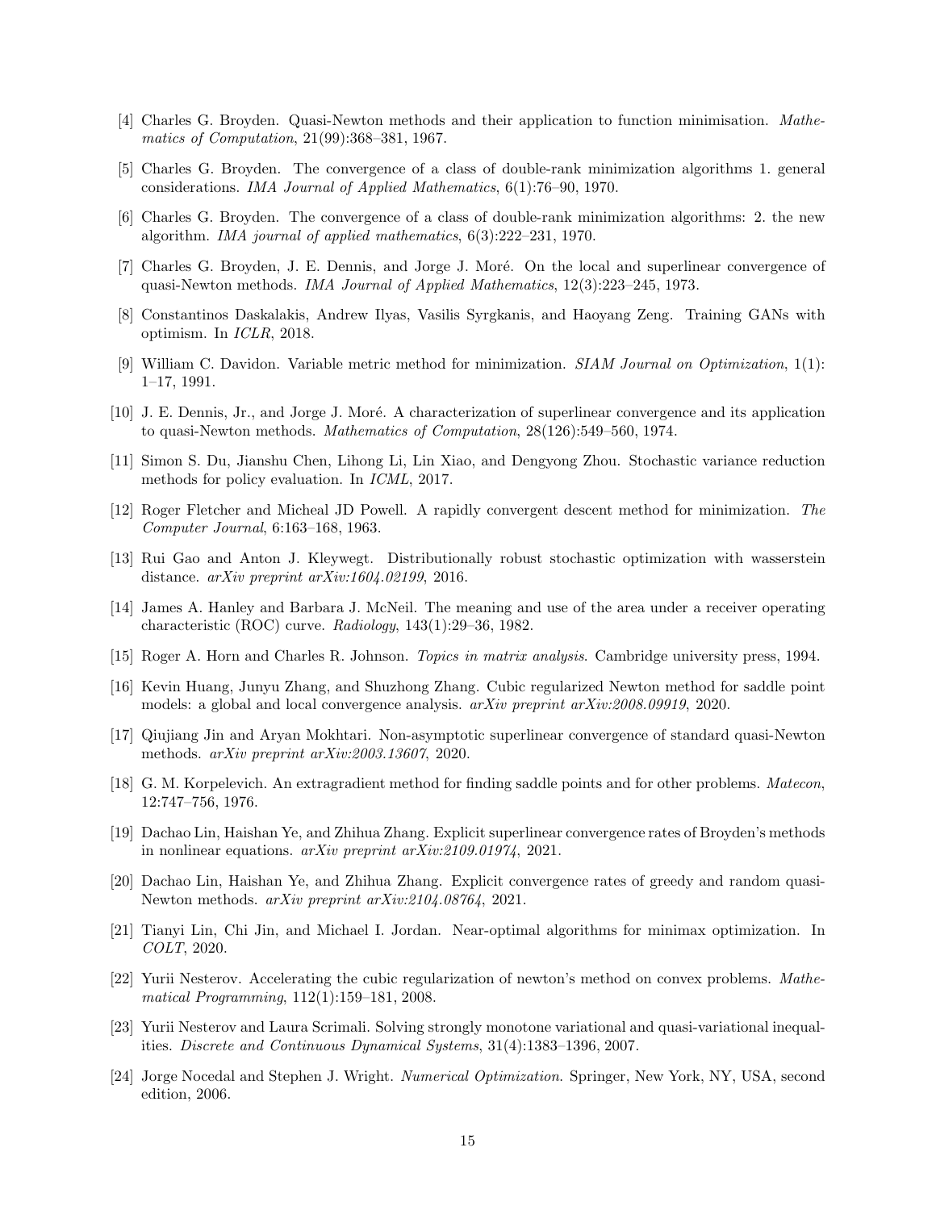[4] Charles G. Broyden. Quasi-Newton methods and their application to function minimisation. *Mathematics of Computation*, 21(99):368–381, 1967.

[5] Charles G. Broyden. The convergence of a class of double-rank minimization algorithms 1. general considerations. *IMA Journal of Applied Mathematics*, 6(1):76–90, 1970.

[6] Charles G. Broyden. The convergence of a class of double-rank minimization algorithms: 2. the new algorithm. *IMA journal of applied mathematics*, 6(3):222–231, 1970.

[7] Charles G. Broyden, J. E. Dennis, and Jorge J. Moré. On the local and superlinear convergence of quasi-Newton methods. *IMA Journal of Applied Mathematics*, 12(3):223–245, 1973.

[8] Constantinos Daskalakis, Andrew Ilyas, Vasilis Syrgkanis, and Haoyang Zeng. Training GANs with optimism. In *ICLR*, 2018.

[9] William C. Davidon. Variable metric method for minimization. *SIAM Journal on Optimization*, 1(1): 1–17, 1991.

[10] J. E. Dennis, Jr., and Jorge J. Moré. A characterization of superlinear convergence and its application to quasi-Newton methods. *Mathematics of Computation*, 28(126):549–560, 1974.

[11] Simon S. Du, Jianshu Chen, Lihong Li, Lin Xiao, and Dengyong Zhou. Stochastic variance reduction methods for policy evaluation. In *ICML*, 2017.

[12] Roger Fletcher and Micheal JD Powell. A rapidly convergent descent method for minimization. *The Computer Journal*, 6:163–168, 1963.

[13] Rui Gao and Anton J. Kleywegt. Distributionally robust stochastic optimization with wasserstein distance. *arXiv preprint arXiv:1604.02199*, 2016.

[14] James A. Hanley and Barbara J. McNeil. The meaning and use of the area under a receiver operating characteristic (ROC) curve. *Radiology*, 143(1):29–36, 1982.

[15] Roger A. Horn and Charles R. Johnson. *Topics in matrix analysis*. Cambridge university press, 1994.

[16] Kevin Huang, Junyu Zhang, and Shuzhong Zhang. Cubic regularized Newton method for saddle point models: a global and local convergence analysis. *arXiv preprint arXiv:2008.09919*, 2020.

[17] Qiujiang Jin and Aryan Mokhtari. Non-asymptotic superlinear convergence of standard quasi-Newton methods. *arXiv preprint arXiv:2003.13607*, 2020.

[18] G. M. Korpelevich. An extragradient method for finding saddle points and for other problems. *Matecon*, 12:747–756, 1976.

[19] Dachao Lin, Haishan Ye, and Zhihua Zhang. Explicit superlinear convergence rates of Broyden's methods in nonlinear equations. *arXiv preprint arXiv:2109.01974*, 2021.

[20] Dachao Lin, Haishan Ye, and Zhihua Zhang. Explicit convergence rates of greedy and random quasi-Newton methods. *arXiv preprint arXiv:2104.08764*, 2021.

[21] Tianyi Lin, Chi Jin, and Michael I. Jordan. Near-optimal algorithms for minimax optimization. In *COLT*, 2020.

[22] Yurii Nesterov. Accelerating the cubic regularization of newton's method on convex problems. *Mathematical Programming*, 112(1):159–181, 2008.

[23] Yurii Nesterov and Laura Scrimali. Solving strongly monotone variational and quasi-variational inequalities. *Discrete and Continuous Dynamical Systems*, 31(4):1383–1396, 2007.

[24] Jorge Nocedal and Stephen J. Wright. *Numerical Optimization*. Springer, New York, NY, USA, second edition, 2006.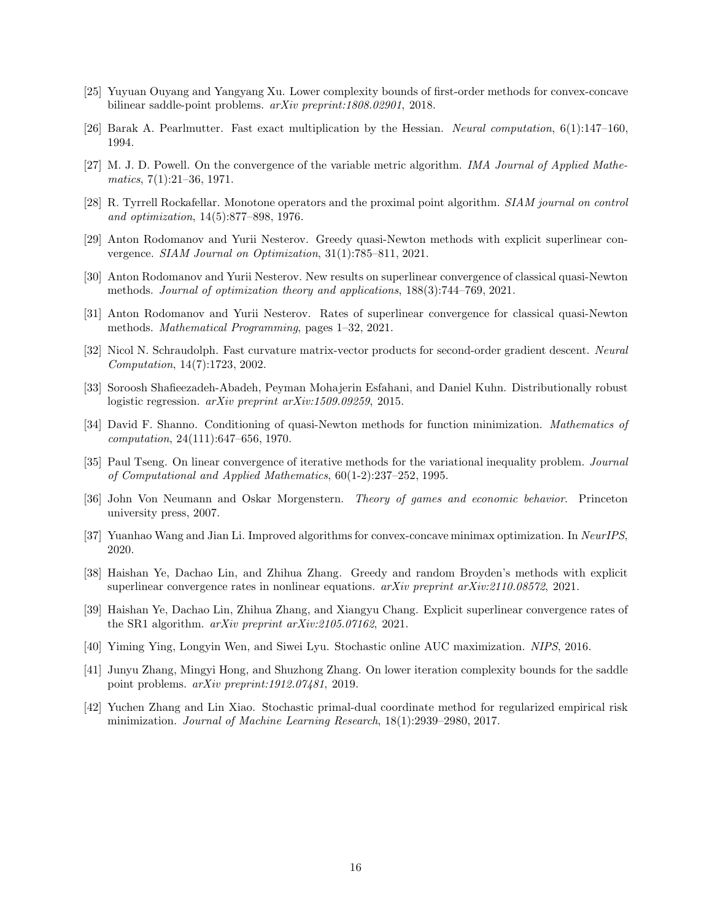[25] Yuyuan Ouyang and Yangyang Xu. Lower complexity bounds of first-order methods for convex-concave bilinear saddle-point problems. *arXiv preprint:1808.02901*, 2018.

[26] Barak A. Pearlmutter. Fast exact multiplication by the Hessian. *Neural computation*, 6(1):147–160, 1994.

[27] M. J. D. Powell. On the convergence of the variable metric algorithm. *IMA Journal of Applied Mathematics*, 7(1):21–36, 1971.

[28] R. Tyrrell Rockafellar. Monotone operators and the proximal point algorithm. *SIAM journal on control and optimization*, 14(5):877–898, 1976.

[29] Anton Rodomanov and Yurii Nesterov. Greedy quasi-Newton methods with explicit superlinear convergence. *SIAM Journal on Optimization*, 31(1):785–811, 2021.

[30] Anton Rodomanov and Yurii Nesterov. New results on superlinear convergence of classical quasi-Newton methods. *Journal of optimization theory and applications*, 188(3):744–769, 2021.

[31] Anton Rodomanov and Yurii Nesterov. Rates of superlinear convergence for classical quasi-Newton methods. *Mathematical Programming*, pages 1–32, 2021.

[32] Nicol N. Schraudolph. Fast curvature matrix-vector products for second-order gradient descent. *Neural Computation*, 14(7):1723, 2002.

[33] Soroosh Shafieezadeh-Abadeh, Peyman Mohajerin Esfahani, and Daniel Kuhn. Distributionally robust logistic regression. *arXiv preprint arXiv:1509.09259*, 2015.

[34] David F. Shanno. Conditioning of quasi-Newton methods for function minimization. *Mathematics of computation*, 24(111):647–656, 1970.

[35] Paul Tseng. On linear convergence of iterative methods for the variational inequality problem. *Journal of Computational and Applied Mathematics*, 60(1-2):237–252, 1995.

[36] John Von Neumann and Oskar Morgenstern. *Theory of games and economic behavior*. Princeton university press, 2007.

[37] Yuanhao Wang and Jian Li. Improved algorithms for convex-concave minimax optimization. In *NeurIPS*, 2020.

[38] Haishan Ye, Dachao Lin, and Zhihua Zhang. Greedy and random Broyden's methods with explicit superlinear convergence rates in nonlinear equations. *arXiv preprint arXiv:2110.08572*, 2021.

[39] Haishan Ye, Dachao Lin, Zhihua Zhang, and Xiangyu Chang. Explicit superlinear convergence rates of the SR1 algorithm. *arXiv preprint arXiv:2105.07162*, 2021.

[40] Yiming Ying, Longyin Wen, and Siwei Lyu. Stochastic online AUC maximization. *NIPS*, 2016.

[41] Junyu Zhang, Mingyi Hong, and Shuzhong Zhang. On lower iteration complexity bounds for the saddle point problems. *arXiv preprint:1912.07481*, 2019.

[42] Yuchen Zhang and Lin Xiao. Stochastic primal-dual coordinate method for regularized empirical risk minimization. *Journal of Machine Learning Research*, 18(1):2939–2980, 2017.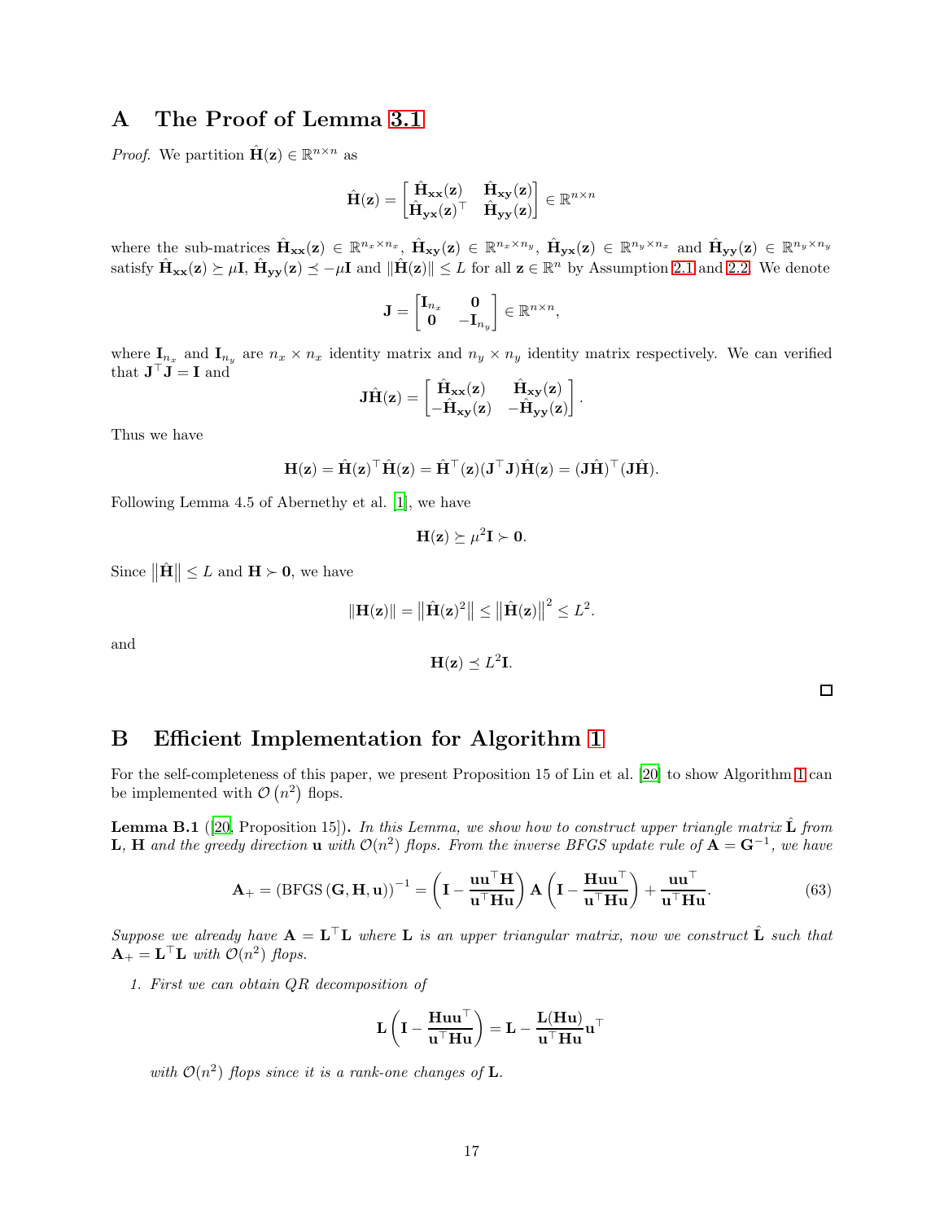# A The Proof of Lemma 3.1

*Proof.* We partition $\hat{\mathbf{H}}(\mathbf{z}) \in \mathbb{R}^{n\times n}$ as

$$\hat{\mathbf{H}}(\mathbf{z}) = \begin{bmatrix} \hat{\mathbf{H}}_{\mathbf{xx}}(\mathbf{z}) & \hat{\mathbf{H}}_{\mathbf{xy}}(\mathbf{z}) \\ \hat{\mathbf{H}}_{\mathbf{yx}}(\mathbf{z})^\top & \hat{\mathbf{H}}_{\mathbf{yy}}(\mathbf{z}) \end{bmatrix} \in \mathbb{R}^{n\times n}$$

where the sub-matrices $\hat{\mathbf{H}}_{\mathbf{xx}}(\mathbf{z}) \in \mathbb{R}^{n_x\times n_x}$, $\hat{\mathbf{H}}_{\mathbf{xy}}(\mathbf{z}) \in \mathbb{R}^{n_x\times n_y}$, $\hat{\mathbf{H}}_{\mathbf{yx}}(\mathbf{z}) \in \mathbb{R}^{n_y\times n_x}$ and $\hat{\mathbf{H}}_{\mathbf{yy}}(\mathbf{z}) \in \mathbb{R}^{n_y\times n_y}$ satisfy $\hat{\mathbf{H}}_{\mathbf{xx}}(\mathbf{z}) \succeq \mu\mathbf{I}$, $\hat{\mathbf{H}}_{\mathbf{yy}}(\mathbf{z}) \preceq -\mu\mathbf{I}$ and $\|\hat{\mathbf{H}}(\mathbf{z})\| \leq L$ for all $\mathbf{z} \in \mathbb{R}^n$ by Assumption 2.1 and 2.2. We denote

$$\mathbf{J} = \begin{bmatrix} \mathbf{I}_{n_x} & \mathbf{0} \\ \mathbf{0} & -\mathbf{I}_{n_y} \end{bmatrix} \in \mathbb{R}^{n\times n},$$

where $\mathbf{I}_{n_x}$ and $\mathbf{I}_{n_y}$ are $n_x \times n_x$ identity matrix and $n_y \times n_y$ identity matrix respectively. We can verified that $\mathbf{J}^\top\mathbf{J} = \mathbf{I}$ and

$$\mathbf{J}\hat{\mathbf{H}}(\mathbf{z}) = \begin{bmatrix} \hat{\mathbf{H}}_{\mathbf{xx}}(\mathbf{z}) & \hat{\mathbf{H}}_{\mathbf{xy}}(\mathbf{z}) \\ -\hat{\mathbf{H}}_{\mathbf{xy}}(\mathbf{z}) & -\hat{\mathbf{H}}_{\mathbf{yy}}(\mathbf{z}) \end{bmatrix}.$$

Thus we have

$$\mathbf{H}(\mathbf{z}) = \hat{\mathbf{H}}(\mathbf{z})^\top\hat{\mathbf{H}}(\mathbf{z}) = \hat{\mathbf{H}}^\top(\mathbf{z})(\mathbf{J}^\top\mathbf{J})\hat{\mathbf{H}}(\mathbf{z}) = (\mathbf{J}\hat{\mathbf{H}})^\top(\mathbf{J}\hat{\mathbf{H}}).$$

Following Lemma 4.5 of Abernethy et al. [1], we have

$$\mathbf{H}(\mathbf{z}) \succeq \mu^2\mathbf{I} \succ \mathbf{0}.$$

Since $\|\hat{\mathbf{H}}\| \leq L$ and $\mathbf{H} \succ \mathbf{0}$, we have

$$\|\mathbf{H}(\mathbf{z})\| = \|\hat{\mathbf{H}}(\mathbf{z})^2\| \leq \|\hat{\mathbf{H}}(\mathbf{z})\|^2 \leq L^2.$$

and

$$\mathbf{H}(\mathbf{z}) \preceq L^2\mathbf{I}.$$

□

# B Efficient Implementation for Algorithm 1

For the self-completeness of this paper, we present Proposition 15 of Lin et al. [20] to show Algorithm 1 can be implemented with $\mathcal{O}(n^2)$ flops.

**Lemma B.1** ([20, Proposition 15])**.** *In this Lemma, we show how to construct upper triangle matrix $\hat{\mathbf{L}}$ from $\mathbf{L}$, $\mathbf{H}$ and the greedy direction $\mathbf{u}$ with $\mathcal{O}(n^2)$ flops. From the inverse BFGS update rule of $\mathbf{A} = \mathbf{G}^{-1}$, we have*

$$\mathbf{A}_+ = (\mathrm{BFGS}(\mathbf{G},\mathbf{H},\mathbf{u}))^{-1} = \left(\mathbf{I} - \frac{\mathbf{u}\mathbf{u}^\top\mathbf{H}}{\mathbf{u}^\top\mathbf{H}\mathbf{u}}\right)\mathbf{A}\left(\mathbf{I} - \frac{\mathbf{H}\mathbf{u}\mathbf{u}^\top}{\mathbf{u}^\top\mathbf{H}\mathbf{u}}\right) + \frac{\mathbf{u}\mathbf{u}^\top}{\mathbf{u}^\top\mathbf{H}\mathbf{u}}. \tag{63}$$

*Suppose we already have $\mathbf{A} = \mathbf{L}^\top\mathbf{L}$ where $\mathbf{L}$ is an upper triangular matrix, now we construct $\hat{\mathbf{L}}$ such that $\mathbf{A}_+ = \mathbf{L}^\top\mathbf{L}$ with $\mathcal{O}(n^2)$ flops.*

1. *First we can obtain QR decomposition of*

$$\mathbf{L}\left(\mathbf{I} - \frac{\mathbf{H}\mathbf{u}\mathbf{u}^\top}{\mathbf{u}^\top\mathbf{H}\mathbf{u}}\right) = \mathbf{L} - \frac{\mathbf{L}(\mathbf{H}\mathbf{u})}{\mathbf{u}^\top\mathbf{H}\mathbf{u}}\mathbf{u}^\top$$

   *with $\mathcal{O}(n^2)$ flops since it is a rank-one changes of $\mathbf{L}$.*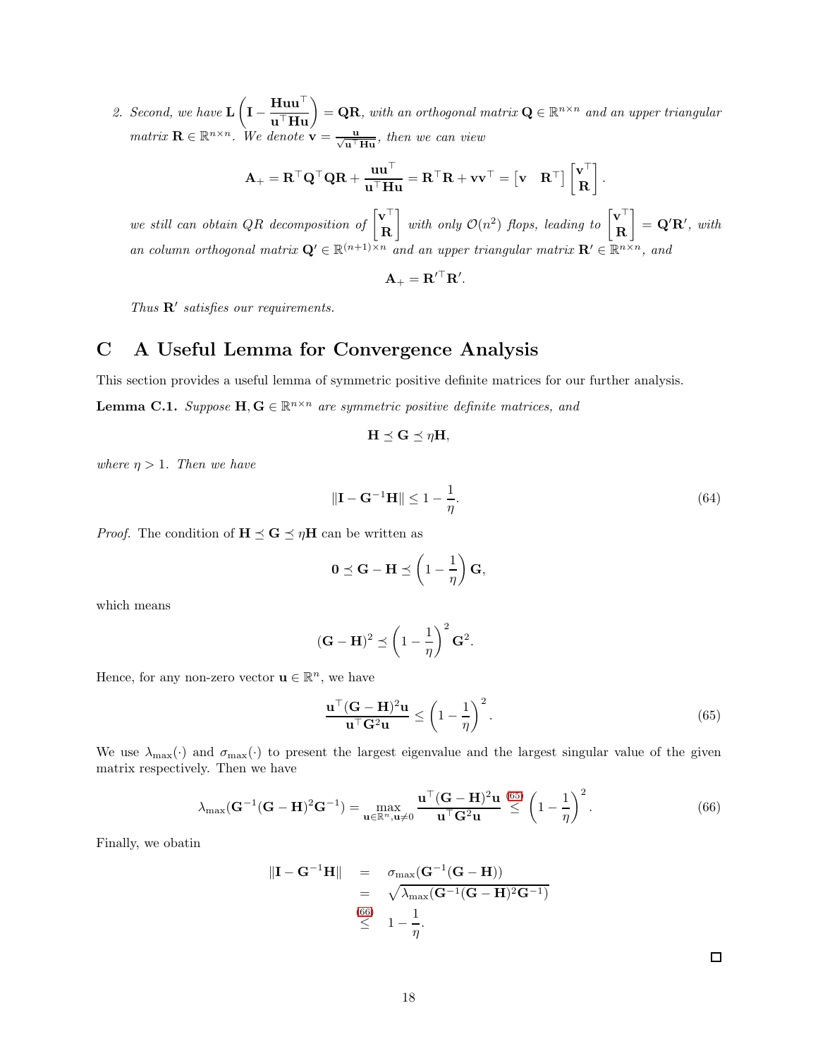2. *Second, we have* $\mathbf{L}\left(\mathbf{I} - \frac{\mathbf{H}\mathbf{u}\mathbf{u}^\top}{\mathbf{u}^\top\mathbf{H}\mathbf{u}}\right) = \mathbf{Q}\mathbf{R}$*, with an orthogonal matrix* $\mathbf{Q} \in \mathbb{R}^{n\times n}$ *and an upper triangular matrix* $\mathbf{R} \in \mathbb{R}^{n\times n}$*. We denote* $\mathbf{v} = \frac{\mathbf{u}}{\sqrt{\mathbf{u}^\top\mathbf{H}\mathbf{u}}}$*, then we can view*

$$\mathbf{A}_+ = \mathbf{R}^\top\mathbf{Q}^\top\mathbf{Q}\mathbf{R} + \frac{\mathbf{u}\mathbf{u}^\top}{\mathbf{u}^\top\mathbf{H}\mathbf{u}} = \mathbf{R}^\top\mathbf{R} + \mathbf{v}\mathbf{v}^\top = \begin{bmatrix}\mathbf{v} & \mathbf{R}^\top\end{bmatrix}\begin{bmatrix}\mathbf{v}^\top \\ \mathbf{R}\end{bmatrix}.$$

*we still can obtain QR decomposition of* $\begin{bmatrix}\mathbf{v}^\top \\ \mathbf{R}\end{bmatrix}$ *with only* $\mathcal{O}(n^2)$ *flops, leading to* $\begin{bmatrix}\mathbf{v}^\top \\ \mathbf{R}\end{bmatrix} = \mathbf{Q}'\mathbf{R}'$*, with an column orthogonal matrix* $\mathbf{Q}' \in \mathbb{R}^{(n+1)\times n}$ *and an upper triangular matrix* $\mathbf{R}' \in \mathbb{R}^{n\times n}$*, and*

$$\mathbf{A}_+ = \mathbf{R}'^\top\mathbf{R}'.$$

*Thus* $\mathbf{R}'$ *satisfies our requirements.*

# C A Useful Lemma for Convergence Analysis

This section provides a useful lemma of symmetric positive definite matrices for our further analysis.

**Lemma C.1.** *Suppose* $\mathbf{H}, \mathbf{G} \in \mathbb{R}^{n\times n}$ *are symmetric positive definite matrices, and*

$$\mathbf{H} \preceq \mathbf{G} \preceq \eta\mathbf{H},$$

*where* $\eta > 1$*. Then we have*

$$\|\mathbf{I} - \mathbf{G}^{-1}\mathbf{H}\| \leq 1 - \frac{1}{\eta}. \tag{64}$$

*Proof.* The condition of $\mathbf{H} \preceq \mathbf{G} \preceq \eta\mathbf{H}$ can be written as

$$\mathbf{0} \preceq \mathbf{G} - \mathbf{H} \preceq \left(1 - \frac{1}{\eta}\right)\mathbf{G},$$

which means

$$(\mathbf{G} - \mathbf{H})^2 \preceq \left(1 - \frac{1}{\eta}\right)^2\mathbf{G}^2.$$

Hence, for any non-zero vector $\mathbf{u} \in \mathbb{R}^n$, we have

$$\frac{\mathbf{u}^\top(\mathbf{G} - \mathbf{H})^2\mathbf{u}}{\mathbf{u}^\top\mathbf{G}^2\mathbf{u}} \leq \left(1 - \frac{1}{\eta}\right)^2. \tag{65}$$

We use $\lambda_{\max}(\cdot)$ and $\sigma_{\max}(\cdot)$ to present the largest eigenvalue and the largest singular value of the given matrix respectively. Then we have

$$\lambda_{\max}(\mathbf{G}^{-1}(\mathbf{G} - \mathbf{H})^2\mathbf{G}^{-1}) = \max_{\mathbf{u}\in\mathbb{R}^n, \mathbf{u}\neq 0} \frac{\mathbf{u}^\top(\mathbf{G} - \mathbf{H})^2\mathbf{u}}{\mathbf{u}^\top\mathbf{G}^2\mathbf{u}} \overset{(65)}{\leq} \left(1 - \frac{1}{\eta}\right)^2. \tag{66}$$

Finally, we obatin

$$\begin{aligned}
\|\mathbf{I} - \mathbf{G}^{-1}\mathbf{H}\| &= \sigma_{\max}(\mathbf{G}^{-1}(\mathbf{G} - \mathbf{H})) \\
&= \sqrt{\lambda_{\max}(\mathbf{G}^{-1}(\mathbf{G} - \mathbf{H})^2\mathbf{G}^{-1})} \\
&\overset{(66)}{\leq} 1 - \frac{1}{\eta}.
\end{aligned}$$

□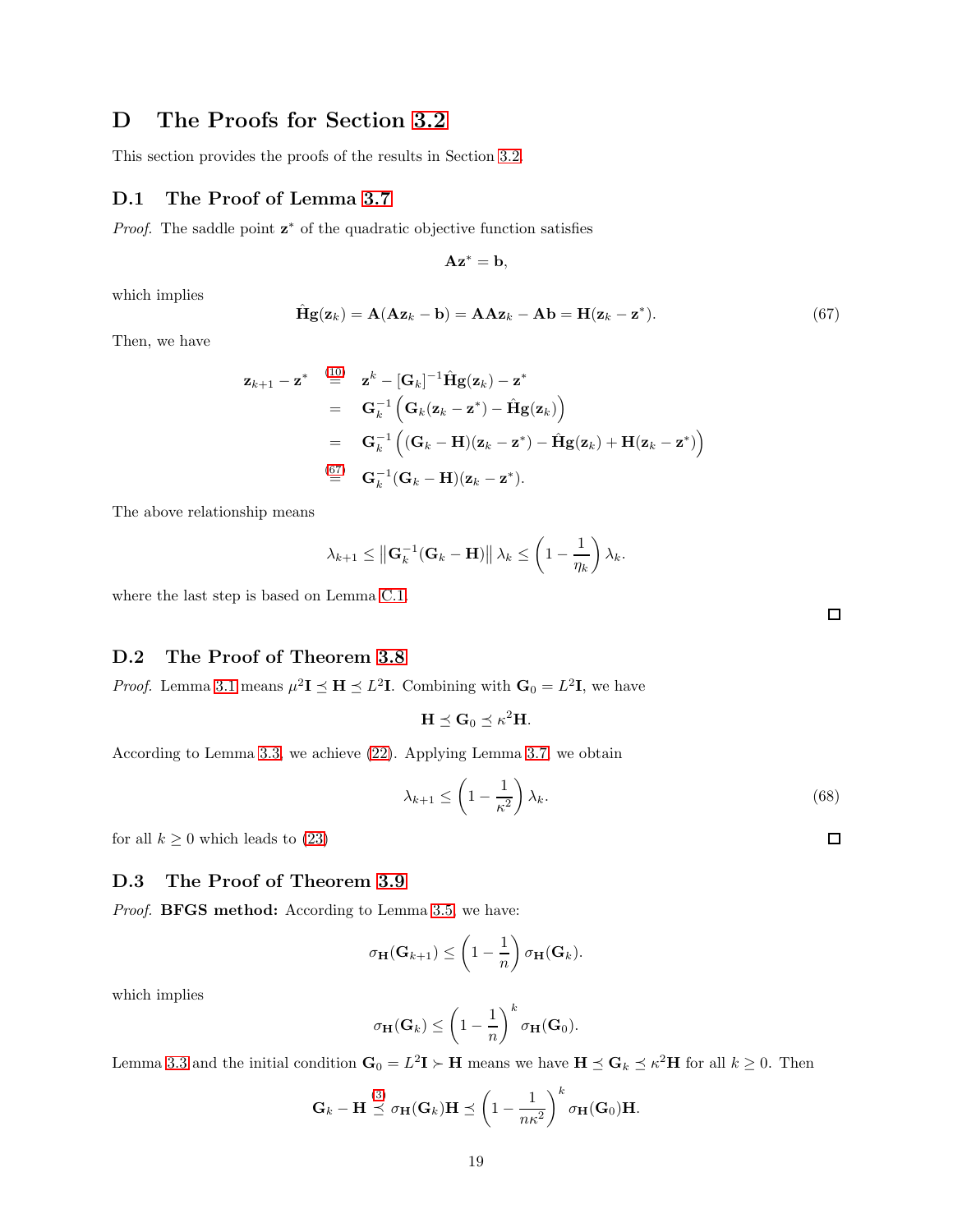# D The Proofs for Section 3.2

This section provides the proofs of the results in Section 3.2.

## D.1 The Proof of Lemma 3.7

*Proof.* The saddle point $\mathbf{z}^*$ of the quadratic objective function satisfies

$$\mathbf{A}\mathbf{z}^* = \mathbf{b},$$

which implies

$$\hat{\mathbf{H}}\mathbf{g}(\mathbf{z}_k) = \mathbf{A}(\mathbf{A}\mathbf{z}_k - \mathbf{b}) = \mathbf{A}\mathbf{A}\mathbf{z}_k - \mathbf{A}\mathbf{b} = \mathbf{H}(\mathbf{z}_k - \mathbf{z}^*). \tag{67}$$

Then, we have

$$\begin{aligned}
\mathbf{z}_{k+1} - \mathbf{z}^* &\overset{(10)}{=} \mathbf{z}^k - [\mathbf{G}_k]^{-1}\hat{\mathbf{H}}\mathbf{g}(\mathbf{z}_k) - \mathbf{z}^* \\
&= \mathbf{G}_k^{-1}\left(\mathbf{G}_k(\mathbf{z}_k - \mathbf{z}^*) - \hat{\mathbf{H}}\mathbf{g}(\mathbf{z}_k)\right) \\
&= \mathbf{G}_k^{-1}\left((\mathbf{G}_k - \mathbf{H})(\mathbf{z}_k - \mathbf{z}^*) - \hat{\mathbf{H}}\mathbf{g}(\mathbf{z}_k) + \mathbf{H}(\mathbf{z}_k - \mathbf{z}^*)\right) \\
&\overset{(67)}{=} \mathbf{G}_k^{-1}(\mathbf{G}_k - \mathbf{H})(\mathbf{z}_k - \mathbf{z}^*).
\end{aligned}$$

The above relationship means

$$\lambda_{k+1} \leq \left\|\mathbf{G}_k^{-1}(\mathbf{G}_k - \mathbf{H})\right\| \lambda_k \leq \left(1 - \frac{1}{\eta_k}\right)\lambda_k.$$

where the last step is based on Lemma C.1. □

## D.2 The Proof of Theorem 3.8

*Proof.* Lemma 3.1 means $\mu^2\mathbf{I} \preceq \mathbf{H} \preceq L^2\mathbf{I}$. Combining with $\mathbf{G}_0 = L^2\mathbf{I}$, we have

$$\mathbf{H} \preceq \mathbf{G}_0 \preceq \kappa^2\mathbf{H}.$$

According to Lemma 3.3, we achieve (22). Applying Lemma 3.7, we obtain

$$\lambda_{k+1} \leq \left(1 - \frac{1}{\kappa^2}\right)\lambda_k. \tag{68}$$

for all $k \geq 0$ which leads to (23) □

## D.3 The Proof of Theorem 3.9

*Proof.* **BFGS method:** According to Lemma 3.5, we have:

$$\sigma_{\mathbf{H}}(\mathbf{G}_{k+1}) \leq \left(1 - \frac{1}{n}\right)\sigma_{\mathbf{H}}(\mathbf{G}_k).$$

which implies

$$\sigma_{\mathbf{H}}(\mathbf{G}_k) \leq \left(1 - \frac{1}{n}\right)^k \sigma_{\mathbf{H}}(\mathbf{G}_0).$$

Lemma 3.3 and the initial condition $\mathbf{G}_0 = L^2\mathbf{I} \succ \mathbf{H}$ means we have $\mathbf{H} \preceq \mathbf{G}_k \preceq \kappa^2\mathbf{H}$ for all $k \geq 0$. Then

$$\mathbf{G}_k - \mathbf{H} \overset{(3)}{\preceq} \sigma_{\mathbf{H}}(\mathbf{G}_k)\mathbf{H} \preceq \left(1 - \frac{1}{n\kappa^2}\right)^k \sigma_{\mathbf{H}}(\mathbf{G}_0)\mathbf{H}.$$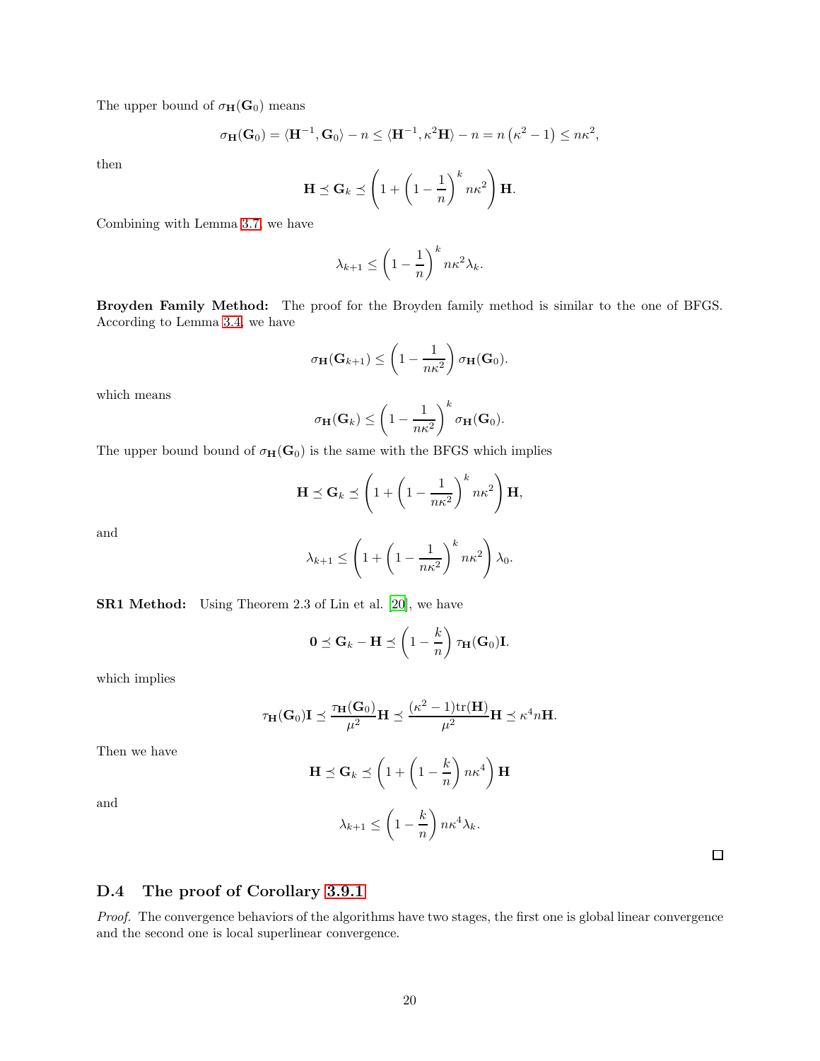The upper bound of $\sigma_{\mathbf{H}}(\mathbf{G}_0)$ means

$$\sigma_{\mathbf{H}}(\mathbf{G}_0) = \langle \mathbf{H}^{-1}, \mathbf{G}_0 \rangle - n \leq \langle \mathbf{H}^{-1}, \kappa^2 \mathbf{H} \rangle - n = n\left(\kappa^2 - 1\right) \leq n\kappa^2,$$

then

$$\mathbf{H} \preceq \mathbf{G}_k \preceq \left(1 + \left(1 - \frac{1}{n}\right)^k n\kappa^2\right)\mathbf{H}.$$

Combining with Lemma 3.7, we have

$$\lambda_{k+1} \leq \left(1 - \frac{1}{n}\right)^k n\kappa^2 \lambda_k.$$

**Broyden Family Method:** The proof for the Broyden family method is similar to the one of BFGS. According to Lemma 3.4, we have

$$\sigma_{\mathbf{H}}(\mathbf{G}_{k+1}) \leq \left(1 - \frac{1}{n\kappa^2}\right)\sigma_{\mathbf{H}}(\mathbf{G}_0).$$

which means

$$\sigma_{\mathbf{H}}(\mathbf{G}_k) \leq \left(1 - \frac{1}{n\kappa^2}\right)^k \sigma_{\mathbf{H}}(\mathbf{G}_0).$$

The upper bound bound of $\sigma_{\mathbf{H}}(\mathbf{G}_0)$ is the same with the BFGS which implies

$$\mathbf{H} \preceq \mathbf{G}_k \preceq \left(1 + \left(1 - \frac{1}{n\kappa^2}\right)^k n\kappa^2\right)\mathbf{H},$$

and

$$\lambda_{k+1} \leq \left(1 + \left(1 - \frac{1}{n\kappa^2}\right)^k n\kappa^2\right)\lambda_0.$$

**SR1 Method:** Using Theorem 2.3 of Lin et al. [20], we have

$$\mathbf{0} \preceq \mathbf{G}_k - \mathbf{H} \preceq \left(1 - \frac{k}{n}\right)\tau_{\mathbf{H}}(\mathbf{G}_0)\mathbf{I}.$$

which implies

$$\tau_{\mathbf{H}}(\mathbf{G}_0)\mathbf{I} \preceq \frac{\tau_{\mathbf{H}}(\mathbf{G}_0)}{\mu^2}\mathbf{H} \preceq \frac{(\kappa^2 - 1)\mathrm{tr}(\mathbf{H})}{\mu^2}\mathbf{H} \preceq \kappa^4 n\mathbf{H}.$$

Then we have

$$\mathbf{H} \preceq \mathbf{G}_k \preceq \left(1 + \left(1 - \frac{k}{n}\right)n\kappa^4\right)\mathbf{H}$$

and

$$\lambda_{k+1} \leq \left(1 - \frac{k}{n}\right)n\kappa^4 \lambda_k.$$

□

## D.4 The proof of Corollary 3.9.1

*Proof.* The convergence behaviors of the algorithms have two stages, the first one is global linear convergence and the second one is local superlinear convergence.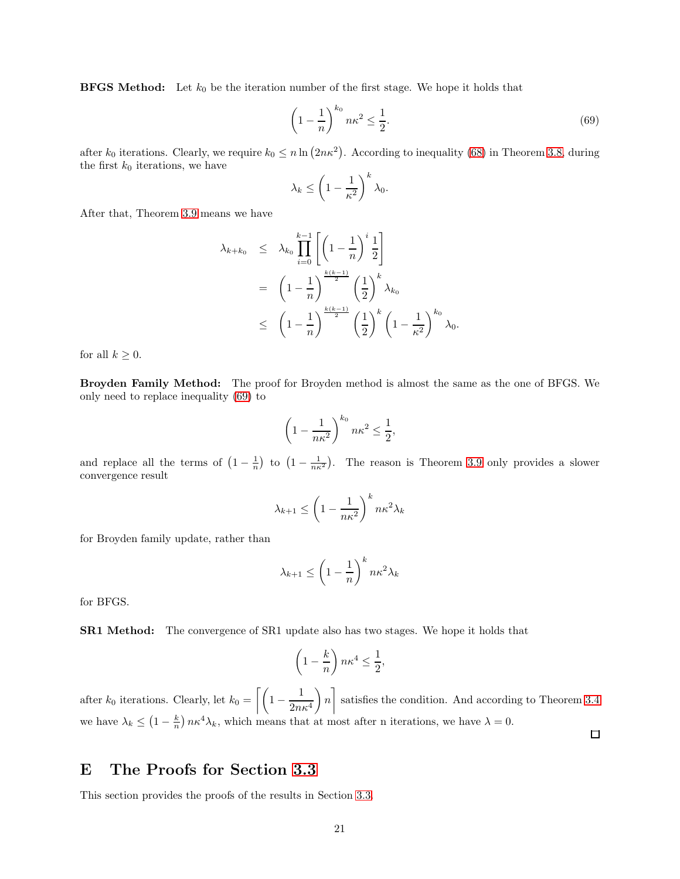**BFGS Method:** Let $k_0$ be the iteration number of the first stage. We hope it holds that

$$\left(1-\frac{1}{n}\right)^{k_0} n\kappa^2 \leq \frac{1}{2}. \tag{69}$$

after $k_0$ iterations. Clearly, we require $k_0 \leq n \ln\left(2n\kappa^2\right)$. According to inequality (68) in Theorem 3.8, during the first $k_0$ iterations, we have

$$\lambda_k \leq \left(1-\frac{1}{\kappa^2}\right)^k \lambda_0.$$

After that, Theorem 3.9 means we have

$$\begin{aligned}
\lambda_{k+k_0} &\leq \lambda_{k_0} \prod_{i=0}^{k-1}\left[\left(1-\frac{1}{n}\right)^i \frac{1}{2}\right] \\
&= \left(1-\frac{1}{n}\right)^{\frac{k(k-1)}{2}} \left(\frac{1}{2}\right)^k \lambda_{k_0} \\
&\leq \left(1-\frac{1}{n}\right)^{\frac{k(k-1)}{2}} \left(\frac{1}{2}\right)^k \left(1-\frac{1}{\kappa^2}\right)^{k_0} \lambda_0.
\end{aligned}$$

for all $k \geq 0$.

**Broyden Family Method:** The proof for Broyden method is almost the same as the one of BFGS. We only need to replace inequality (69) to

$$\left(1-\frac{1}{n\kappa^2}\right)^{k_0} n\kappa^2 \leq \frac{1}{2},$$

and replace all the terms of $\left(1-\frac{1}{n}\right)$ to $\left(1-\frac{1}{n\kappa^2}\right)$. The reason is Theorem 3.9 only provides a slower convergence result

$$\lambda_{k+1} \leq \left(1-\frac{1}{n\kappa^2}\right)^k n\kappa^2 \lambda_k$$

for Broyden family update, rather than

$$\lambda_{k+1} \leq \left(1-\frac{1}{n}\right)^k n\kappa^2 \lambda_k$$

for BFGS.

**SR1 Method:** The convergence of SR1 update also has two stages. We hope it holds that

$$\left(1-\frac{k}{n}\right) n\kappa^4 \leq \frac{1}{2},$$

after $k_0$ iterations. Clearly, let $k_0 = \left\lceil \left(1-\frac{1}{2n\kappa^4}\right) n \right\rceil$ satisfies the condition. And according to Theorem 3.4 we have $\lambda_k \leq \left(1-\frac{k}{n}\right) n\kappa^4 \lambda_k$, which means that at most after n iterations, we have $\lambda = 0$.

□

# E The Proofs for Section 3.3

This section provides the proofs of the results in Section 3.3.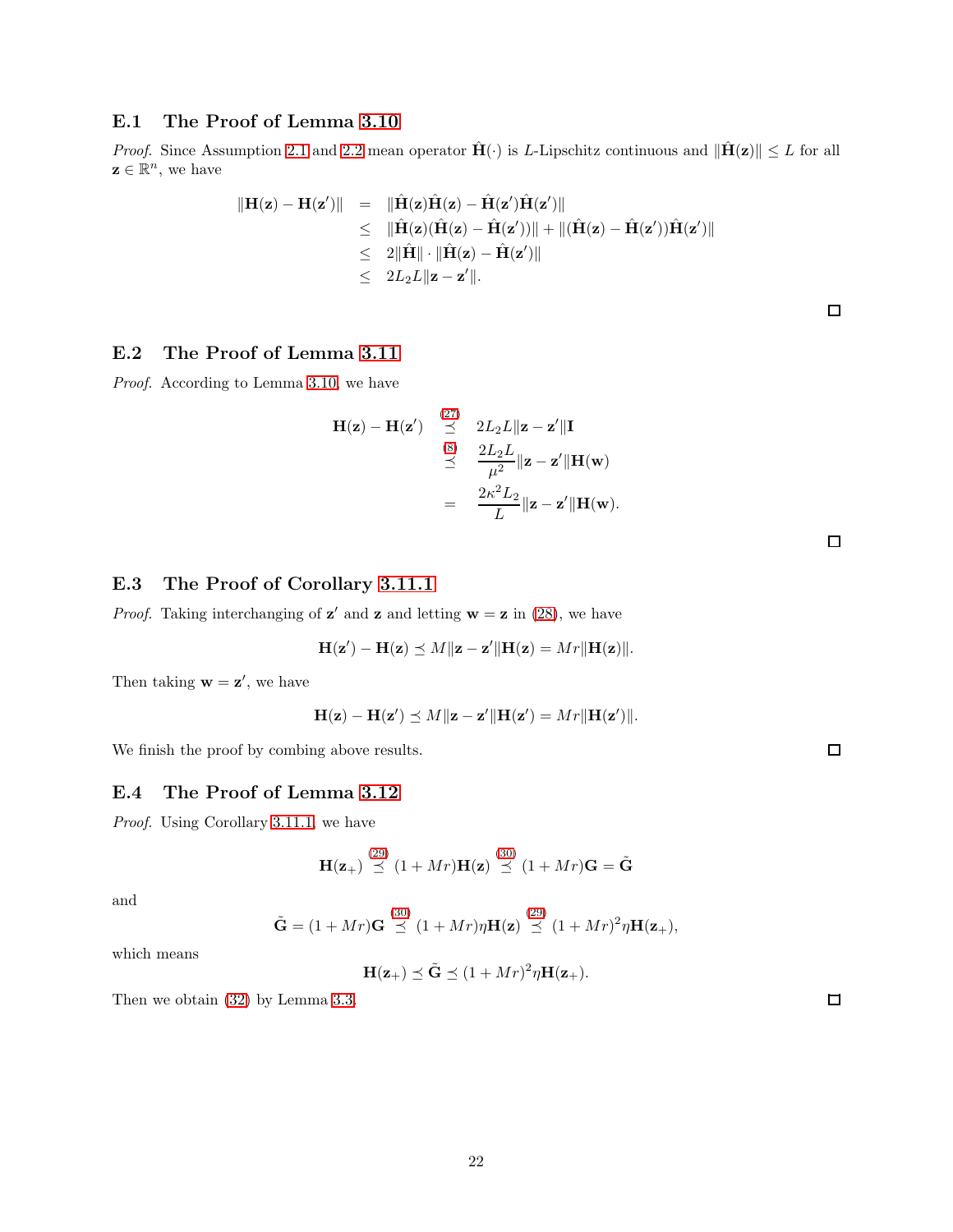### E.1 The Proof of Lemma 3.10

*Proof.* Since Assumption 2.1 and 2.2 mean operator $\hat{\mathbf{H}}(\cdot)$ is $L$-Lipschitz continuous and $\|\hat{\mathbf{H}}(\mathbf{z})\| \leq L$ for all $\mathbf{z} \in \mathbb{R}^n$, we have

$$
\begin{aligned}
\|\mathbf{H}(\mathbf{z}) - \mathbf{H}(\mathbf{z}')\| &= \|\hat{\mathbf{H}}(\mathbf{z})\hat{\mathbf{H}}(\mathbf{z}) - \hat{\mathbf{H}}(\mathbf{z}')\hat{\mathbf{H}}(\mathbf{z}')\| \\
&\leq \|\hat{\mathbf{H}}(\mathbf{z})(\hat{\mathbf{H}}(\mathbf{z}) - \hat{\mathbf{H}}(\mathbf{z}'))\| + \|(\hat{\mathbf{H}}(\mathbf{z}) - \hat{\mathbf{H}}(\mathbf{z}'))\hat{\mathbf{H}}(\mathbf{z}')\| \\
&\leq 2\|\hat{\mathbf{H}}\| \cdot \|\hat{\mathbf{H}}(\mathbf{z}) - \hat{\mathbf{H}}(\mathbf{z}')\| \\
&\leq 2L_2 L\|\mathbf{z} - \mathbf{z}'\|.
\end{aligned}
$$

□

### E.2 The Proof of Lemma 3.11

*Proof.* According to Lemma 3.10, we have

$$
\begin{aligned}
\mathbf{H}(\mathbf{z}) - \mathbf{H}(\mathbf{z}') &\overset{(27)}{\preceq} 2L_2 L\|\mathbf{z} - \mathbf{z}'\|\mathbf{I} \\
&\overset{(8)}{\preceq} \frac{2L_2 L}{\mu^2}\|\mathbf{z} - \mathbf{z}'\|\mathbf{H}(\mathbf{w}) \\
&= \frac{2\kappa^2 L_2}{L}\|\mathbf{z} - \mathbf{z}'\|\mathbf{H}(\mathbf{w}).
\end{aligned}
$$

□

### E.3 The Proof of Corollary 3.11.1

*Proof.* Taking interchanging of $\mathbf{z}'$ and $\mathbf{z}$ and letting $\mathbf{w} = \mathbf{z}$ in (28), we have

$$
\mathbf{H}(\mathbf{z}') - \mathbf{H}(\mathbf{z}) \preceq M\|\mathbf{z} - \mathbf{z}'\|\mathbf{H}(\mathbf{z}) = Mr\|\mathbf{H}(\mathbf{z})\|.
$$

Then taking $\mathbf{w} = \mathbf{z}'$, we have

$$
\mathbf{H}(\mathbf{z}) - \mathbf{H}(\mathbf{z}') \preceq M\|\mathbf{z} - \mathbf{z}'\|\mathbf{H}(\mathbf{z}') = Mr\|\mathbf{H}(\mathbf{z}')\|.
$$

We finish the proof by combing above results. □

### E.4 The Proof of Lemma 3.12

*Proof.* Using Corollary 3.11.1, we have

$$
\mathbf{H}(\mathbf{z}_+) \overset{(29)}{\preceq} (1 + Mr)\mathbf{H}(\mathbf{z}) \overset{(30)}{\preceq} (1 + Mr)\mathbf{G} = \tilde{\mathbf{G}}
$$

and

$$
\tilde{\mathbf{G}} = (1 + Mr)\mathbf{G} \overset{(30)}{\preceq} (1 + Mr)\eta\mathbf{H}(\mathbf{z}) \overset{(29)}{\preceq} (1 + Mr)^2\eta\mathbf{H}(\mathbf{z}_+),
$$

which means

$$
\mathbf{H}(\mathbf{z}_+) \preceq \tilde{\mathbf{G}} \preceq (1 + Mr)^2\eta\mathbf{H}(\mathbf{z}_+).
$$

Then we obtain (32) by Lemma 3.3. □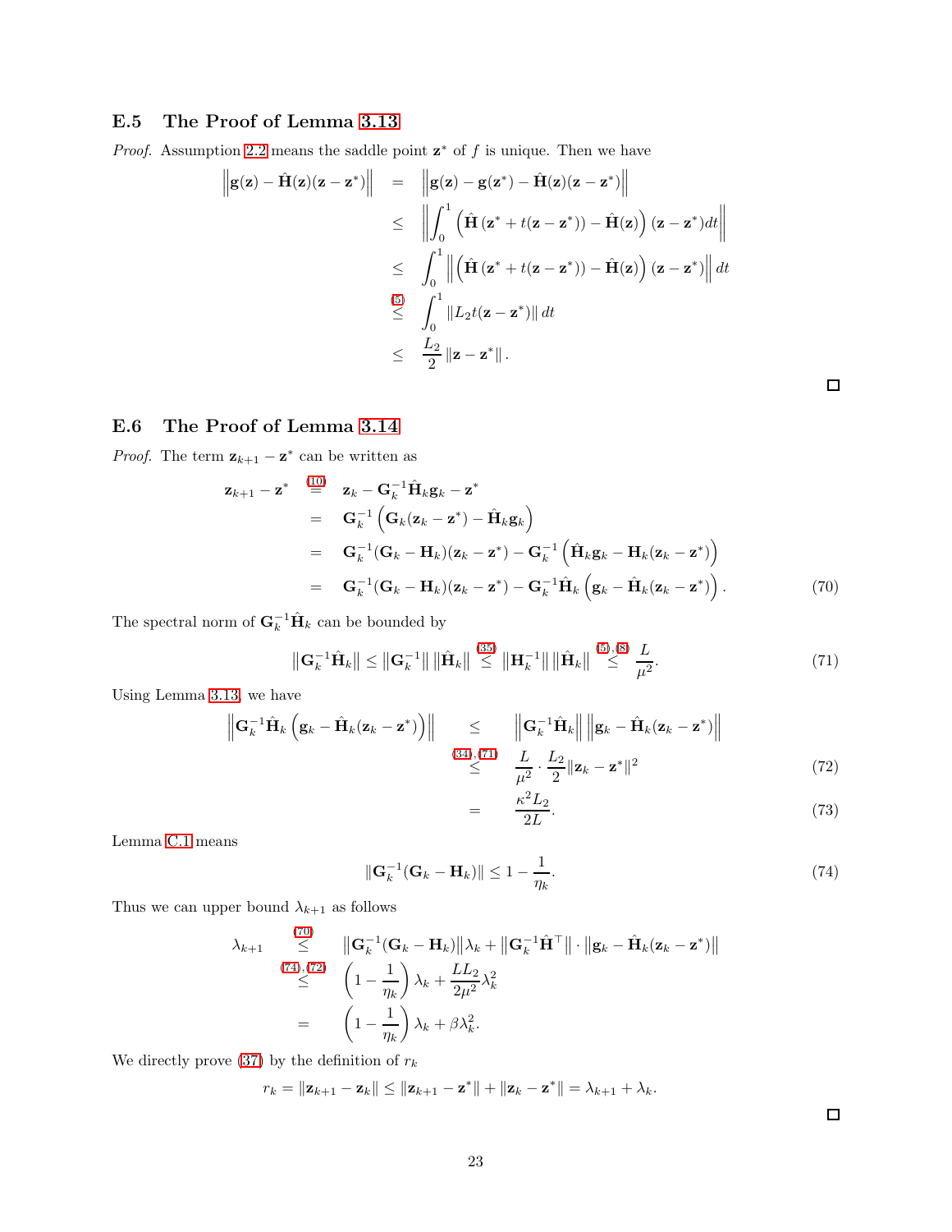## E.5 The Proof of Lemma 3.13

*Proof.* Assumption 2.2 means the saddle point $\mathbf{z}^*$ of $f$ is unique. Then we have

$$
\begin{aligned}
\left\|\mathbf{g}(\mathbf{z}) - \hat{\mathbf{H}}(\mathbf{z})(\mathbf{z}-\mathbf{z}^*)\right\| &= \left\|\mathbf{g}(\mathbf{z}) - \mathbf{g}(\mathbf{z}^*) - \hat{\mathbf{H}}(\mathbf{z})(\mathbf{z}-\mathbf{z}^*)\right\| \\
&\leq \left\|\int_0^1 \left(\hat{\mathbf{H}}\left(\mathbf{z}^* + t(\mathbf{z}-\mathbf{z}^*)\right) - \hat{\mathbf{H}}(\mathbf{z})\right)(\mathbf{z}-\mathbf{z}^*)dt\right\| \\
&\leq \int_0^1 \left\|\left(\hat{\mathbf{H}}\left(\mathbf{z}^* + t(\mathbf{z}-\mathbf{z}^*)\right) - \hat{\mathbf{H}}(\mathbf{z})\right)(\mathbf{z}-\mathbf{z}^*)\right\| dt \\
&\overset{(5)}{\leq} \int_0^1 \left\|L_2 t(\mathbf{z}-\mathbf{z}^*)\right\| dt \\
&\leq \frac{L_2}{2}\left\|\mathbf{z}-\mathbf{z}^*\right\|.
\end{aligned}
$$

□

## E.6 The Proof of Lemma 3.14

*Proof.* The term $\mathbf{z}_{k+1} - \mathbf{z}^*$ can be written as

$$
\begin{aligned}
\mathbf{z}_{k+1} - \mathbf{z}^* &\overset{(10)}{=} \mathbf{z}_k - \mathbf{G}_k^{-1}\hat{\mathbf{H}}_k\mathbf{g}_k - \mathbf{z}^* \\
&= \mathbf{G}_k^{-1}\left(\mathbf{G}_k(\mathbf{z}_k - \mathbf{z}^*) - \hat{\mathbf{H}}_k\mathbf{g}_k\right) \\
&= \mathbf{G}_k^{-1}(\mathbf{G}_k - \mathbf{H}_k)(\mathbf{z}_k - \mathbf{z}^*) - \mathbf{G}_k^{-1}\left(\hat{\mathbf{H}}_k\mathbf{g}_k - \mathbf{H}_k(\mathbf{z}_k - \mathbf{z}^*)\right) \\
&= \mathbf{G}_k^{-1}(\mathbf{G}_k - \mathbf{H}_k)(\mathbf{z}_k - \mathbf{z}^*) - \mathbf{G}_k^{-1}\hat{\mathbf{H}}_k\left(\mathbf{g}_k - \hat{\mathbf{H}}_k(\mathbf{z}_k - \mathbf{z}^*)\right).
\end{aligned} \tag{70}
$$

The spectral norm of $\mathbf{G}_k^{-1}\hat{\mathbf{H}}_k$ can be bounded by

$$
\left\|\mathbf{G}_k^{-1}\hat{\mathbf{H}}_k\right\| \leq \left\|\mathbf{G}_k^{-1}\right\|\left\|\hat{\mathbf{H}}_k\right\| \overset{(35)}{\leq} \left\|\mathbf{H}_k^{-1}\right\|\left\|\hat{\mathbf{H}}_k\right\| \overset{(5),(8)}{\leq} \frac{L}{\mu^2}. \tag{71}
$$

Using Lemma 3.13, we have

$$
\begin{aligned}
\left\|\mathbf{G}_k^{-1}\hat{\mathbf{H}}_k\left(\mathbf{g}_k - \hat{\mathbf{H}}_k(\mathbf{z}_k - \mathbf{z}^*)\right)\right\| &\leq \left\|\mathbf{G}_k^{-1}\hat{\mathbf{H}}_k\right\|\left\|\mathbf{g}_k - \hat{\mathbf{H}}_k(\mathbf{z}_k - \mathbf{z}^*)\right\| \\
&\overset{(34),(71)}{\leq} \frac{L}{\mu^2}\cdot\frac{L_2}{2}\|\mathbf{z}_k - \mathbf{z}^*\|^2 \qquad (72) \\
&= \frac{\kappa^2 L_2}{2L}. \qquad (73)
\end{aligned}
$$

Lemma C.1 means

$$
\|\mathbf{G}_k^{-1}(\mathbf{G}_k - \mathbf{H}_k)\| \leq 1 - \frac{1}{\eta_k}. \tag{74}
$$

Thus we can upper bound $\lambda_{k+1}$ as follows

$$
\begin{aligned}
\lambda_{k+1} &\overset{(70)}{\leq} \left\|\mathbf{G}_k^{-1}(\mathbf{G}_k - \mathbf{H}_k)\right\|\lambda_k + \left\|\mathbf{G}_k^{-1}\hat{\mathbf{H}}^\top\right\|\cdot\left\|\mathbf{g}_k - \hat{\mathbf{H}}_k(\mathbf{z}_k - \mathbf{z}^*)\right\| \\
&\overset{(74),(72)}{\leq} \left(1 - \frac{1}{\eta_k}\right)\lambda_k + \frac{LL_2}{2\mu^2}\lambda_k^2 \\
&= \left(1 - \frac{1}{\eta_k}\right)\lambda_k + \beta\lambda_k^2.
\end{aligned}
$$

We directly prove (37) by the definition of $r_k$

$$
r_k = \|\mathbf{z}_{k+1} - \mathbf{z}_k\| \leq \|\mathbf{z}_{k+1} - \mathbf{z}^*\| + \|\mathbf{z}_k - \mathbf{z}^*\| = \lambda_{k+1} + \lambda_k.
$$

□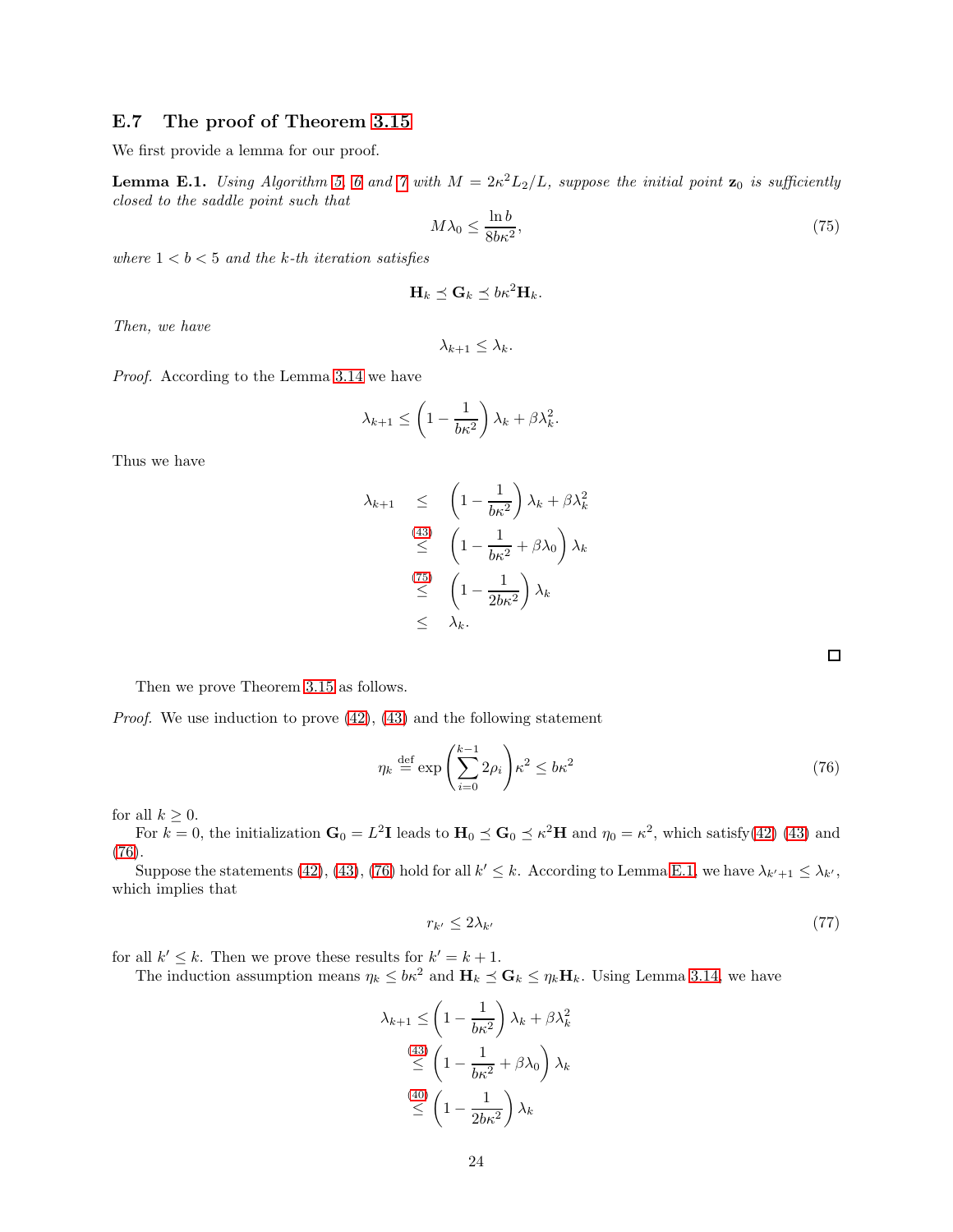### E.7 The proof of Theorem 3.15

We first provide a lemma for our proof.

**Lemma E.1.** *Using Algorithm 5, 6 and 7 with $M = 2\kappa^2 L_2/L$, suppose the initial point $\mathbf{z}_0$ is sufficiently closed to the saddle point such that*

$$M\lambda_0 \leq \frac{\ln b}{8b\kappa^2}, \tag{75}$$

*where $1 < b < 5$ and the $k$-th iteration satisfies*

$$\mathbf{H}_k \preceq \mathbf{G}_k \preceq b\kappa^2 \mathbf{H}_k.$$

*Then, we have*

$$\lambda_{k+1} \leq \lambda_k.$$

*Proof.* According to the Lemma 3.14 we have

$$\lambda_{k+1} \leq \left(1 - \frac{1}{b\kappa^2}\right)\lambda_k + \beta\lambda_k^2.$$

Thus we have

$$\begin{aligned}
\lambda_{k+1} &\leq \left(1 - \frac{1}{b\kappa^2}\right)\lambda_k + \beta\lambda_k^2 \\
&\overset{(43)}{\leq} \left(1 - \frac{1}{b\kappa^2} + \beta\lambda_0\right)\lambda_k \\
&\overset{(75)}{\leq} \left(1 - \frac{1}{2b\kappa^2}\right)\lambda_k \\
&\leq \lambda_k.
\end{aligned}$$

□

Then we prove Theorem 3.15 as follows.

*Proof.* We use induction to prove (42), (43) and the following statement

$$\eta_k \overset{\text{def}}{=} \exp\left(\sum_{i=0}^{k-1} 2\rho_i\right)\kappa^2 \leq b\kappa^2 \tag{76}$$

for all $k \geq 0$.

For $k = 0$, the initialization $\mathbf{G}_0 = L^2\mathbf{I}$ leads to $\mathbf{H}_0 \preceq \mathbf{G}_0 \preceq \kappa^2\mathbf{H}$ and $\eta_0 = \kappa^2$, which satisfy(42) (43) and (76).

Suppose the statements (42), (43), (76) hold for all $k' \leq k$. According to Lemma E.1, we have $\lambda_{k'+1} \leq \lambda_{k'}$, which implies that

$$r_{k'} \leq 2\lambda_{k'} \tag{77}$$

for all $k' \leq k$. Then we prove these results for $k' = k+1$.

The induction assumption means $\eta_k \leq b\kappa^2$ and $\mathbf{H}_k \preceq \mathbf{G}_k \leq \eta_k \mathbf{H}_k$. Using Lemma 3.14, we have

$$\begin{aligned}
\lambda_{k+1} &\leq \left(1 - \frac{1}{b\kappa^2}\right)\lambda_k + \beta\lambda_k^2 \\
&\overset{(43)}{\leq} \left(1 - \frac{1}{b\kappa^2} + \beta\lambda_0\right)\lambda_k \\
&\overset{(40)}{\leq} \left(1 - \frac{1}{2b\kappa^2}\right)\lambda_k
\end{aligned}$$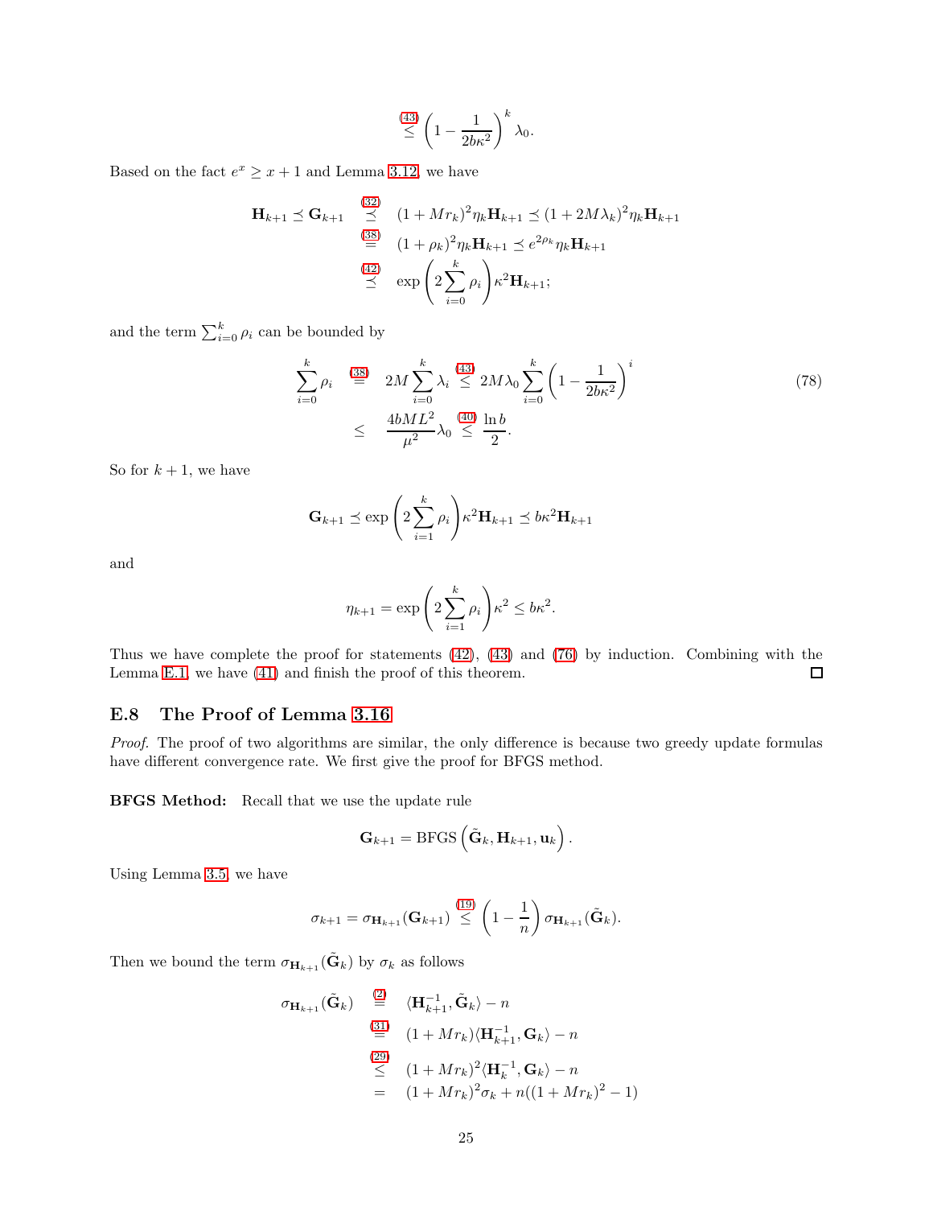$$\overset{(43)}{\leq} \left(1 - \frac{1}{2b\kappa^2}\right)^k \lambda_0.$$

Based on the fact $e^x \geq x + 1$ and Lemma 3.12, we have

$$\begin{aligned}
\mathbf{H}_{k+1} \preceq \mathbf{G}_{k+1} &\overset{(32)}{\preceq} (1 + Mr_k)^2 \eta_k \mathbf{H}_{k+1} \preceq (1 + 2M\lambda_k)^2 \eta_k \mathbf{H}_{k+1} \\
&\overset{(38)}{=} (1 + \rho_k)^2 \eta_k \mathbf{H}_{k+1} \preceq e^{2\rho_k} \eta_k \mathbf{H}_{k+1} \\
&\overset{(42)}{\preceq} \exp\left(2\sum_{i=0}^{k} \rho_i\right) \kappa^2 \mathbf{H}_{k+1};
\end{aligned}$$

and the term $\sum_{i=0}^{k} \rho_i$ can be bounded by

$$\begin{aligned}
\sum_{i=0}^{k} \rho_i &\overset{(38)}{=} 2M \sum_{i=0}^{k} \lambda_i \overset{(43)}{\leq} 2M\lambda_0 \sum_{i=0}^{k} \left(1 - \frac{1}{2b\kappa^2}\right)^i \\
&\leq \frac{4bML^2}{\mu^2} \lambda_0 \overset{(40)}{\leq} \frac{\ln b}{2}.
\end{aligned} \tag{78}$$

So for $k + 1$, we have

$$\mathbf{G}_{k+1} \preceq \exp\left(2\sum_{i=1}^{k} \rho_i\right) \kappa^2 \mathbf{H}_{k+1} \preceq b\kappa^2 \mathbf{H}_{k+1}$$

and

$$\eta_{k+1} = \exp\left(2\sum_{i=1}^{k} \rho_i\right) \kappa^2 \leq b\kappa^2.$$

Thus we have complete the proof for statements (42), (43) and (76) by induction. Combining with the Lemma E.1 we have (41) and finish the proof of this theorem. □

## E.8 The Proof of Lemma 3.16

*Proof.* The proof of two algorithms are similar, the only difference is because two greedy update formulas have different convergence rate. We first give the proof for BFGS method.

**BFGS Method:** Recall that we use the update rule

$$\mathbf{G}_{k+1} = \mathrm{BFGS}\left(\tilde{\mathbf{G}}_k, \mathbf{H}_{k+1}, \mathbf{u}_k\right).$$

Using Lemma 3.5, we have

$$\sigma_{k+1} = \sigma_{\mathbf{H}_{k+1}}(\mathbf{G}_{k+1}) \overset{(19)}{\leq} \left(1 - \frac{1}{n}\right) \sigma_{\mathbf{H}_{k+1}}(\tilde{\mathbf{G}}_k).$$

Then we bound the term $\sigma_{\mathbf{H}_{k+1}}(\tilde{\mathbf{G}}_k)$ by $\sigma_k$ as follows

$$\begin{aligned}
\sigma_{\mathbf{H}_{k+1}}(\tilde{\mathbf{G}}_k) &\overset{(2)}{=} \langle \mathbf{H}_{k+1}^{-1}, \tilde{\mathbf{G}}_k \rangle - n \\
&\overset{(31)}{=} (1 + Mr_k) \langle \mathbf{H}_{k+1}^{-1}, \mathbf{G}_k \rangle - n \\
&\overset{(29)}{\leq} (1 + Mr_k)^2 \langle \mathbf{H}_k^{-1}, \mathbf{G}_k \rangle - n \\
&= (1 + Mr_k)^2 \sigma_k + n((1 + Mr_k)^2 - 1)
\end{aligned}$$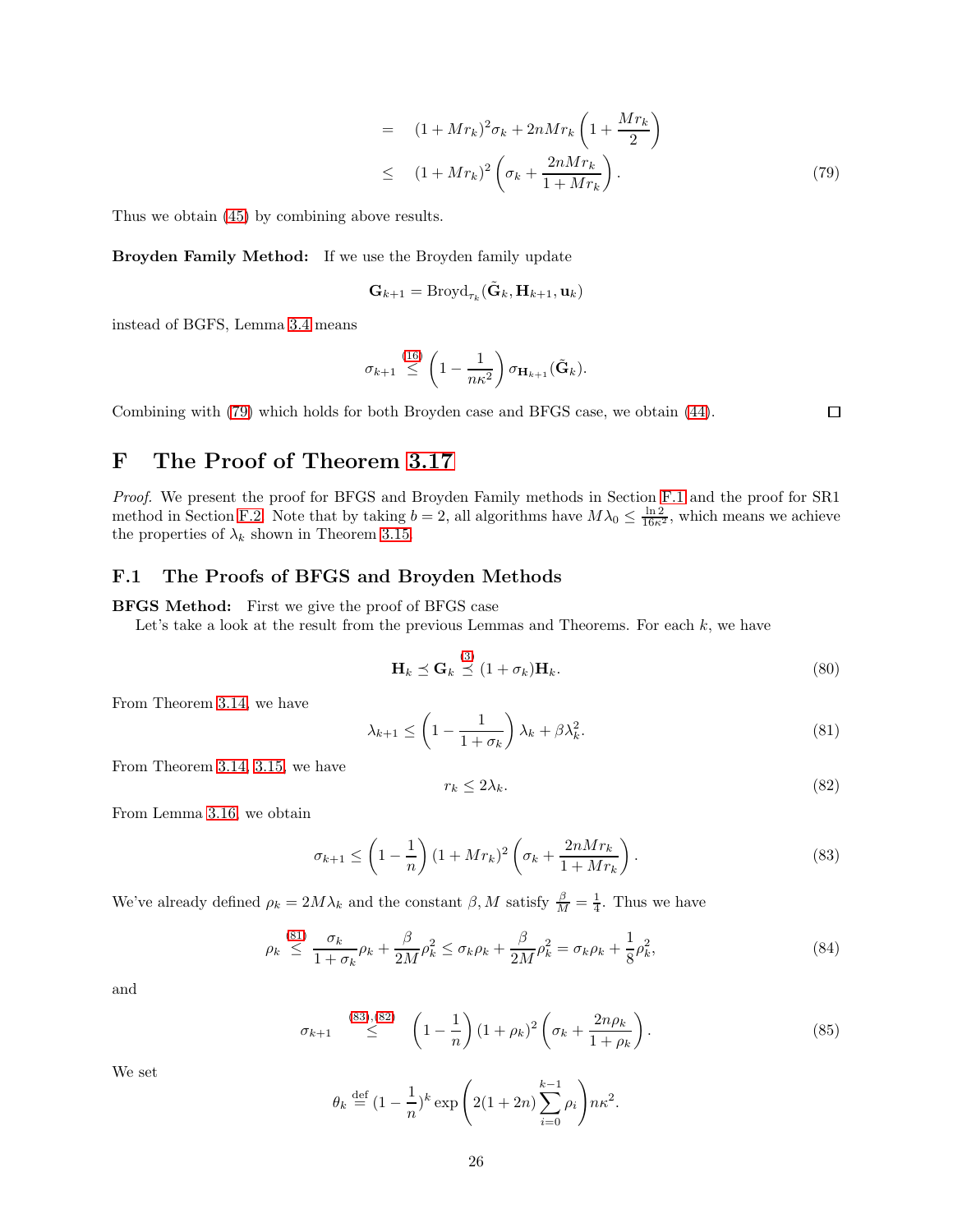$$
\begin{aligned}
&= (1+Mr_k)^2\sigma_k + 2nMr_k\left(1+\frac{Mr_k}{2}\right) \\
&\le (1+Mr_k)^2\left(\sigma_k + \frac{2nMr_k}{1+Mr_k}\right). \qquad (79)
\end{aligned}
$$

Thus we obtain (45) by combining above results.

**Broyden Family Method:** If we use the Broyden family update

$$
\mathbf{G}_{k+1} = \mathrm{Broyd}_{\tau_k}(\tilde{\mathbf{G}}_k, \mathbf{H}_{k+1}, \mathbf{u}_k)
$$

instead of BGFS, Lemma 3.4 means

$$
\sigma_{k+1} \overset{(16)}{\le} \left(1 - \frac{1}{n\kappa^2}\right)\sigma_{\mathbf{H}_{k+1}}(\tilde{\mathbf{G}}_k).
$$

Combining with (79) which holds for both Broyden case and BFGS case, we obtain (44). □

# F The Proof of Theorem 3.17

*Proof.* We present the proof for BFGS and Broyden Family methods in Section F.1 and the proof for SR1 method in Section F.2. Note that by taking $b = 2$, all algorithms have $M\lambda_0 \le \frac{\ln 2}{16\kappa^2}$, which means we achieve the properties of $\lambda_k$ shown in Theorem 3.15.

## F.1 The Proofs of BFGS and Broyden Methods

**BFGS Method:** First we give the proof of BFGS case

Let's take a look at the result from the previous Lemmas and Theorems. For each $k$, we have

$$
\mathbf{H}_k \preceq \mathbf{G}_k \overset{(3)}{\preceq} (1+\sigma_k)\mathbf{H}_k. \qquad (80)
$$

From Theorem 3.14, we have

$$
\lambda_{k+1} \le \left(1 - \frac{1}{1+\sigma_k}\right)\lambda_k + \beta\lambda_k^2. \qquad (81)
$$

From Theorem 3.14, 3.15, we have

$$
r_k \le 2\lambda_k. \qquad (82)
$$

From Lemma 3.16, we obtain

$$
\sigma_{k+1} \le \left(1 - \frac{1}{n}\right)(1+Mr_k)^2\left(\sigma_k + \frac{2nMr_k}{1+Mr_k}\right). \qquad (83)
$$

We've already defined $\rho_k = 2M\lambda_k$ and the constant $\beta, M$ satisfy $\frac{\beta}{M} = \frac{1}{4}$. Thus we have

$$
\rho_k \overset{(81)}{\le} \frac{\sigma_k}{1+\sigma_k}\rho_k + \frac{\beta}{2M}\rho_k^2 \le \sigma_k\rho_k + \frac{\beta}{2M}\rho_k^2 = \sigma_k\rho_k + \frac{1}{8}\rho_k^2, \qquad (84)
$$

and

$$
\sigma_{k+1} \overset{(83),(82)}{\le} \left(1 - \frac{1}{n}\right)(1+\rho_k)^2\left(\sigma_k + \frac{2n\rho_k}{1+\rho_k}\right). \qquad (85)
$$

We set

$$
\theta_k \overset{\text{def}}{=} (1 - \frac{1}{n})^k \exp\left(2(1+2n)\sum_{i=0}^{k-1}\rho_i\right)n\kappa^2.
$$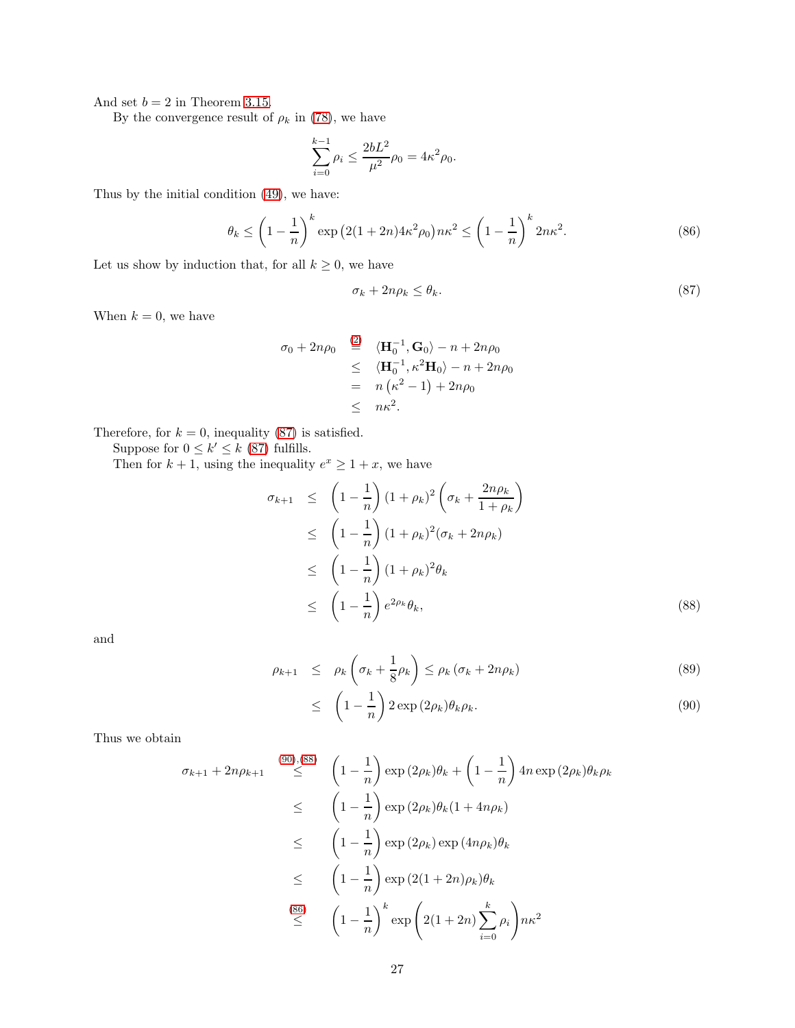And set $b = 2$ in Theorem 3.15.

By the convergence result of $\rho_k$ in (78), we have

$$\sum_{i=0}^{k-1} \rho_i \leq \frac{2bL^2}{\mu^2}\rho_0 = 4\kappa^2\rho_0.$$

Thus by the initial condition (49), we have:

$$\theta_k \leq \left(1 - \frac{1}{n}\right)^k \exp\left(2(1+2n)4\kappa^2\rho_0\right) n\kappa^2 \leq \left(1 - \frac{1}{n}\right)^k 2n\kappa^2. \tag{86}$$

Let us show by induction that, for all $k \geq 0$, we have

$$\sigma_k + 2n\rho_k \leq \theta_k. \tag{87}$$

When $k = 0$, we have

$$\begin{aligned}
\sigma_0 + 2n\rho_0 &\overset{(2)}{=} \langle \mathbf{H}_0^{-1}, \mathbf{G}_0 \rangle - n + 2n\rho_0 \\
&\leq \langle \mathbf{H}_0^{-1}, \kappa^2 \mathbf{H}_0 \rangle - n + 2n\rho_0 \\
&= n\left(\kappa^2 - 1\right) + 2n\rho_0 \\
&\leq n\kappa^2.
\end{aligned}$$

Therefore, for $k = 0$, inequality (87) is satisfied.

Suppose for $0 \leq k' \leq k$ (87) fulfills.

Then for $k+1$, using the inequality $e^x \geq 1 + x$, we have

$$\begin{aligned}
\sigma_{k+1} &\leq \left(1 - \frac{1}{n}\right)(1+\rho_k)^2\left(\sigma_k + \frac{2n\rho_k}{1+\rho_k}\right) \\
&\leq \left(1 - \frac{1}{n}\right)(1+\rho_k)^2(\sigma_k + 2n\rho_k) \\
&\leq \left(1 - \frac{1}{n}\right)(1+\rho_k)^2\theta_k \\
&\leq \left(1 - \frac{1}{n}\right)e^{2\rho_k}\theta_k,
\end{aligned} \tag{88}$$

and

$$\rho_{k+1} \leq \rho_k\left(\sigma_k + \frac{1}{8}\rho_k\right) \leq \rho_k\left(\sigma_k + 2n\rho_k\right) \tag{89}$$

$$\leq \left(1 - \frac{1}{n}\right) 2\exp\left(2\rho_k\right)\theta_k\rho_k. \tag{90}$$

Thus we obtain

$$\begin{aligned}
\sigma_{k+1} + 2n\rho_{k+1} &\overset{(90),(88)}{\leq} \left(1 - \frac{1}{n}\right)\exp\left(2\rho_k\right)\theta_k + \left(1 - \frac{1}{n}\right)4n\exp\left(2\rho_k\right)\theta_k\rho_k \\
&\leq \left(1 - \frac{1}{n}\right)\exp\left(2\rho_k\right)\theta_k(1 + 4n\rho_k) \\
&\leq \left(1 - \frac{1}{n}\right)\exp\left(2\rho_k\right)\exp\left(4n\rho_k\right)\theta_k \\
&\leq \left(1 - \frac{1}{n}\right)\exp\left(2(1+2n)\rho_k\right)\theta_k \\
&\overset{(86)}{\leq} \left(1 - \frac{1}{n}\right)^k \exp\left(2(1+2n)\sum_{i=0}^{k}\rho_i\right)n\kappa^2
\end{aligned}$$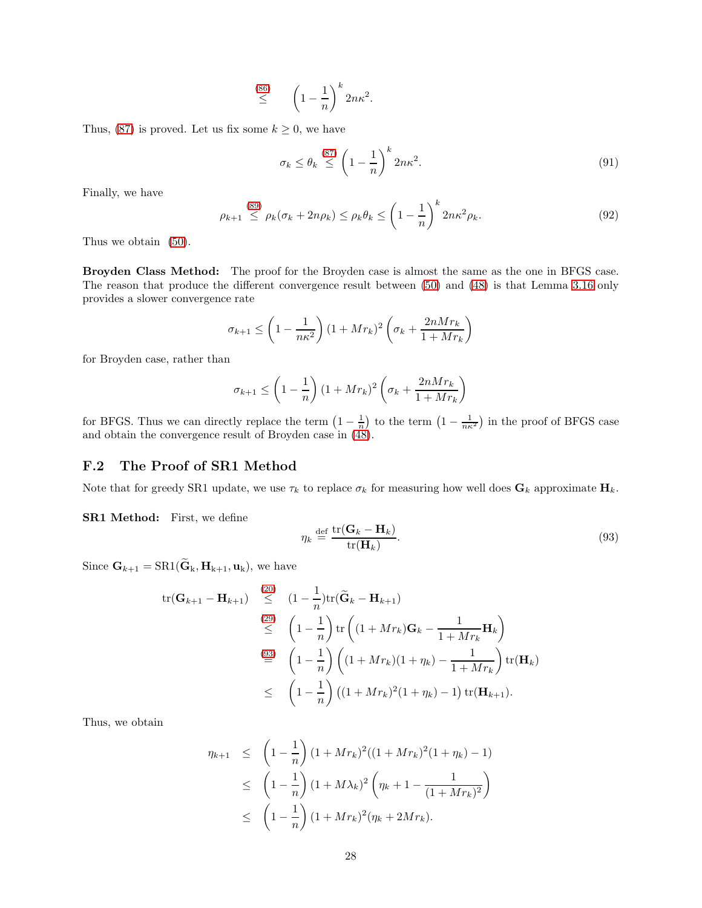$$\overset{(86)}{\leq} \quad \left(1-\frac{1}{n}\right)^k 2n\kappa^2.$$

Thus, (87) is proved. Let us fix some $k \geq 0$, we have

$$\sigma_k \leq \theta_k \overset{(87)}{\leq} \left(1-\frac{1}{n}\right)^k 2n\kappa^2. \tag{91}$$

Finally, we have

$$\rho_{k+1} \overset{(89)}{\leq} \rho_k(\sigma_k + 2n\rho_k) \leq \rho_k\theta_k \leq \left(1-\frac{1}{n}\right)^k 2n\kappa^2\rho_k. \tag{92}$$

Thus we obtain (50).

**Broyden Class Method:** The proof for the Broyden case is almost the same as the one in BFGS case. The reason that produce the different convergence result between (50) and (48) is that Lemma 3.16 only provides a slower convergence rate

$$\sigma_{k+1} \leq \left(1-\frac{1}{n\kappa^2}\right)(1+Mr_k)^2\left(\sigma_k + \frac{2nMr_k}{1+Mr_k}\right)$$

for Broyden case, rather than

$$\sigma_{k+1} \leq \left(1-\frac{1}{n}\right)(1+Mr_k)^2\left(\sigma_k + \frac{2nMr_k}{1+Mr_k}\right)$$

for BFGS. Thus we can directly replace the term $\left(1-\frac{1}{n}\right)$ to the term $\left(1-\frac{1}{n\kappa^2}\right)$ in the proof of BFGS case and obtain the convergence result of Broyden case in (48).

## F.2 The Proof of SR1 Method

Note that for greedy SR1 update, we use $\tau_k$ to replace $\sigma_k$ for measuring how well does $\mathbf{G}_k$ approximate $\mathbf{H}_k$.

**SR1 Method:** First, we define

$$\eta_k \overset{\text{def}}{=} \frac{\operatorname{tr}(\mathbf{G}_k - \mathbf{H}_k)}{\operatorname{tr}(\mathbf{H}_k)}. \tag{93}$$

Since $\mathbf{G}_{k+1} = \mathrm{SR1}(\widetilde{\mathbf{G}}_k, \mathbf{H}_{k+1}, \mathbf{u}_k)$, we have

$$\begin{aligned}
\operatorname{tr}(\mathbf{G}_{k+1} - \mathbf{H}_{k+1}) &\overset{(20)}{\leq} (1-\frac{1}{n})\operatorname{tr}(\widetilde{\mathbf{G}}_k - \mathbf{H}_{k+1}) \\
&\overset{(29)}{\leq} \left(1-\frac{1}{n}\right)\operatorname{tr}\left((1+Mr_k)\mathbf{G}_k - \frac{1}{1+Mr_k}\mathbf{H}_k\right) \\
&\overset{(93)}{=} \left(1-\frac{1}{n}\right)\left((1+Mr_k)(1+\eta_k) - \frac{1}{1+Mr_k}\right)\operatorname{tr}(\mathbf{H}_k) \\
&\leq \left(1-\frac{1}{n}\right)\left((1+Mr_k)^2(1+\eta_k) - 1\right)\operatorname{tr}(\mathbf{H}_{k+1}).
\end{aligned}$$

Thus, we obtain

$$\begin{aligned}
\eta_{k+1} &\leq \left(1-\frac{1}{n}\right)(1+Mr_k)^2((1+Mr_k)^2(1+\eta_k) - 1) \\
&\leq \left(1-\frac{1}{n}\right)(1+M\lambda_k)^2\left(\eta_k + 1 - \frac{1}{(1+Mr_k)^2}\right) \\
&\leq \left(1-\frac{1}{n}\right)(1+Mr_k)^2(\eta_k + 2Mr_k).
\end{aligned}$$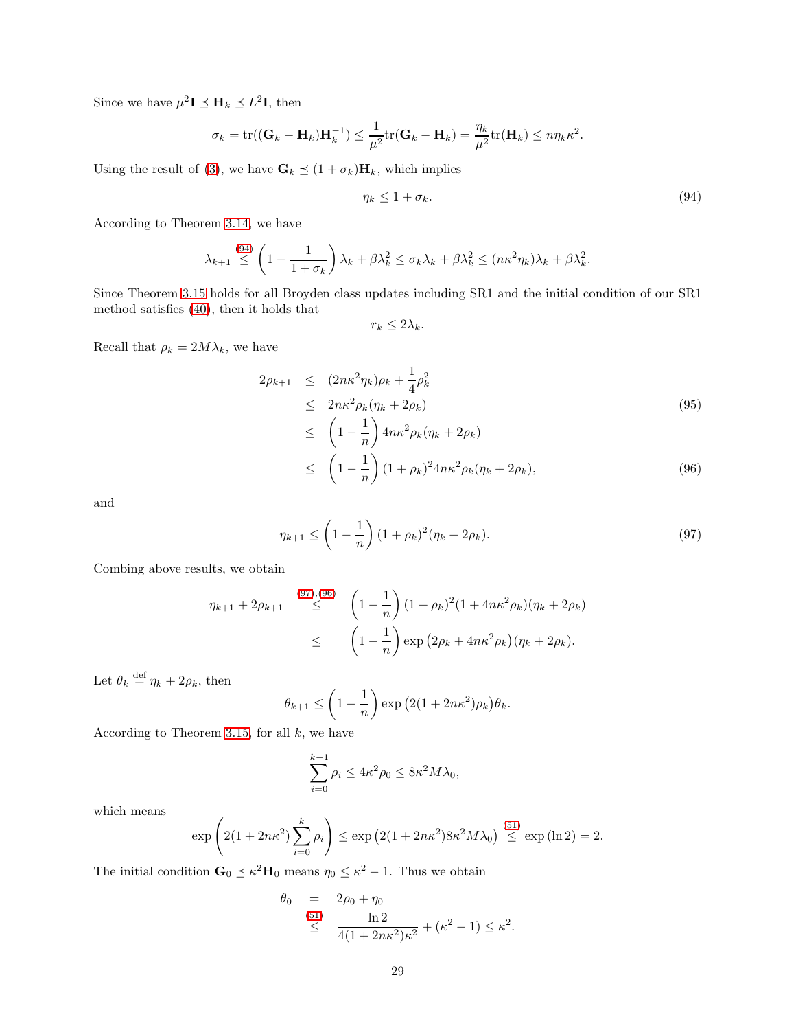Since we have $\mu^2 \mathbf{I} \preceq \mathbf{H}_k \preceq L^2 \mathbf{I}$, then

$$\sigma_k = \mathrm{tr}((\mathbf{G}_k - \mathbf{H}_k)\mathbf{H}_k^{-1}) \leq \frac{1}{\mu^2}\mathrm{tr}(\mathbf{G}_k - \mathbf{H}_k) = \frac{\eta_k}{\mu^2}\mathrm{tr}(\mathbf{H}_k) \leq n\eta_k\kappa^2.$$

Using the result of (3), we have $\mathbf{G}_k \preceq (1+\sigma_k)\mathbf{H}_k$, which implies

$$\eta_k \leq 1 + \sigma_k. \tag{94}$$

According to Theorem 3.14, we have

$$\lambda_{k+1} \overset{(94)}{\leq} \left(1 - \frac{1}{1+\sigma_k}\right)\lambda_k + \beta\lambda_k^2 \leq \sigma_k\lambda_k + \beta\lambda_k^2 \leq (n\kappa^2\eta_k)\lambda_k + \beta\lambda_k^2.$$

Since Theorem 3.15 holds for all Broyden class updates including SR1 and the initial condition of our SR1 method satisfies (40), then it holds that

$$r_k \leq 2\lambda_k.$$

Recall that $\rho_k = 2M\lambda_k$, we have

$$\begin{aligned}
2\rho_{k+1} &\leq (2n\kappa^2\eta_k)\rho_k + \frac{1}{4}\rho_k^2 \\
&\leq 2n\kappa^2\rho_k(\eta_k + 2\rho_k) \qquad (95)\\
&\leq \left(1 - \frac{1}{n}\right)4n\kappa^2\rho_k(\eta_k + 2\rho_k) \\
&\leq \left(1 - \frac{1}{n}\right)(1+\rho_k)^2 4n\kappa^2\rho_k(\eta_k + 2\rho_k), \qquad (96)
\end{aligned}$$

and

$$\eta_{k+1} \leq \left(1 - \frac{1}{n}\right)(1+\rho_k)^2(\eta_k + 2\rho_k). \tag{97}$$

Combing above results, we obtain

$$\begin{aligned}
\eta_{k+1} + 2\rho_{k+1} &\overset{(97),(96)}{\leq} \left(1 - \frac{1}{n}\right)(1+\rho_k)^2(1 + 4n\kappa^2\rho_k)(\eta_k + 2\rho_k) \\
&\leq \left(1 - \frac{1}{n}\right)\exp\left(2\rho_k + 4n\kappa^2\rho_k\right)(\eta_k + 2\rho_k).
\end{aligned}$$

Let $\theta_k \overset{\text{def}}{=} \eta_k + 2\rho_k$, then

$$\theta_{k+1} \leq \left(1 - \frac{1}{n}\right)\exp\left(2(1+2n\kappa^2)\rho_k\right)\theta_k.$$

According to Theorem 3.15, for all $k$, we have

$$\sum_{i=0}^{k-1}\rho_i \leq 4\kappa^2\rho_0 \leq 8\kappa^2 M\lambda_0,$$

which means

$$\exp\left(2(1+2n\kappa^2)\sum_{i=0}^{k}\rho_i\right) \leq \exp\left(2(1+2n\kappa^2)8\kappa^2 M\lambda_0\right) \overset{(51)}{\leq} \exp(\ln 2) = 2.$$

The initial condition $\mathbf{G}_0 \preceq \kappa^2\mathbf{H}_0$ means $\eta_0 \leq \kappa^2 - 1$. Thus we obtain

$$\begin{aligned}
\theta_0 &= 2\rho_0 + \eta_0 \\
&\overset{(51)}{\leq} \frac{\ln 2}{4(1+2n\kappa^2)\kappa^2} + (\kappa^2 - 1) \leq \kappa^2.
\end{aligned}$$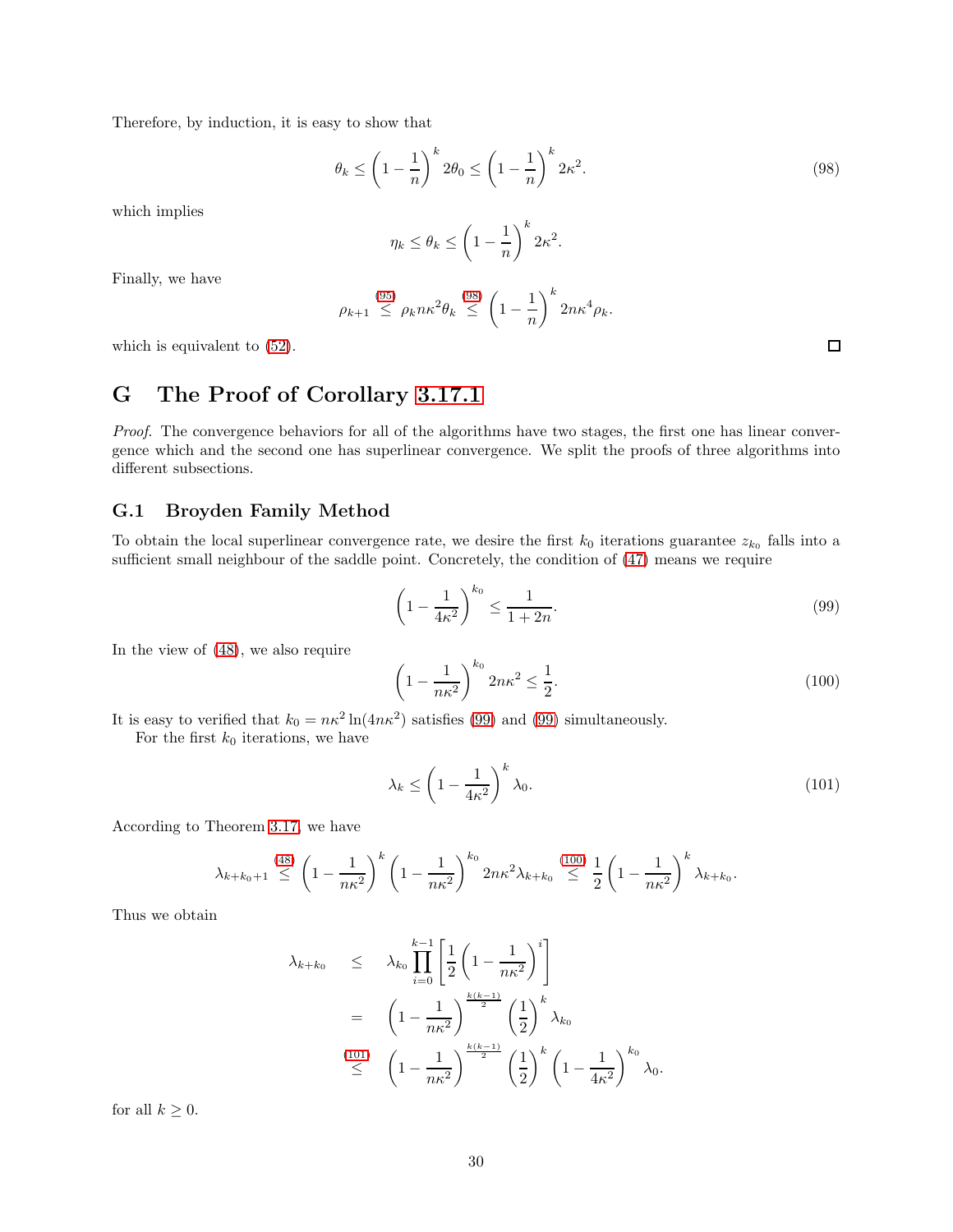Therefore, by induction, it is easy to show that

$$\theta_k \leq \left(1 - \frac{1}{n}\right)^k 2\theta_0 \leq \left(1 - \frac{1}{n}\right)^k 2\kappa^2. \tag{98}$$

which implies

$$\eta_k \leq \theta_k \leq \left(1 - \frac{1}{n}\right)^k 2\kappa^2.$$

Finally, we have

$$\rho_{k+1} \overset{(95)}{\leq} \rho_k n\kappa^2 \theta_k \overset{(98)}{\leq} \left(1 - \frac{1}{n}\right)^k 2n\kappa^4 \rho_k.$$

which is equivalent to (52). □

# G The Proof of Corollary 3.17.1

*Proof.* The convergence behaviors for all of the algorithms have two stages, the first one has linear convergence which and the second one has superlinear convergence. We split the proofs of three algorithms into different subsections.

## G.1 Broyden Family Method

To obtain the local superlinear convergence rate, we desire the first $k_0$ iterations guarantee $z_{k_0}$ falls into a sufficient small neighbour of the saddle point. Concretely, the condition of (47) means we require

$$\left(1 - \frac{1}{4\kappa^2}\right)^{k_0} \leq \frac{1}{1+2n}. \tag{99}$$

In the view of (48), we also require

$$\left(1 - \frac{1}{n\kappa^2}\right)^{k_0} 2n\kappa^2 \leq \frac{1}{2}. \tag{100}$$

It is easy to verified that $k_0 = n\kappa^2 \ln(4n\kappa^2)$ satisfies (99) and (99) simultaneously.

For the first $k_0$ iterations, we have

$$\lambda_k \leq \left(1 - \frac{1}{4\kappa^2}\right)^k \lambda_0. \tag{101}$$

According to Theorem 3.17, we have

$$\lambda_{k+k_0+1} \overset{(48)}{\leq} \left(1 - \frac{1}{n\kappa^2}\right)^k \left(1 - \frac{1}{n\kappa^2}\right)^{k_0} 2n\kappa^2 \lambda_{k+k_0} \overset{(100)}{\leq} \frac{1}{2}\left(1 - \frac{1}{n\kappa^2}\right)^k \lambda_{k+k_0}.$$

Thus we obtain

$$\begin{aligned}
\lambda_{k+k_0} &\leq \lambda_{k_0} \prod_{i=0}^{k-1} \left[\frac{1}{2}\left(1 - \frac{1}{n\kappa^2}\right)^i\right] \\
&= \left(1 - \frac{1}{n\kappa^2}\right)^{\frac{k(k-1)}{2}} \left(\frac{1}{2}\right)^k \lambda_{k_0} \\
&\overset{(101)}{\leq} \left(1 - \frac{1}{n\kappa^2}\right)^{\frac{k(k-1)}{2}} \left(\frac{1}{2}\right)^k \left(1 - \frac{1}{4\kappa^2}\right)^{k_0} \lambda_0.
\end{aligned}$$

for all $k \geq 0$.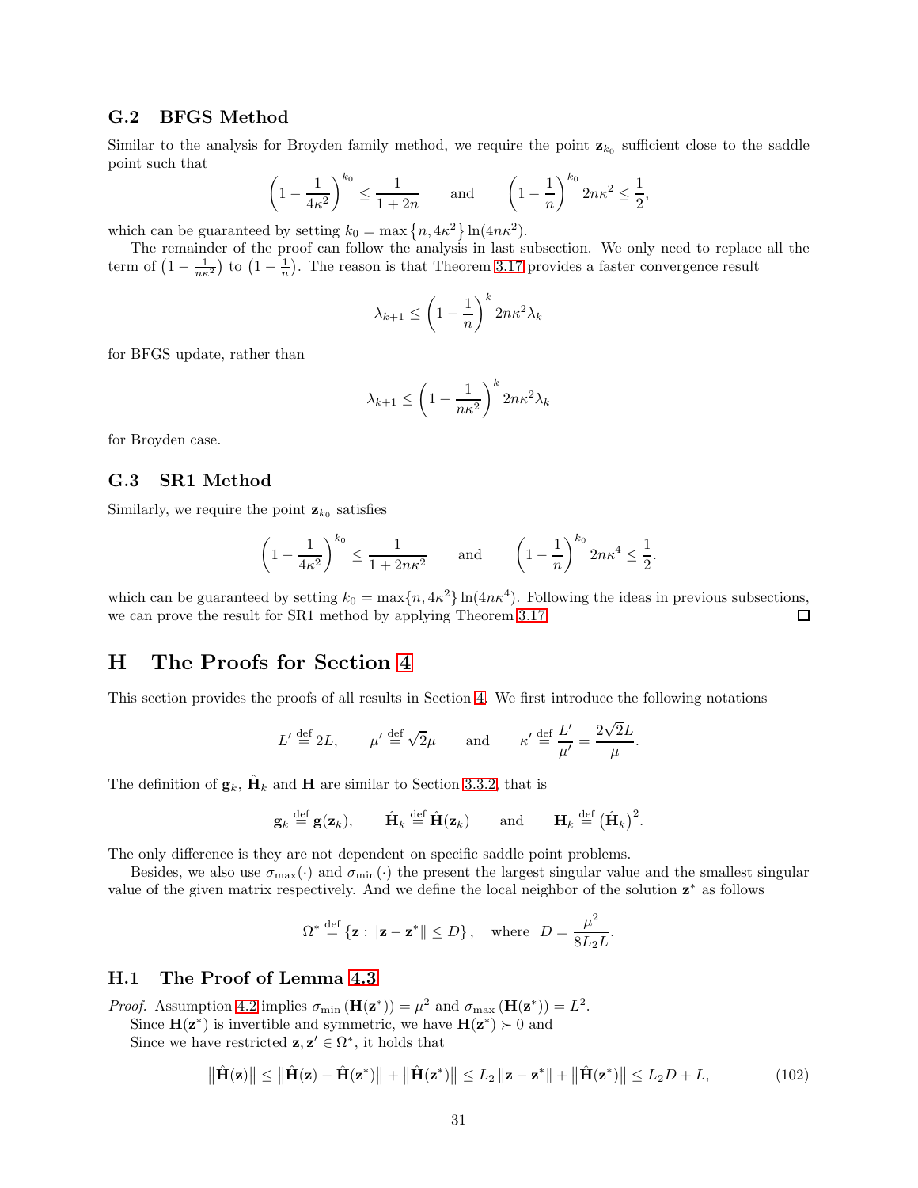### G.2 BFGS Method

Similar to the analysis for Broyden family method, we require the point $\mathbf{z}_{k_0}$ sufficient close to the saddle point such that

$$\left(1-\frac{1}{4\kappa^2}\right)^{k_0} \leq \frac{1}{1+2n} \qquad \text{and} \qquad \left(1-\frac{1}{n}\right)^{k_0} 2n\kappa^2 \leq \frac{1}{2},$$

which can be guaranteed by setting $k_0 = \max\left\{n, 4\kappa^2\right\} \ln(4n\kappa^2)$.

The remainder of the proof can follow the analysis in last subsection. We only need to replace all the term of $\left(1-\frac{1}{n\kappa^2}\right)$ to $\left(1-\frac{1}{n}\right)$. The reason is that Theorem 3.17 provides a faster convergence result

$$\lambda_{k+1} \leq \left(1-\frac{1}{n}\right)^k 2n\kappa^2 \lambda_k$$

for BFGS update, rather than

$$\lambda_{k+1} \leq \left(1-\frac{1}{n\kappa^2}\right)^k 2n\kappa^2 \lambda_k$$

for Broyden case.

### G.3 SR1 Method

Similarly, we require the point $\mathbf{z}_{k_0}$ satisfies

$$\left(1-\frac{1}{4\kappa^2}\right)^{k_0} \leq \frac{1}{1+2n\kappa^2} \qquad \text{and} \qquad \left(1-\frac{1}{n}\right)^{k_0} 2n\kappa^4 \leq \frac{1}{2}.$$

which can be guaranteed by setting $k_0 = \max\{n, 4\kappa^2\} \ln(4n\kappa^4)$. Following the ideas in previous subsections, we can prove the result for SR1 method by applying Theorem 3.17. □

## H The Proofs for Section 4

This section provides the proofs of all results in Section 4. We first introduce the following notations

$$L' \stackrel{\text{def}}{=} 2L, \qquad \mu' \stackrel{\text{def}}{=} \sqrt{2}\mu \qquad \text{and} \qquad \kappa' \stackrel{\text{def}}{=} \frac{L'}{\mu'} = \frac{2\sqrt{2}L}{\mu}.$$

The definition of $\mathbf{g}_k$, $\hat{\mathbf{H}}_k$ and $\mathbf{H}$ are similar to Section 3.3.2, that is

$$\mathbf{g}_k \stackrel{\text{def}}{=} \mathbf{g}(\mathbf{z}_k), \qquad \hat{\mathbf{H}}_k \stackrel{\text{def}}{=} \hat{\mathbf{H}}(\mathbf{z}_k) \qquad \text{and} \qquad \mathbf{H}_k \stackrel{\text{def}}{=} \left(\hat{\mathbf{H}}_k\right)^2.$$

The only difference is they are not dependent on specific saddle point problems.

Besides, we also use $\sigma_{\max}(\cdot)$ and $\sigma_{\min}(\cdot)$ the present the largest singular value and the smallest singular value of the given matrix respectively. And we define the local neighbor of the solution $\mathbf{z}^*$ as follows

$$\Omega^* \stackrel{\text{def}}{=} \left\{\mathbf{z} : \|\mathbf{z}-\mathbf{z}^*\| \leq D\right\}, \quad \text{where} \quad D = \frac{\mu^2}{8L_2L}.$$

### H.1 The Proof of Lemma 4.3

*Proof.* Assumption 4.2 implies $\sigma_{\min}\left(\mathbf{H}(\mathbf{z}^*)\right) = \mu^2$ and $\sigma_{\max}\left(\mathbf{H}(\mathbf{z}^*)\right) = L^2$.

Since $\mathbf{H}(\mathbf{z}^*)$ is invertible and symmetric, we have $\mathbf{H}(\mathbf{z}^*) \succ 0$ and

Since we have restricted $\mathbf{z}, \mathbf{z}' \in \Omega^*$, it holds that

$$\left\|\hat{\mathbf{H}}(\mathbf{z})\right\| \leq \left\|\hat{\mathbf{H}}(\mathbf{z}) - \hat{\mathbf{H}}(\mathbf{z}^*)\right\| + \left\|\hat{\mathbf{H}}(\mathbf{z}^*)\right\| \leq L_2 \left\|\mathbf{z}-\mathbf{z}^*\right\| + \left\|\hat{\mathbf{H}}(\mathbf{z}^*)\right\| \leq L_2 D + L, \tag{102}$$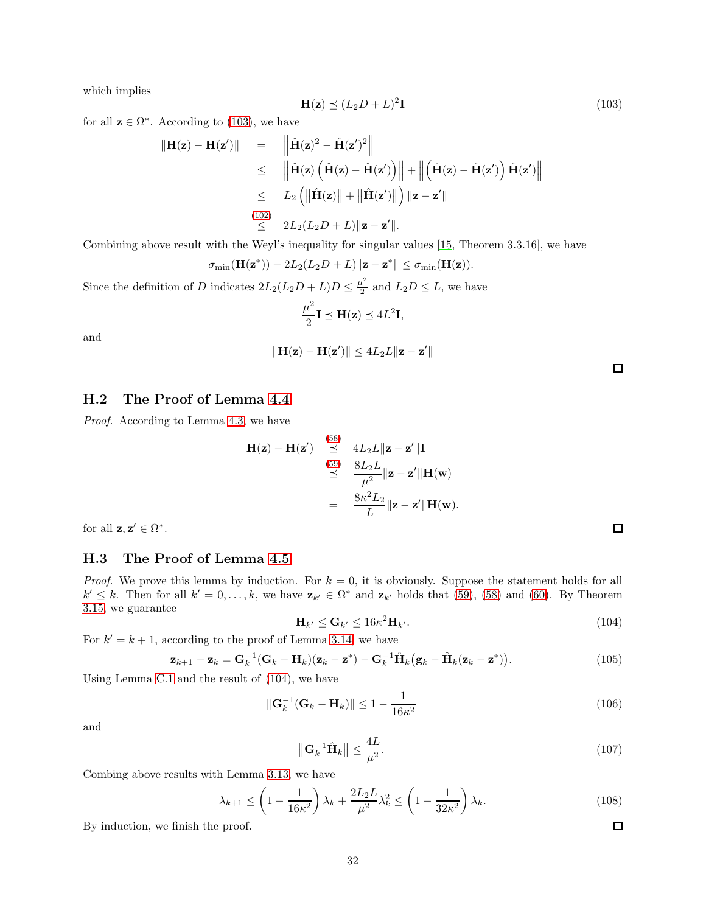which implies

$$\mathbf{H}(\mathbf{z}) \preceq (L_2 D + L)^2 \mathbf{I} \tag{103}$$

for all $\mathbf{z} \in \Omega^*$. According to (103), we have

$$\begin{aligned}
\|\mathbf{H}(\mathbf{z}) - \mathbf{H}(\mathbf{z}')\| &= \left\|\hat{\mathbf{H}}(\mathbf{z})^2 - \hat{\mathbf{H}}(\mathbf{z}')^2\right\| \\
&\leq \left\|\hat{\mathbf{H}}(\mathbf{z})\left(\hat{\mathbf{H}}(\mathbf{z}) - \hat{\mathbf{H}}(\mathbf{z}')\right)\right\| + \left\|\left(\hat{\mathbf{H}}(\mathbf{z}) - \hat{\mathbf{H}}(\mathbf{z}')\right)\hat{\mathbf{H}}(\mathbf{z}')\right\| \\
&\leq L_2\left(\left\|\hat{\mathbf{H}}(\mathbf{z})\right\| + \left\|\hat{\mathbf{H}}(\mathbf{z}')\right\|\right)\|\mathbf{z} - \mathbf{z}'\| \\
&\overset{(102)}{\leq} 2L_2(L_2 D + L)\|\mathbf{z} - \mathbf{z}'\|.
\end{aligned}$$

Combining above result with the Weyl's inequality for singular values [15, Theorem 3.3.16], we have

$$\sigma_{\min}(\mathbf{H}(\mathbf{z}^*)) - 2L_2(L_2 D + L)\|\mathbf{z} - \mathbf{z}^*\| \leq \sigma_{\min}(\mathbf{H}(\mathbf{z})).$$

Since the definition of $D$ indicates $2L_2(L_2 D + L)D \leq \frac{\mu^2}{2}$ and $L_2 D \leq L$, we have

$$\frac{\mu^2}{2}\mathbf{I} \preceq \mathbf{H}(\mathbf{z}) \preceq 4L^2\mathbf{I},$$

and

$$\|\mathbf{H}(\mathbf{z}) - \mathbf{H}(\mathbf{z}')\| \leq 4L_2 L\|\mathbf{z} - \mathbf{z}'\|$$

□

## H.2 The Proof of Lemma 4.4

*Proof.* According to Lemma 4.3, we have

$$\begin{aligned}
\mathbf{H}(\mathbf{z}) - \mathbf{H}(\mathbf{z}') &\overset{(58)}{\preceq} 4L_2 L\|\mathbf{z} - \mathbf{z}'\|\mathbf{I} \\
&\overset{(59)}{\preceq} \frac{8L_2 L}{\mu^2}\|\mathbf{z} - \mathbf{z}'\|\mathbf{H}(\mathbf{w}) \\
&= \frac{8\kappa^2 L_2}{L}\|\mathbf{z} - \mathbf{z}'\|\mathbf{H}(\mathbf{w}).
\end{aligned}$$

for all $\mathbf{z}, \mathbf{z}' \in \Omega^*$. □

## H.3 The Proof of Lemma 4.5

*Proof.* We prove this lemma by induction. For $k = 0$, it is obviously. Suppose the statement holds for all $k' \leq k$. Then for all $k' = 0, \ldots, k$, we have $\mathbf{z}_{k'} \in \Omega^*$ and $\mathbf{z}_{k'}$ holds that (59), (58) and (60). By Theorem 3.15, we guarantee

$$\mathbf{H}_{k'} \leq \mathbf{G}_{k'} \leq 16\kappa^2 \mathbf{H}_{k'}. \tag{104}$$

For $k' = k + 1$, according to the proof of Lemma 3.14, we have

$$\mathbf{z}_{k+1} - \mathbf{z}_k = \mathbf{G}_k^{-1}(\mathbf{G}_k - \mathbf{H}_k)(\mathbf{z}_k - \mathbf{z}^*) - \mathbf{G}_k^{-1}\hat{\mathbf{H}}_k\big(\mathbf{g}_k - \hat{\mathbf{H}}_k(\mathbf{z}_k - \mathbf{z}^*)\big). \tag{105}$$

Using Lemma C.1 and the result of (104), we have

$$\|\mathbf{G}_k^{-1}(\mathbf{G}_k - \mathbf{H}_k)\| \leq 1 - \frac{1}{16\kappa^2} \tag{106}$$

and

$$\left\|\mathbf{G}_k^{-1}\hat{\mathbf{H}}_k\right\| \leq \frac{4L}{\mu^2}. \tag{107}$$

Combing above results with Lemma 3.13, we have

$$\lambda_{k+1} \leq \left(1 - \frac{1}{16\kappa^2}\right)\lambda_k + \frac{2L_2 L}{\mu^2}\lambda_k^2 \leq \left(1 - \frac{1}{32\kappa^2}\right)\lambda_k. \tag{108}$$

By induction, we finish the proof. □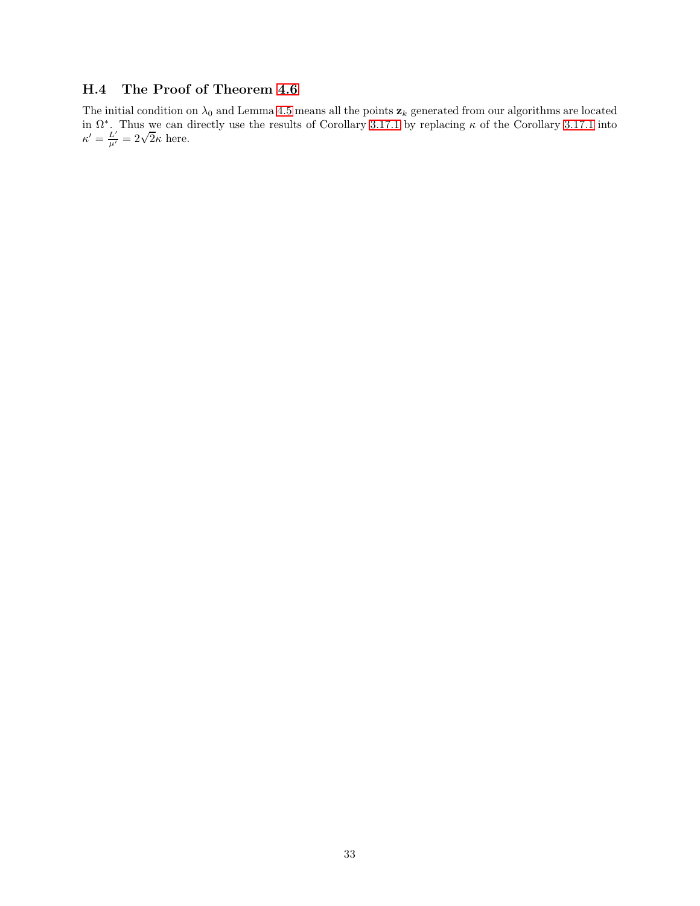### H.4 The Proof of Theorem 4.6

The initial condition on $\lambda_0$ and Lemma 4.5 means all the points $\mathbf{z}_k$ generated from our algorithms are located in $\Omega^*$. Thus we can directly use the results of Corollary 3.17.1 by replacing $\kappa$ of the Corollary 3.17.1 into $\kappa' = \frac{L'}{\mu'} = 2\sqrt{2}\kappa$ here.